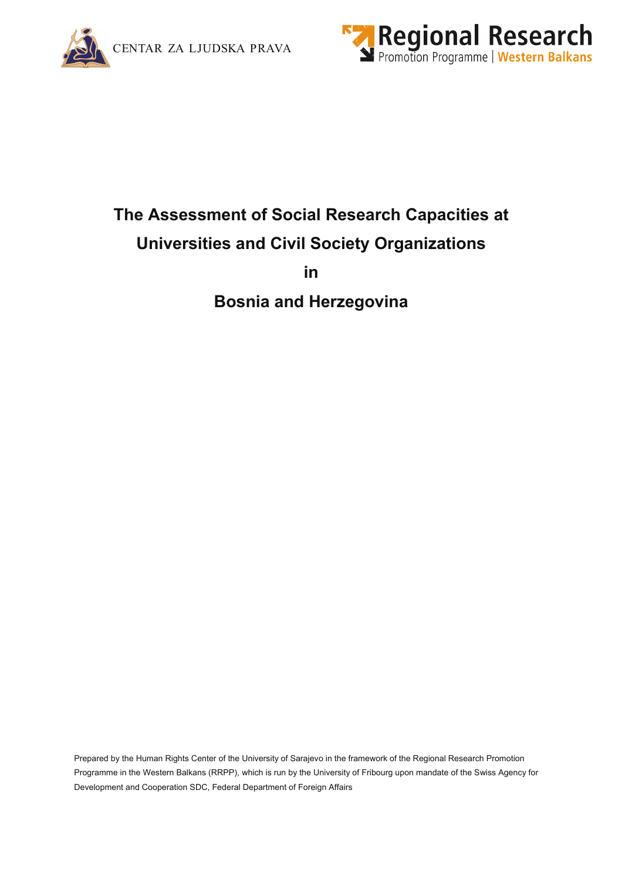CENTAR ZA LJUDSKA PRAVA

Regional Research Promotion Programme | Western Balkans

# The Assessment of Social Research Capacities at Universities and Civil Society Organizations in Bosnia and Herzegovina

Prepared by the Human Rights Center of the University of Sarajevo in the framework of the Regional Research Promotion Programme in the Western Balkans (RRPP), which is run by the University of Fribourg upon mandate of the Swiss Agency for Development and Cooperation SDC, Federal Department of Foreign Affairs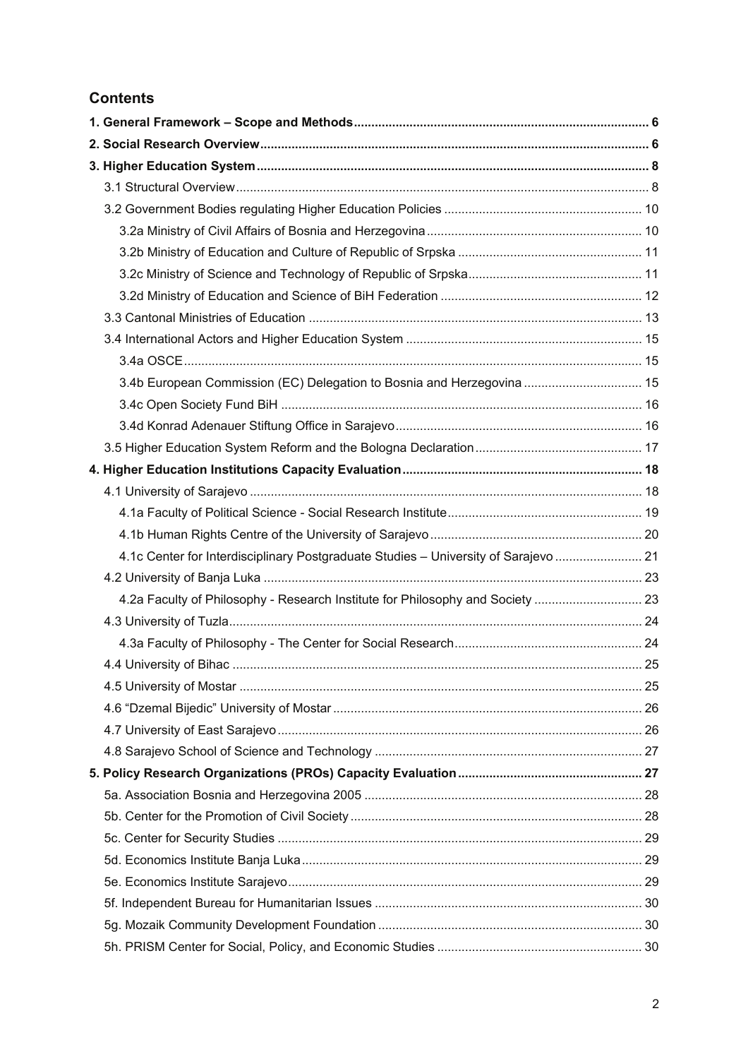## Contents

**1. General Framework – Scope and Methods** ..... 6

**2. Social Research Overview** ..... 6

**3. Higher Education System** ..... 8

- 3.1 Structural Overview ..... 8
- 3.2 Government Bodies regulating Higher Education Policies ..... 10
  - 3.2a Ministry of Civil Affairs of Bosnia and Herzegovina ..... 10
  - 3.2b Ministry of Education and Culture of Republic of Srpska ..... 11
  - 3.2c Ministry of Science and Technology of Republic of Srpska ..... 11
  - 3.2d Ministry of Education and Science of BiH Federation ..... 12
- 3.3 Cantonal Ministries of Education ..... 13
- 3.4 International Actors and Higher Education System ..... 15
  - 3.4a OSCE ..... 15
  - 3.4b European Commission (EC) Delegation to Bosnia and Herzegovina ..... 15
  - 3.4c Open Society Fund BiH ..... 16
  - 3.4d Konrad Adenauer Stiftung Office in Sarajevo ..... 16
- 3.5 Higher Education System Reform and the Bologna Declaration ..... 17

**4. Higher Education Institutions Capacity Evaluation** ..... 18

- 4.1 University of Sarajevo ..... 18
  - 4.1a Faculty of Political Science - Social Research Institute ..... 19
  - 4.1b Human Rights Centre of the University of Sarajevo ..... 20
  - 4.1c Center for Interdisciplinary Postgraduate Studies – University of Sarajevo ..... 21
- 4.2 University of Banja Luka ..... 23
  - 4.2a Faculty of Philosophy - Research Institute for Philosophy and Society ..... 23
- 4.3 University of Tuzla ..... 24
  - 4.3a Faculty of Philosophy - The Center for Social Research ..... 24
- 4.4 University of Bihac ..... 25
- 4.5 University of Mostar ..... 25
- 4.6 "Dzemal Bijedic" University of Mostar ..... 26
- 4.7 University of East Sarajevo ..... 26
- 4.8 Sarajevo School of Science and Technology ..... 27

**5. Policy Research Organizations (PROs) Capacity Evaluation** ..... 27

- 5a. Association Bosnia and Herzegovina 2005 ..... 28
- 5b. Center for the Promotion of Civil Society ..... 28
- 5c. Center for Security Studies ..... 29
- 5d. Economics Institute Banja Luka ..... 29
- 5e. Economics Institute Sarajevo ..... 29
- 5f. Independent Bureau for Humanitarian Issues ..... 30
- 5g. Mozaik Community Development Foundation ..... 30
- 5h. PRISM Center for Social, Policy, and Economic Studies ..... 30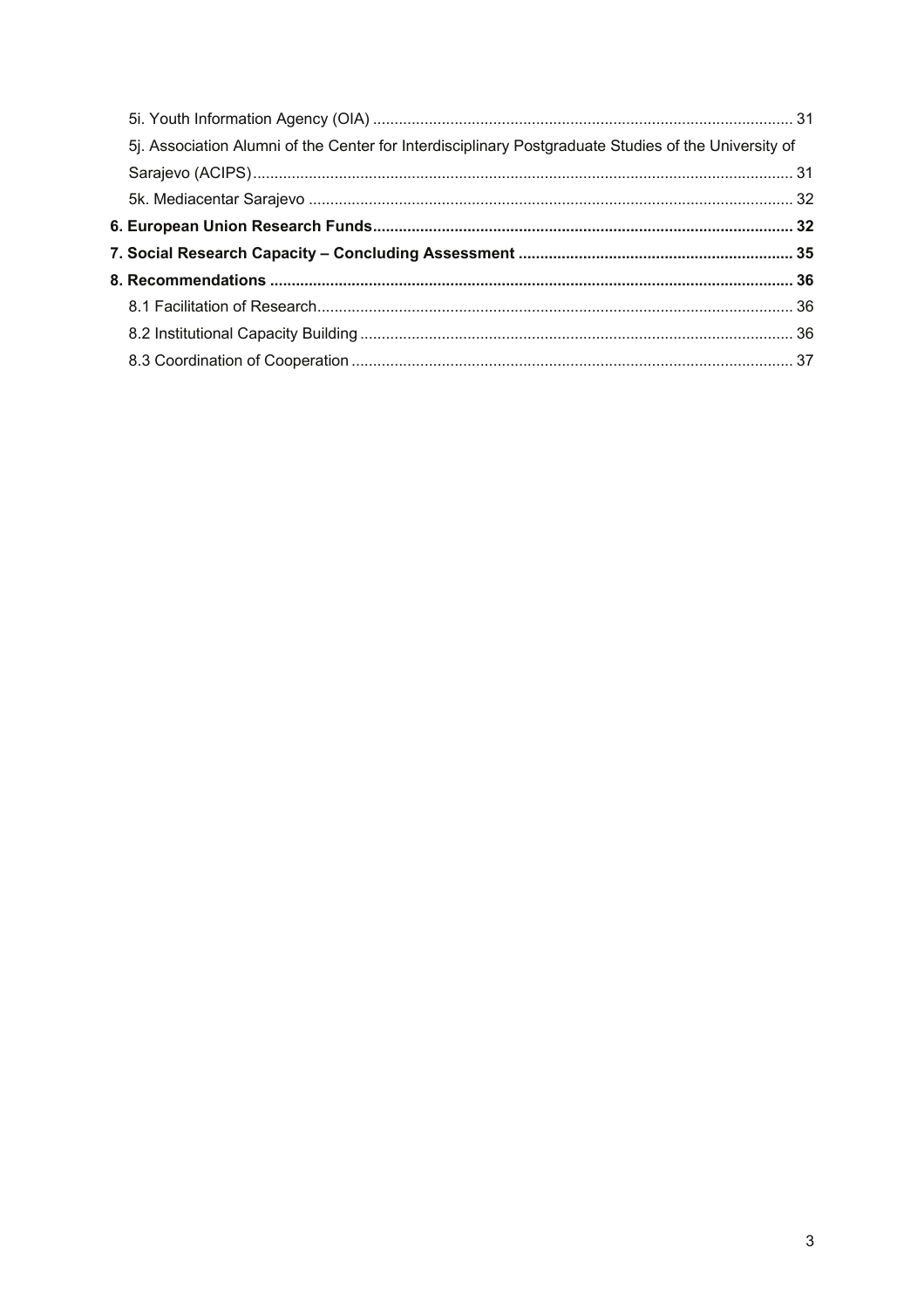5i. Youth Information Agency (OIA) ..... 31

5j. Association Alumni of the Center for Interdisciplinary Postgraduate Studies of the University of Sarajevo (ACIPS) ..... 31

5k. Mediacentar Sarajevo ..... 32

**6. European Union Research Funds ..... 32**

**7. Social Research Capacity – Concluding Assessment ..... 35**

**8. Recommendations ..... 36**

8.1 Facilitation of Research ..... 36

8.2 Institutional Capacity Building ..... 36

8.3 Coordination of Cooperation ..... 37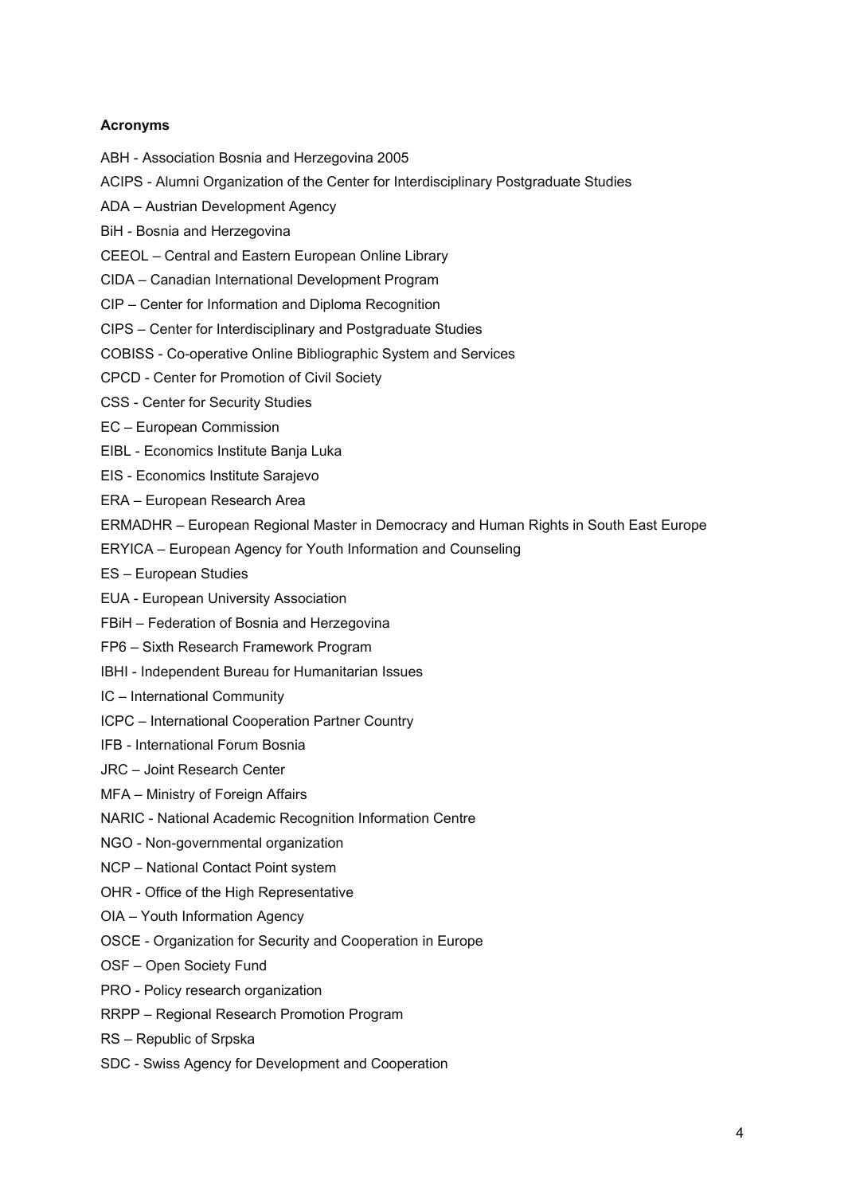**Acronyms**

ABH - Association Bosnia and Herzegovina 2005

ACIPS - Alumni Organization of the Center for Interdisciplinary Postgraduate Studies

ADA – Austrian Development Agency

BiH - Bosnia and Herzegovina

CEEOL – Central and Eastern European Online Library

CIDA – Canadian International Development Program

CIP – Center for Information and Diploma Recognition

CIPS – Center for Interdisciplinary and Postgraduate Studies

COBISS - Co-operative Online Bibliographic System and Services

CPCD - Center for Promotion of Civil Society

CSS - Center for Security Studies

EC – European Commission

EIBL - Economics Institute Banja Luka

EIS - Economics Institute Sarajevo

ERA – European Research Area

ERMADHR – European Regional Master in Democracy and Human Rights in South East Europe

ERYICA – European Agency for Youth Information and Counseling

ES – European Studies

EUA - European University Association

FBiH – Federation of Bosnia and Herzegovina

FP6 – Sixth Research Framework Program

IBHI - Independent Bureau for Humanitarian Issues

IC – International Community

ICPC – International Cooperation Partner Country

IFB - International Forum Bosnia

JRC – Joint Research Center

MFA – Ministry of Foreign Affairs

NARIC - National Academic Recognition Information Centre

NGO - Non-governmental organization

NCP – National Contact Point system

OHR - Office of the High Representative

OIA – Youth Information Agency

OSCE - Organization for Security and Cooperation in Europe

OSF – Open Society Fund

PRO - Policy research organization

RRPP – Regional Research Promotion Program

RS – Republic of Srpska

SDC - Swiss Agency for Development and Cooperation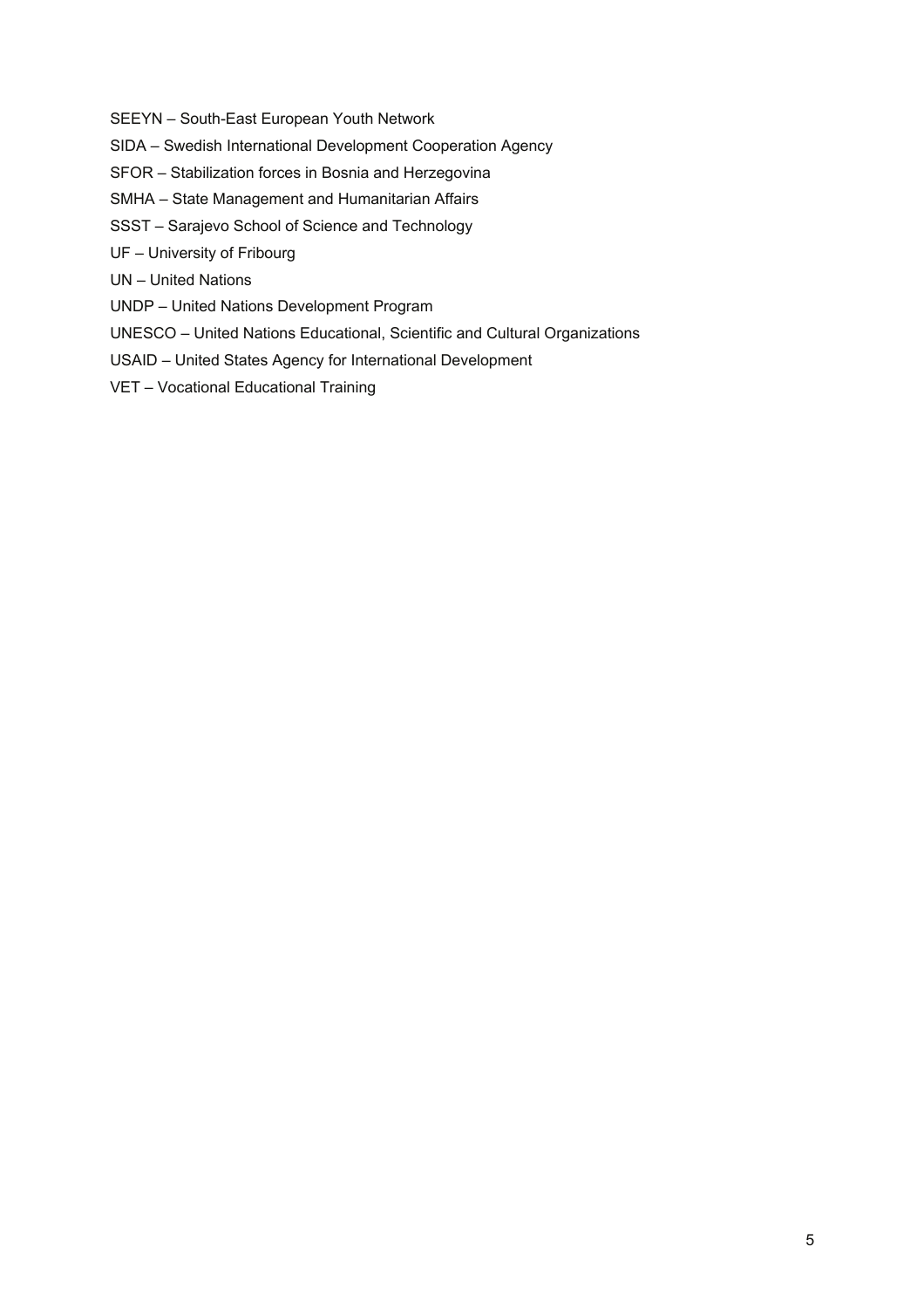SEEYN – South-East European Youth Network

SIDA – Swedish International Development Cooperation Agency

SFOR – Stabilization forces in Bosnia and Herzegovina

SMHA – State Management and Humanitarian Affairs

SSST – Sarajevo School of Science and Technology

UF – University of Fribourg

UN – United Nations

UNDP – United Nations Development Program

UNESCO – United Nations Educational, Scientific and Cultural Organizations

USAID – United States Agency for International Development

VET – Vocational Educational Training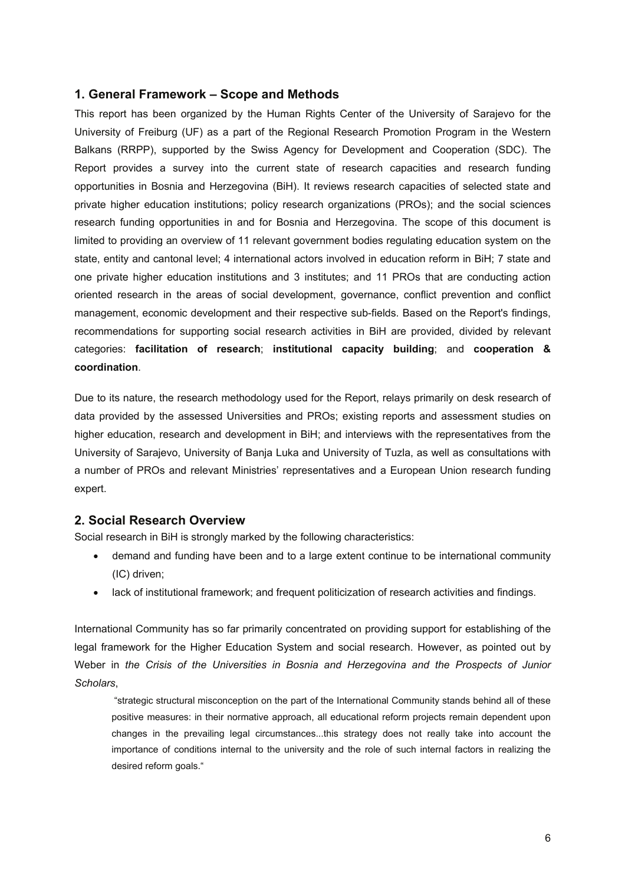## 1. General Framework – Scope and Methods

This report has been organized by the Human Rights Center of the University of Sarajevo for the University of Freiburg (UF) as a part of the Regional Research Promotion Program in the Western Balkans (RRPP), supported by the Swiss Agency for Development and Cooperation (SDC). The Report provides a survey into the current state of research capacities and research funding opportunities in Bosnia and Herzegovina (BiH). It reviews research capacities of selected state and private higher education institutions; policy research organizations (PROs); and the social sciences research funding opportunities in and for Bosnia and Herzegovina. The scope of this document is limited to providing an overview of 11 relevant government bodies regulating education system on the state, entity and cantonal level; 4 international actors involved in education reform in BiH; 7 state and one private higher education institutions and 3 institutes; and 11 PROs that are conducting action oriented research in the areas of social development, governance, conflict prevention and conflict management, economic development and their respective sub-fields. Based on the Report's findings, recommendations for supporting social research activities in BiH are provided, divided by relevant categories: **facilitation of research**; **institutional capacity building**; and **cooperation & coordination**.

Due to its nature, the research methodology used for the Report, relays primarily on desk research of data provided by the assessed Universities and PROs; existing reports and assessment studies on higher education, research and development in BiH; and interviews with the representatives from the University of Sarajevo, University of Banja Luka and University of Tuzla, as well as consultations with a number of PROs and relevant Ministries' representatives and a European Union research funding expert.

## 2. Social Research Overview

Social research in BiH is strongly marked by the following characteristics:

- demand and funding have been and to a large extent continue to be international community (IC) driven;
- lack of institutional framework; and frequent politicization of research activities and findings.

International Community has so far primarily concentrated on providing support for establishing of the legal framework for the Higher Education System and social research. However, as pointed out by Weber in *the Crisis of the Universities in Bosnia and Herzegovina and the Prospects of Junior Scholars*,

> "strategic structural misconception on the part of the International Community stands behind all of these positive measures: in their normative approach, all educational reform projects remain dependent upon changes in the prevailing legal circumstances...this strategy does not really take into account the importance of conditions internal to the university and the role of such internal factors in realizing the desired reform goals."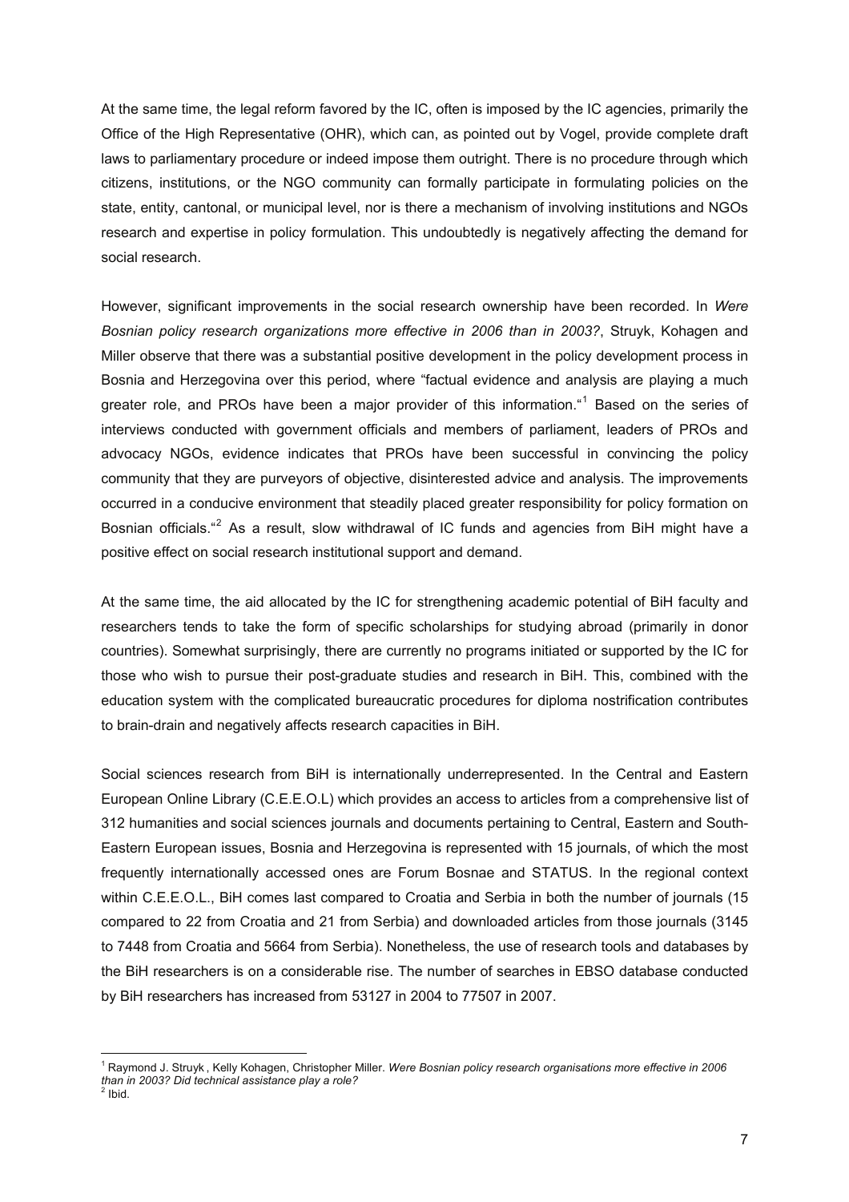At the same time, the legal reform favored by the IC, often is imposed by the IC agencies, primarily the Office of the High Representative (OHR), which can, as pointed out by Vogel, provide complete draft laws to parliamentary procedure or indeed impose them outright. There is no procedure through which citizens, institutions, or the NGO community can formally participate in formulating policies on the state, entity, cantonal, or municipal level, nor is there a mechanism of involving institutions and NGOs research and expertise in policy formulation. This undoubtedly is negatively affecting the demand for social research.

However, significant improvements in the social research ownership have been recorded. In *Were Bosnian policy research organizations more effective in 2006 than in 2003?*, Struyk, Kohagen and Miller observe that there was a substantial positive development in the policy development process in Bosnia and Herzegovina over this period, where "factual evidence and analysis are playing a much greater role, and PROs have been a major provider of this information."[1] Based on the series of interviews conducted with government officials and members of parliament, leaders of PROs and advocacy NGOs, evidence indicates that PROs have been successful in convincing the policy community that they are purveyors of objective, disinterested advice and analysis. The improvements occurred in a conducive environment that steadily placed greater responsibility for policy formation on Bosnian officials."[2] As a result, slow withdrawal of IC funds and agencies from BiH might have a positive effect on social research institutional support and demand.

At the same time, the aid allocated by the IC for strengthening academic potential of BiH faculty and researchers tends to take the form of specific scholarships for studying abroad (primarily in donor countries). Somewhat surprisingly, there are currently no programs initiated or supported by the IC for those who wish to pursue their post-graduate studies and research in BiH. This, combined with the education system with the complicated bureaucratic procedures for diploma nostrification contributes to brain-drain and negatively affects research capacities in BiH.

Social sciences research from BiH is internationally underrepresented. In the Central and Eastern European Online Library (C.E.E.O.L) which provides an access to articles from a comprehensive list of 312 humanities and social sciences journals and documents pertaining to Central, Eastern and South-Eastern European issues, Bosnia and Herzegovina is represented with 15 journals, of which the most frequently internationally accessed ones are Forum Bosnae and STATUS. In the regional context within C.E.E.O.L., BiH comes last compared to Croatia and Serbia in both the number of journals (15 compared to 22 from Croatia and 21 from Serbia) and downloaded articles from those journals (3145 to 7448 from Croatia and 5664 from Serbia). Nonetheless, the use of research tools and databases by the BiH researchers is on a considerable rise. The number of searches in EBSO database conducted by BiH researchers has increased from 53127 in 2004 to 77507 in 2007.

---

[1] Raymond J. Struyk , Kelly Kohagen, Christopher Miller. *Were Bosnian policy research organisations more effective in 2006 than in 2003? Did technical assistance play a role?*

[2] Ibid.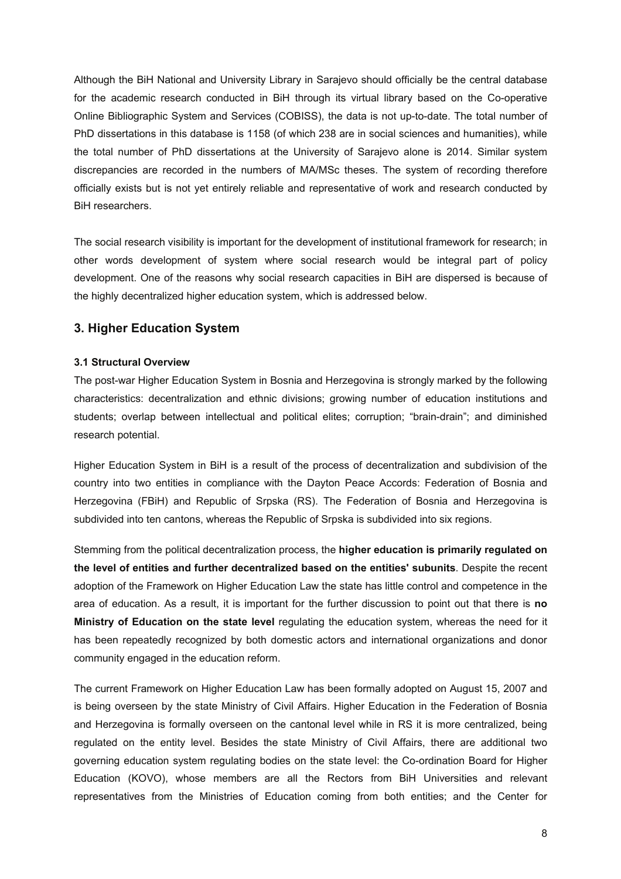Although the BiH National and University Library in Sarajevo should officially be the central database for the academic research conducted in BiH through its virtual library based on the Co-operative Online Bibliographic System and Services (COBISS), the data is not up-to-date. The total number of PhD dissertations in this database is 1158 (of which 238 are in social sciences and humanities), while the total number of PhD dissertations at the University of Sarajevo alone is 2014. Similar system discrepancies are recorded in the numbers of MA/MSc theses. The system of recording therefore officially exists but is not yet entirely reliable and representative of work and research conducted by BiH researchers.

The social research visibility is important for the development of institutional framework for research; in other words development of system where social research would be integral part of policy development. One of the reasons why social research capacities in BiH are dispersed is because of the highly decentralized higher education system, which is addressed below.

## 3. Higher Education System

### 3.1 Structural Overview

The post-war Higher Education System in Bosnia and Herzegovina is strongly marked by the following characteristics: decentralization and ethnic divisions; growing number of education institutions and students; overlap between intellectual and political elites; corruption; "brain-drain"; and diminished research potential.

Higher Education System in BiH is a result of the process of decentralization and subdivision of the country into two entities in compliance with the Dayton Peace Accords: Federation of Bosnia and Herzegovina (FBiH) and Republic of Srpska (RS). The Federation of Bosnia and Herzegovina is subdivided into ten cantons, whereas the Republic of Srpska is subdivided into six regions.

Stemming from the political decentralization process, the **higher education is primarily regulated on the level of entities and further decentralized based on the entities' subunits**. Despite the recent adoption of the Framework on Higher Education Law the state has little control and competence in the area of education. As a result, it is important for the further discussion to point out that there is **no Ministry of Education on the state level** regulating the education system, whereas the need for it has been repeatedly recognized by both domestic actors and international organizations and donor community engaged in the education reform.

The current Framework on Higher Education Law has been formally adopted on August 15, 2007 and is being overseen by the state Ministry of Civil Affairs. Higher Education in the Federation of Bosnia and Herzegovina is formally overseen on the cantonal level while in RS it is more centralized, being regulated on the entity level. Besides the state Ministry of Civil Affairs, there are additional two governing education system regulating bodies on the state level: the Co-ordination Board for Higher Education (KOVO), whose members are all the Rectors from BiH Universities and relevant representatives from the Ministries of Education coming from both entities; and the Center for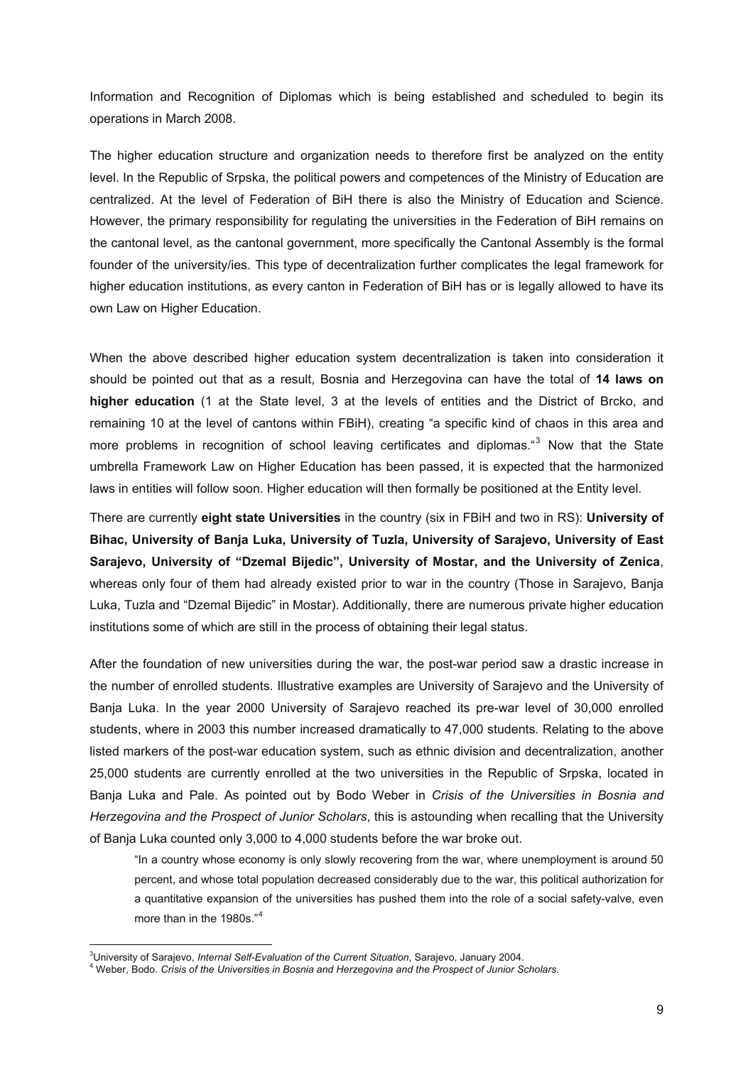Information and Recognition of Diplomas which is being established and scheduled to begin its operations in March 2008.

The higher education structure and organization needs to therefore first be analyzed on the entity level. In the Republic of Srpska, the political powers and competences of the Ministry of Education are centralized. At the level of Federation of BiH there is also the Ministry of Education and Science. However, the primary responsibility for regulating the universities in the Federation of BiH remains on the cantonal level, as the cantonal government, more specifically the Cantonal Assembly is the formal founder of the university/ies. This type of decentralization further complicates the legal framework for higher education institutions, as every canton in Federation of BiH has or is legally allowed to have its own Law on Higher Education.

When the above described higher education system decentralization is taken into consideration it should be pointed out that as a result, Bosnia and Herzegovina can have the total of **14 laws on higher education** (1 at the State level, 3 at the levels of entities and the District of Brcko, and remaining 10 at the level of cantons within FBiH), creating "a specific kind of chaos in this area and more problems in recognition of school leaving certificates and diplomas."[3] Now that the State umbrella Framework Law on Higher Education has been passed, it is expected that the harmonized laws in entities will follow soon. Higher education will then formally be positioned at the Entity level.

There are currently **eight state Universities** in the country (six in FBiH and two in RS): **University of Bihac, University of Banja Luka, University of Tuzla, University of Sarajevo, University of East Sarajevo, University of "Dzemal Bijedic", University of Mostar, and the University of Zenica**, whereas only four of them had already existed prior to war in the country (Those in Sarajevo, Banja Luka, Tuzla and "Dzemal Bijedic" in Mostar). Additionally, there are numerous private higher education institutions some of which are still in the process of obtaining their legal status.

After the foundation of new universities during the war, the post-war period saw a drastic increase in the number of enrolled students. Illustrative examples are University of Sarajevo and the University of Banja Luka. In the year 2000 University of Sarajevo reached its pre-war level of 30,000 enrolled students, where in 2003 this number increased dramatically to 47,000 students. Relating to the above listed markers of the post-war education system, such as ethnic division and decentralization, another 25,000 students are currently enrolled at the two universities in the Republic of Srpska, located in Banja Luka and Pale. As pointed out by Bodo Weber in *Crisis of the Universities in Bosnia and Herzegovina and the Prospect of Junior Scholars*, this is astounding when recalling that the University of Banja Luka counted only 3,000 to 4,000 students before the war broke out.

> "In a country whose economy is only slowly recovering from the war, where unemployment is around 50 percent, and whose total population decreased considerably due to the war, this political authorization for a quantitative expansion of the universities has pushed them into the role of a social safety-valve, even more than in the 1980s."[4]

---

[3] University of Sarajevo, *Internal Self-Evaluation of the Current Situation*, Sarajevo, January 2004.

[4] Weber, Bodo. *Crisis of the Universities in Bosnia and Herzegovina and the Prospect of Junior Scholars.*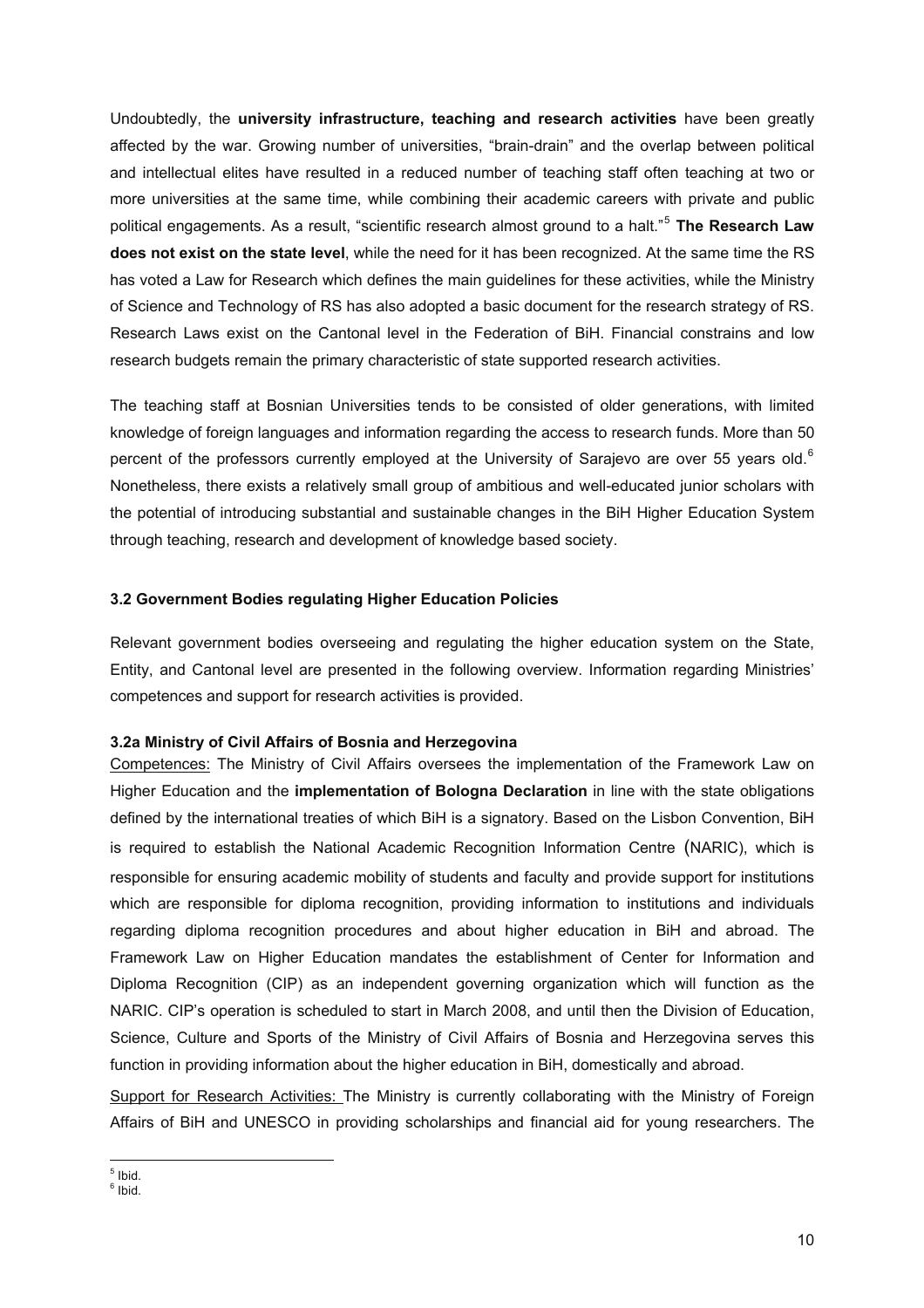Undoubtedly, the **university infrastructure, teaching and research activities** have been greatly affected by the war. Growing number of universities, "brain-drain" and the overlap between political and intellectual elites have resulted in a reduced number of teaching staff often teaching at two or more universities at the same time, while combining their academic careers with private and public political engagements. As a result, "scientific research almost ground to a halt."[5] **The Research Law does not exist on the state level**, while the need for it has been recognized. At the same time the RS has voted a Law for Research which defines the main guidelines for these activities, while the Ministry of Science and Technology of RS has also adopted a basic document for the research strategy of RS. Research Laws exist on the Cantonal level in the Federation of BiH. Financial constrains and low research budgets remain the primary characteristic of state supported research activities.

The teaching staff at Bosnian Universities tends to be consisted of older generations, with limited knowledge of foreign languages and information regarding the access to research funds. More than 50 percent of the professors currently employed at the University of Sarajevo are over 55 years old.[6] Nonetheless, there exists a relatively small group of ambitious and well-educated junior scholars with the potential of introducing substantial and sustainable changes in the BiH Higher Education System through teaching, research and development of knowledge based society.

### 3.2 Government Bodies regulating Higher Education Policies

Relevant government bodies overseeing and regulating the higher education system on the State, Entity, and Cantonal level are presented in the following overview. Information regarding Ministries' competences and support for research activities is provided.

#### 3.2a Ministry of Civil Affairs of Bosnia and Herzegovina

Competences: The Ministry of Civil Affairs oversees the implementation of the Framework Law on Higher Education and the **implementation of Bologna Declaration** in line with the state obligations defined by the international treaties of which BiH is a signatory. Based on the Lisbon Convention, BiH is required to establish the National Academic Recognition Information Centre (NARIC), which is responsible for ensuring academic mobility of students and faculty and provide support for institutions which are responsible for diploma recognition, providing information to institutions and individuals regarding diploma recognition procedures and about higher education in BiH and abroad. The Framework Law on Higher Education mandates the establishment of Center for Information and Diploma Recognition (CIP) as an independent governing organization which will function as the NARIC. CIP's operation is scheduled to start in March 2008, and until then the Division of Education, Science, Culture and Sports of the Ministry of Civil Affairs of Bosnia and Herzegovina serves this function in providing information about the higher education in BiH, domestically and abroad.

Support for Research Activities: The Ministry is currently collaborating with the Ministry of Foreign Affairs of BiH and UNESCO in providing scholarships and financial aid for young researchers. The

[5] Ibid.
[6] Ibid.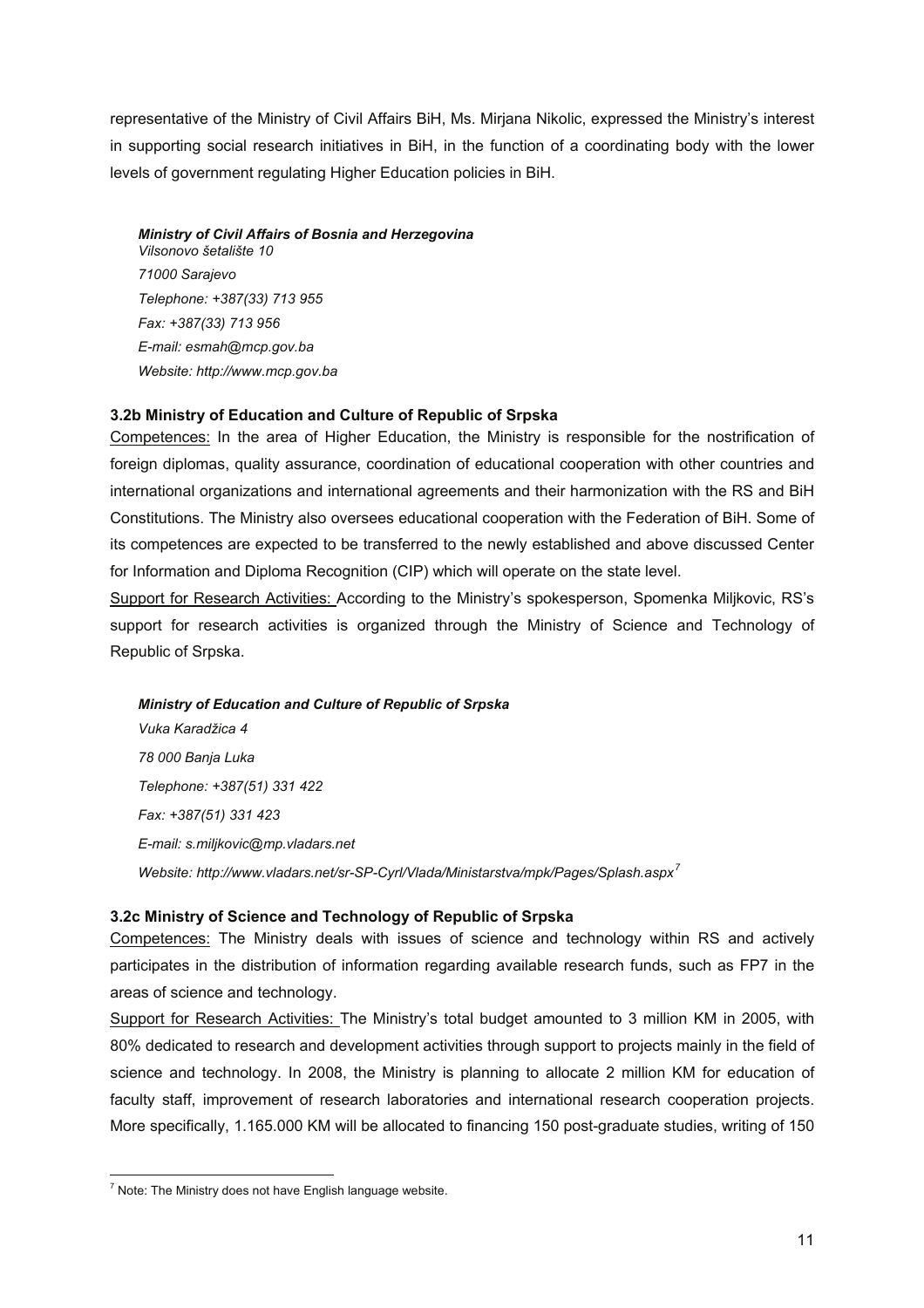representative of the Ministry of Civil Affairs BiH, Ms. Mirjana Nikolic, expressed the Ministry's interest in supporting social research initiatives in BiH, in the function of a coordinating body with the lower levels of government regulating Higher Education policies in BiH.

***Ministry of Civil Affairs of Bosnia and Herzegovina***
*Vilsonovo šetalište 10*
*71000 Sarajevo*
*Telephone: +387(33) 713 955*
*Fax: +387(33) 713 956*
*E-mail: esmah@mcp.gov.ba*
*Website: http://www.mcp.gov.ba*

### 3.2b Ministry of Education and Culture of Republic of Srpska

Competences: In the area of Higher Education, the Ministry is responsible for the nostrification of foreign diplomas, quality assurance, coordination of educational cooperation with other countries and international organizations and international agreements and their harmonization with the RS and BiH Constitutions. The Ministry also oversees educational cooperation with the Federation of BiH. Some of its competences are expected to be transferred to the newly established and above discussed Center for Information and Diploma Recognition (CIP) which will operate on the state level.

Support for Research Activities: According to the Ministry's spokesperson, Spomenka Miljkovic, RS's support for research activities is organized through the Ministry of Science and Technology of Republic of Srpska.

***Ministry of Education and Culture of Republic of Srpska***
*Vuka Karadžica 4*
*78 000 Banja Luka*
*Telephone: +387(51) 331 422*
*Fax: +387(51) 331 423*
*E-mail: s.miljkovic@mp.vladars.net*
*Website: http://www.vladars.net/sr-SP-Cyrl/Vlada/Ministarstva/mpk/Pages/Splash.aspx*[7]

### 3.2c Ministry of Science and Technology of Republic of Srpska

Competences: The Ministry deals with issues of science and technology within RS and actively participates in the distribution of information regarding available research funds, such as FP7 in the areas of science and technology.

Support for Research Activities: The Ministry's total budget amounted to 3 million KM in 2005, with 80% dedicated to research and development activities through support to projects mainly in the field of science and technology. In 2008, the Ministry is planning to allocate 2 million KM for education of faculty staff, improvement of research laboratories and international research cooperation projects. More specifically, 1.165.000 KM will be allocated to financing 150 post-graduate studies, writing of 150

---

[7] Note: The Ministry does not have English language website.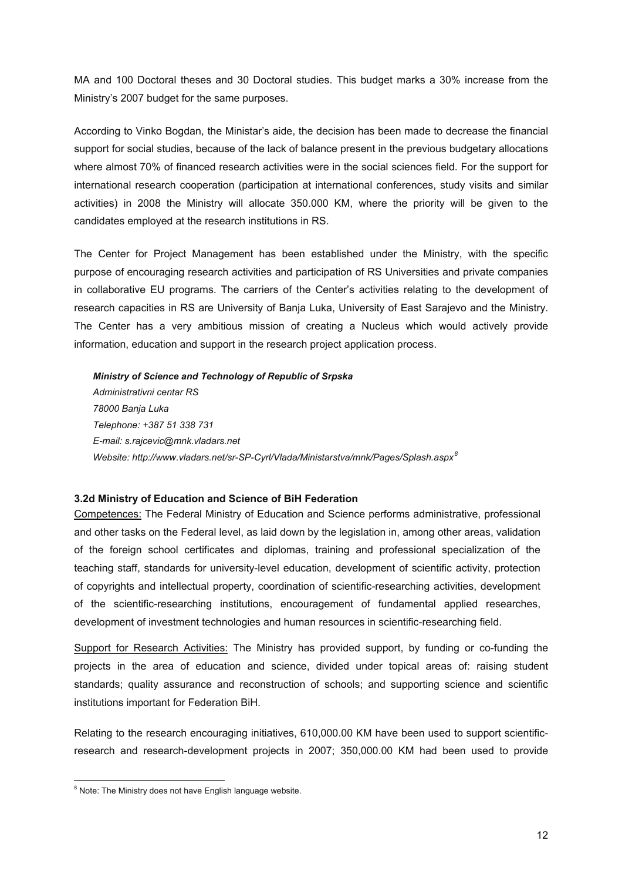MA and 100 Doctoral theses and 30 Doctoral studies. This budget marks a 30% increase from the Ministry's 2007 budget for the same purposes.

According to Vinko Bogdan, the Ministar's aide, the decision has been made to decrease the financial support for social studies, because of the lack of balance present in the previous budgetary allocations where almost 70% of financed research activities were in the social sciences field. For the support for international research cooperation (participation at international conferences, study visits and similar activities) in 2008 the Ministry will allocate 350.000 KM, where the priority will be given to the candidates employed at the research institutions in RS.

The Center for Project Management has been established under the Ministry, with the specific purpose of encouraging research activities and participation of RS Universities and private companies in collaborative EU programs. The carriers of the Center's activities relating to the development of research capacities in RS are University of Banja Luka, University of East Sarajevo and the Ministry. The Center has a very ambitious mission of creating a Nucleus which would actively provide information, education and support in the research project application process.

***Ministry of Science and Technology of Republic of Srpska***
*Administrativni centar RS*
*78000 Banja Luka*
*Telephone: +387 51 338 731*
*E-mail: s.rajcevic@mnk.vladars.net*
*Website: http://www.vladars.net/sr-SP-Cyrl/Vlada/Ministarstva/mnk/Pages/Splash.aspx*[8]

### 3.2d Ministry of Education and Science of BiH Federation

Competences: The Federal Ministry of Education and Science performs administrative, professional and other tasks on the Federal level, as laid down by the legislation in, among other areas, validation of the foreign school certificates and diplomas, training and professional specialization of the teaching staff, standards for university-level education, development of scientific activity, protection of copyrights and intellectual property, coordination of scientific-researching activities, development of the scientific-researching institutions, encouragement of fundamental applied researches, development of investment technologies and human resources in scientific-researching field.

Support for Research Activities: The Ministry has provided support, by funding or co-funding the projects in the area of education and science, divided under topical areas of: raising student standards; quality assurance and reconstruction of schools; and supporting science and scientific institutions important for Federation BiH.

Relating to the research encouraging initiatives, 610,000.00 KM have been used to support scientific-research and research-development projects in 2007; 350,000.00 KM had been used to provide

[8] Note: The Ministry does not have English language website.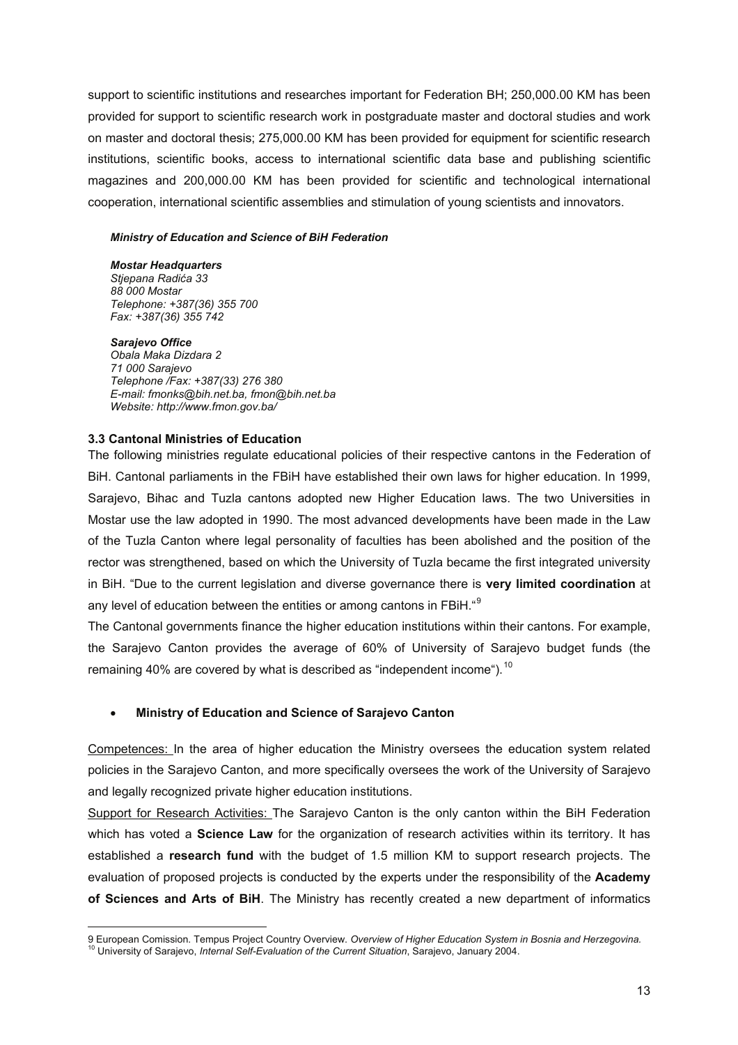support to scientific institutions and researches important for Federation BH; 250,000.00 KM has been provided for support to scientific research work in postgraduate master and doctoral studies and work on master and doctoral thesis; 275,000.00 KM has been provided for equipment for scientific research institutions, scientific books, access to international scientific data base and publishing scientific magazines and 200,000.00 KM has been provided for scientific and technological international cooperation, international scientific assemblies and stimulation of young scientists and innovators.

***Ministry of Education and Science of BiH Federation***

***Mostar Headquarters***
*Stjepana Radića 33*
*88 000 Mostar*
*Telephone: +387(36) 355 700*
*Fax: +387(36) 355 742*

***Sarajevo Office***
*Obala Maka Dizdara 2*
*71 000 Sarajevo*
*Telephone /Fax: +387(33) 276 380*
*E-mail: fmonks@bih.net.ba, fmon@bih.net.ba*
*Website: http://www.fmon.gov.ba/*

### 3.3 Cantonal Ministries of Education

The following ministries regulate educational policies of their respective cantons in the Federation of BiH. Cantonal parliaments in the FBiH have established their own laws for higher education. In 1999, Sarajevo, Bihac and Tuzla cantons adopted new Higher Education laws. The two Universities in Mostar use the law adopted in 1990. The most advanced developments have been made in the Law of the Tuzla Canton where legal personality of faculties has been abolished and the position of the rector was strengthened, based on which the University of Tuzla became the first integrated university in BiH. "Due to the current legislation and diverse governance there is **very limited coordination** at any level of education between the entities or among cantons in FBiH."[9]

The Cantonal governments finance the higher education institutions within their cantons. For example, the Sarajevo Canton provides the average of 60% of University of Sarajevo budget funds (the remaining 40% are covered by what is described as "independent income").[10]

- **Ministry of Education and Science of Sarajevo Canton**

Competences: In the area of higher education the Ministry oversees the education system related policies in the Sarajevo Canton, and more specifically oversees the work of the University of Sarajevo and legally recognized private higher education institutions.

Support for Research Activities: The Sarajevo Canton is the only canton within the BiH Federation which has voted a **Science Law** for the organization of research activities within its territory. It has established a **research fund** with the budget of 1.5 million KM to support research projects. The evaluation of proposed projects is conducted by the experts under the responsibility of the **Academy of Sciences and Arts of BiH**. The Ministry has recently created a new department of informatics

---

[9] European Comission. Tempus Project Country Overview. *Overview of Higher Education System in Bosnia and Herzegovina.*
[10] University of Sarajevo, *Internal Self-Evaluation of the Current Situation*, Sarajevo, January 2004.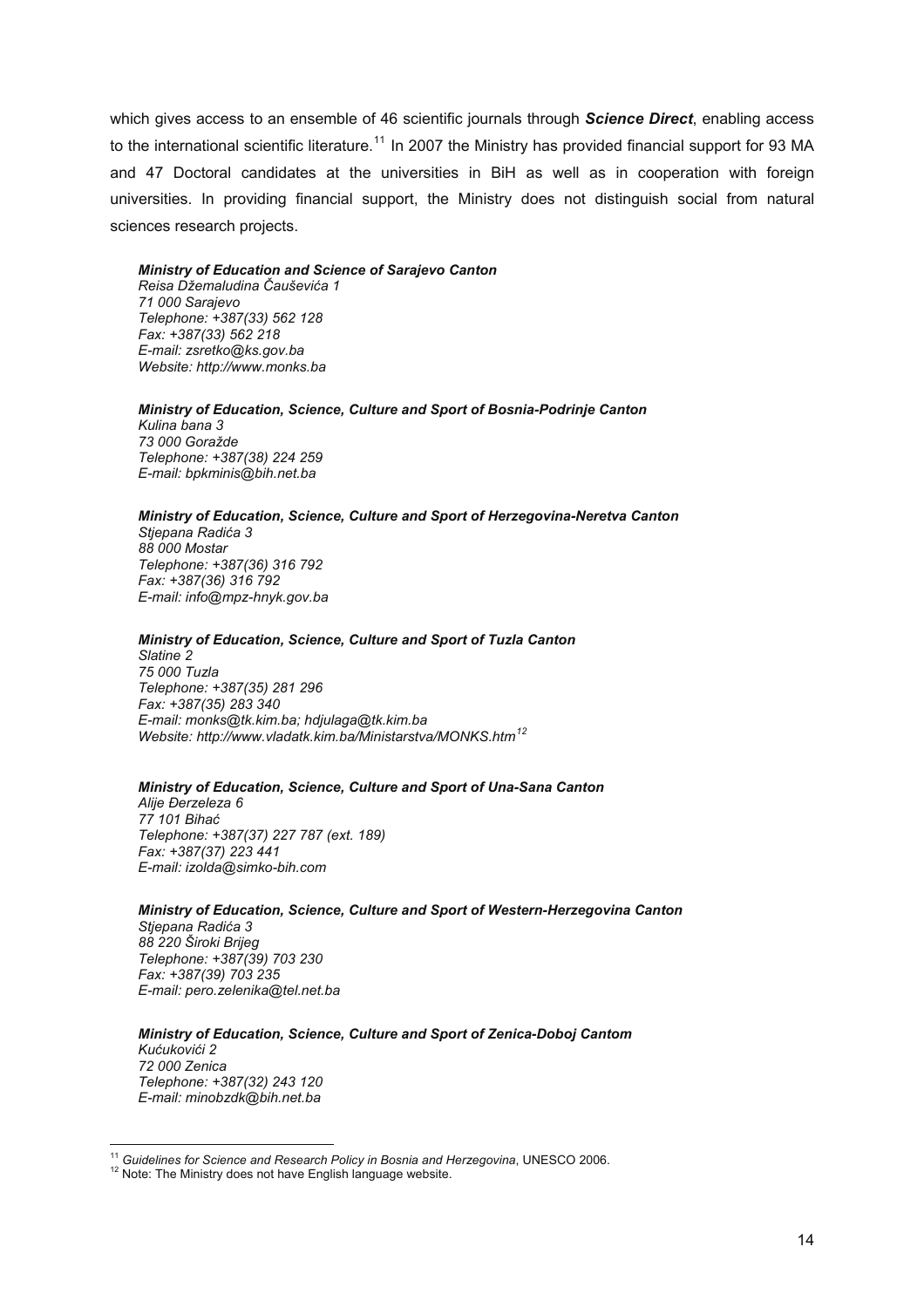which gives access to an ensemble of 46 scientific journals through ***Science Direct***, enabling access to the international scientific literature.[11] In 2007 the Ministry has provided financial support for 93 MA and 47 Doctoral candidates at the universities in BiH as well as in cooperation with foreign universities. In providing financial support, the Ministry does not distinguish social from natural sciences research projects.

***Ministry of Education and Science of Sarajevo Canton***
*Reisa Džemaludina Čauševića 1*
*71 000 Sarajevo*
*Telephone: +387(33) 562 128*
*Fax: +387(33) 562 218*
*E-mail: zsretko@ks.gov.ba*
*Website: http://www.monks.ba*

***Ministry of Education, Science, Culture and Sport of Bosnia-Podrinje Canton***
*Kulina bana 3*
*73 000 Goražde*
*Telephone: +387(38) 224 259*
*E-mail: bpkminis@bih.net.ba*

***Ministry of Education, Science, Culture and Sport of Herzegovina-Neretva Canton***
*Stjepana Radića 3*
*88 000 Mostar*
*Telephone: +387(36) 316 792*
*Fax: +387(36) 316 792*
*E-mail: info@mpz-hnyk.gov.ba*

***Ministry of Education, Science, Culture and Sport of Tuzla Canton***
*Slatine 2*
*75 000 Tuzla*
*Telephone: +387(35) 281 296*
*Fax: +387(35) 283 340*
*E-mail: monks@tk.kim.ba; hdjulaga@tk.kim.ba*
*Website: http://www.vladatk.kim.ba/Ministarstva/MONKS.htm*[12]

***Ministry of Education, Science, Culture and Sport of Una-Sana Canton***
*Alije Đerzeleza 6*
*77 101 Bihać*
*Telephone: +387(37) 227 787 (ext. 189)*
*Fax: +387(37) 223 441*
*E-mail: izolda@simko-bih.com*

***Ministry of Education, Science, Culture and Sport of Western-Herzegovina Canton***
*Stjepana Radića 3*
*88 220 Široki Brijeg*
*Telephone: +387(39) 703 230*
*Fax: +387(39) 703 235*
*E-mail: pero.zelenika@tel.net.ba*

***Ministry of Education, Science, Culture and Sport of Zenica-Doboj Cantom***
*Kućukovići 2*
*72 000 Zenica*
*Telephone: +387(32) 243 120*
*E-mail: minobzdk@bih.net.ba*

---

[11] *Guidelines for Science and Research Policy in Bosnia and Herzegovina*, UNESCO 2006.
[12] Note: The Ministry does not have English language website.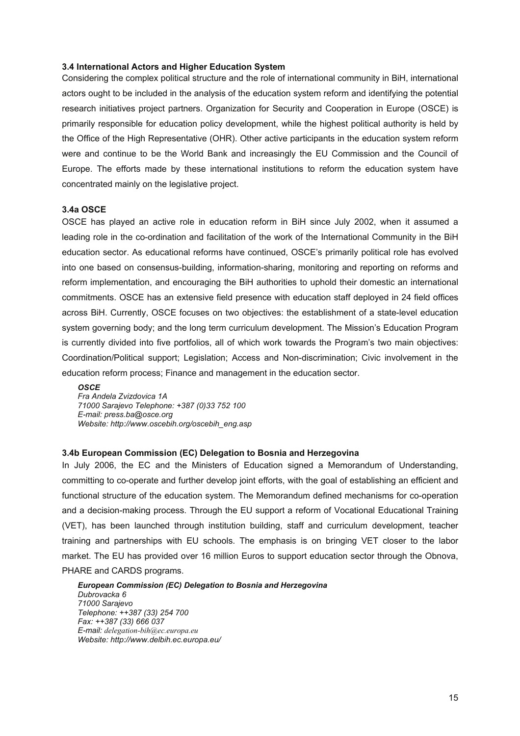### 3.4 International Actors and Higher Education System

Considering the complex political structure and the role of international community in BiH, international actors ought to be included in the analysis of the education system reform and identifying the potential research initiatives project partners. Organization for Security and Cooperation in Europe (OSCE) is primarily responsible for education policy development, while the highest political authority is held by the Office of the High Representative (OHR). Other active participants in the education system reform were and continue to be the World Bank and increasingly the EU Commission and the Council of Europe. The efforts made by these international institutions to reform the education system have concentrated mainly on the legislative project.

### 3.4a OSCE

OSCE has played an active role in education reform in BiH since July 2002, when it assumed a leading role in the co-ordination and facilitation of the work of the International Community in the BiH education sector. As educational reforms have continued, OSCE's primarily political role has evolved into one based on consensus-building, information-sharing, monitoring and reporting on reforms and reform implementation, and encouraging the BiH authorities to uphold their domestic an international commitments. OSCE has an extensive field presence with education staff deployed in 24 field offices across BiH. Currently, OSCE focuses on two objectives: the establishment of a state-level education system governing body; and the long term curriculum development. The Mission's Education Program is currently divided into five portfolios, all of which work towards the Program's two main objectives: Coordination/Political support; Legislation; Access and Non-discrimination; Civic involvement in the education reform process; Finance and management in the education sector.

***OSCE***
*Fra Anđela Zvizdovica 1A*
*71000 Sarajevo Telephone: +387 (0)33 752 100*
*E-mail: press.ba@osce.org*
*Website: http://www.oscebih.org/oscebih_eng.asp*

### 3.4b European Commission (EC) Delegation to Bosnia and Herzegovina

In July 2006, the EC and the Ministers of Education signed a Memorandum of Understanding, committing to co-operate and further develop joint efforts, with the goal of establishing an efficient and functional structure of the education system. The Memorandum defined mechanisms for co-operation and a decision-making process. Through the EU support a reform of Vocational Educational Training (VET), has been launched through institution building, staff and curriculum development, teacher training and partnerships with EU schools. The emphasis is on bringing VET closer to the labor market. The EU has provided over 16 million Euros to support education sector through the Obnova, PHARE and CARDS programs.

***European Commission (EC) Delegation to Bosnia and Herzegovina***
*Dubrovacka 6*
*71000 Sarajevo*
*Telephone: ++387 (33) 254 700*
*Fax: ++387 (33) 666 037*
*E-mail: delegation-bih@ec.europa.eu*
*Website: http://www.delbih.ec.europa.eu/*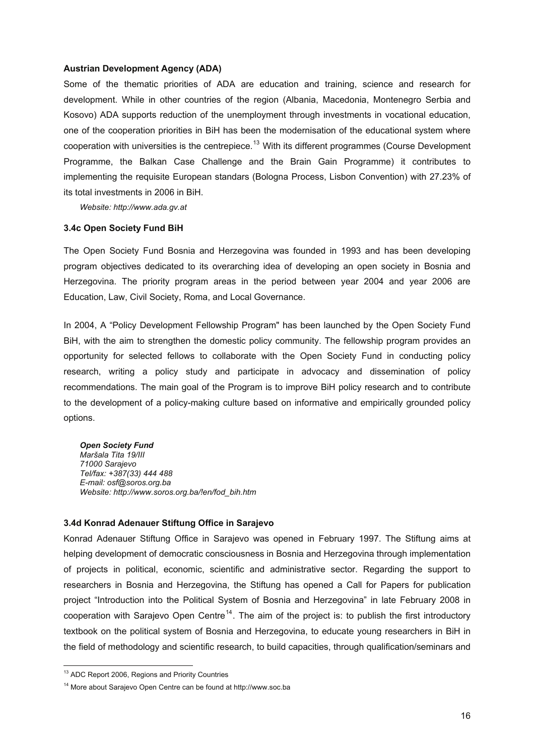**Austrian Development Agency (ADA)**

Some of the thematic priorities of ADA are education and training, science and research for development. While in other countries of the region (Albania, Macedonia, Montenegro Serbia and Kosovo) ADA supports reduction of the unemployment through investments in vocational education, one of the cooperation priorities in BiH has been the modernisation of the educational system where cooperation with universities is the centrepiece.[13] With its different programmes (Course Development Programme, the Balkan Case Challenge and the Brain Gain Programme) it contributes to implementing the requisite European standars (Bologna Process, Lisbon Convention) with 27.23% of its total investments in 2006 in BiH.

*Website: http://www.ada.gv.at*

### 3.4c Open Society Fund BiH

The Open Society Fund Bosnia and Herzegovina was founded in 1993 and has been developing program objectives dedicated to its overarching idea of developing an open society in Bosnia and Herzegovina. The priority program areas in the period between year 2004 and year 2006 are Education, Law, Civil Society, Roma, and Local Governance.

In 2004, A "Policy Development Fellowship Program" has been launched by the Open Society Fund BiH, with the aim to strengthen the domestic policy community. The fellowship program provides an opportunity for selected fellows to collaborate with the Open Society Fund in conducting policy research, writing a policy study and participate in advocacy and dissemination of policy recommendations. The main goal of the Program is to improve BiH policy research and to contribute to the development of a policy-making culture based on informative and empirically grounded policy options.

***Open Society Fund***
*Maršala Tita 19/III*
*71000 Sarajevo*
*Tel/fax: +387(33) 444 488*
*E-mail: osf@soros.org.ba*
*Website: http://www.soros.org.ba/!en/fod_bih.htm*

### 3.4d Konrad Adenauer Stiftung Office in Sarajevo

Konrad Adenauer Stiftung Office in Sarajevo was opened in February 1997. The Stiftung aims at helping development of democratic consciousness in Bosnia and Herzegovina through implementation of projects in political, economic, scientific and administrative sector. Regarding the support to researchers in Bosnia and Herzegovina, the Stiftung has opened a Call for Papers for publication project "Introduction into the Political System of Bosnia and Herzegovina" in late February 2008 in cooperation with Sarajevo Open Centre[14]. The aim of the project is: to publish the first introductory textbook on the political system of Bosnia and Herzegovina, to educate young researchers in BiH in the field of methodology and scientific research, to build capacities, through qualification/seminars and

---

[13] ADC Report 2006, Regions and Priority Countries

[14] More about Sarajevo Open Centre can be found at http://www.soc.ba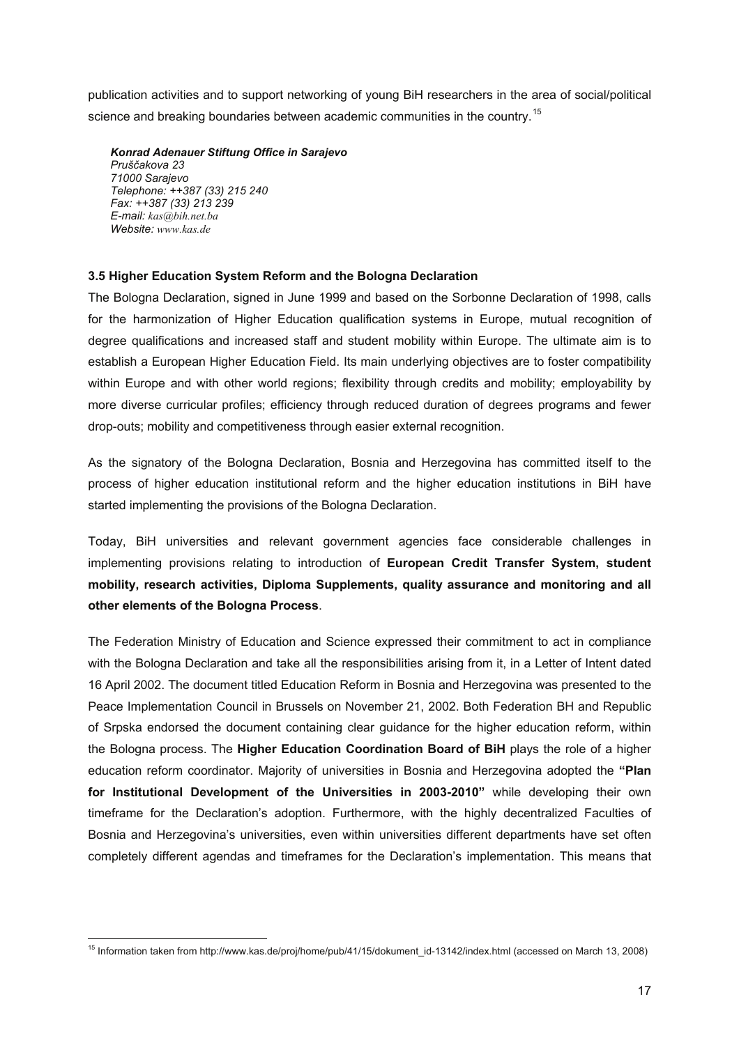publication activities and to support networking of young BiH researchers in the area of social/political science and breaking boundaries between academic communities in the country.[15]

***Konrad Adenauer Stiftung Office in Sarajevo***
*Pruščakova 23*
*71000 Sarajevo*
*Telephone: ++387 (33) 215 240*
*Fax: ++387 (33) 213 239*
*E-mail: kas@bih.net.ba*
*Website: www.kas.de*

### 3.5 Higher Education System Reform and the Bologna Declaration

The Bologna Declaration, signed in June 1999 and based on the Sorbonne Declaration of 1998, calls for the harmonization of Higher Education qualification systems in Europe, mutual recognition of degree qualifications and increased staff and student mobility within Europe. The ultimate aim is to establish a European Higher Education Field. Its main underlying objectives are to foster compatibility within Europe and with other world regions; flexibility through credits and mobility; employability by more diverse curricular profiles; efficiency through reduced duration of degrees programs and fewer drop-outs; mobility and competitiveness through easier external recognition.

As the signatory of the Bologna Declaration, Bosnia and Herzegovina has committed itself to the process of higher education institutional reform and the higher education institutions in BiH have started implementing the provisions of the Bologna Declaration.

Today, BiH universities and relevant government agencies face considerable challenges in implementing provisions relating to introduction of **European Credit Transfer System, student mobility, research activities, Diploma Supplements, quality assurance and monitoring and all other elements of the Bologna Process**.

The Federation Ministry of Education and Science expressed their commitment to act in compliance with the Bologna Declaration and take all the responsibilities arising from it, in a Letter of Intent dated 16 April 2002. The document titled Education Reform in Bosnia and Herzegovina was presented to the Peace Implementation Council in Brussels on November 21, 2002. Both Federation BH and Republic of Srpska endorsed the document containing clear guidance for the higher education reform, within the Bologna process. The **Higher Education Coordination Board of BiH** plays the role of a higher education reform coordinator. Majority of universities in Bosnia and Herzegovina adopted the **"Plan for Institutional Development of the Universities in 2003-2010"** while developing their own timeframe for the Declaration's adoption. Furthermore, with the highly decentralized Faculties of Bosnia and Herzegovina's universities, even within universities different departments have set often completely different agendas and timeframes for the Declaration's implementation. This means that

---

[15] Information taken from http://www.kas.de/proj/home/pub/41/15/dokument_id-13142/index.html (accessed on March 13, 2008)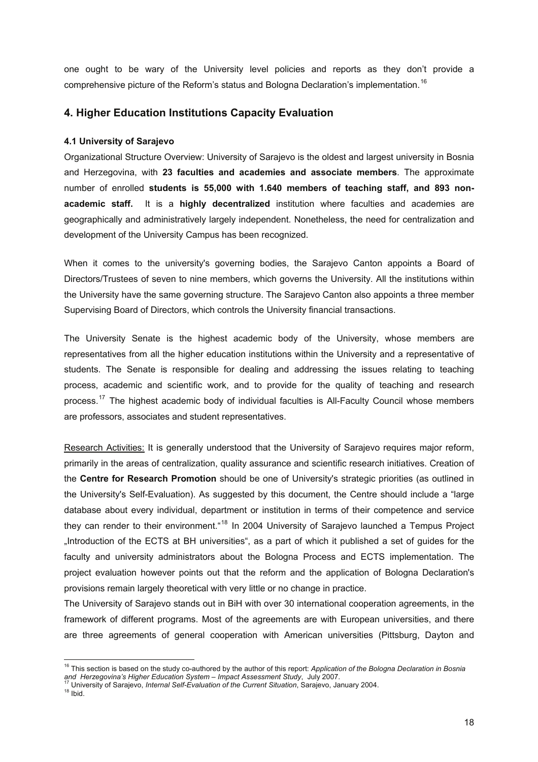one ought to be wary of the University level policies and reports as they don't provide a comprehensive picture of the Reform's status and Bologna Declaration's implementation.[16]

## 4. Higher Education Institutions Capacity Evaluation

#### 4.1 University of Sarajevo

Organizational Structure Overview: University of Sarajevo is the oldest and largest university in Bosnia and Herzegovina, with **23 faculties and academies and associate members**. The approximate number of enrolled **students is 55,000 with 1.640 members of teaching staff, and 893 non-academic staff.** It is a **highly decentralized** institution where faculties and academies are geographically and administratively largely independent. Nonetheless, the need for centralization and development of the University Campus has been recognized.

When it comes to the university's governing bodies, the Sarajevo Canton appoints a Board of Directors/Trustees of seven to nine members, which governs the University. All the institutions within the University have the same governing structure. The Sarajevo Canton also appoints a three member Supervising Board of Directors, which controls the University financial transactions.

The University Senate is the highest academic body of the University, whose members are representatives from all the higher education institutions within the University and a representative of students. The Senate is responsible for dealing and addressing the issues relating to teaching process, academic and scientific work, and to provide for the quality of teaching and research process.[17] The highest academic body of individual faculties is All-Faculty Council whose members are professors, associates and student representatives.

Research Activities: It is generally understood that the University of Sarajevo requires major reform, primarily in the areas of centralization, quality assurance and scientific research initiatives. Creation of the **Centre for Research Promotion** should be one of University's strategic priorities (as outlined in the University's Self-Evaluation). As suggested by this document, the Centre should include a "large database about every individual, department or institution in terms of their competence and service they can render to their environment."[18] In 2004 University of Sarajevo launched a Tempus Project „Introduction of the ECTS at BH universities", as a part of which it published a set of guides for the faculty and university administrators about the Bologna Process and ECTS implementation. The project evaluation however points out that the reform and the application of Bologna Declaration's provisions remain largely theoretical with very little or no change in practice.

The University of Sarajevo stands out in BiH with over 30 international cooperation agreements, in the framework of different programs. Most of the agreements are with European universities, and there are three agreements of general cooperation with American universities (Pittsburg, Dayton and

---

[16] This section is based on the study co-authored by the author of this report: *Application of the Bologna Declaration in Bosnia and Herzegovina's Higher Education System – Impact Assessment Study*, July 2007.

[17] University of Sarajevo, *Internal Self-Evaluation of the Current Situation*, Sarajevo, January 2004.

[18] Ibid.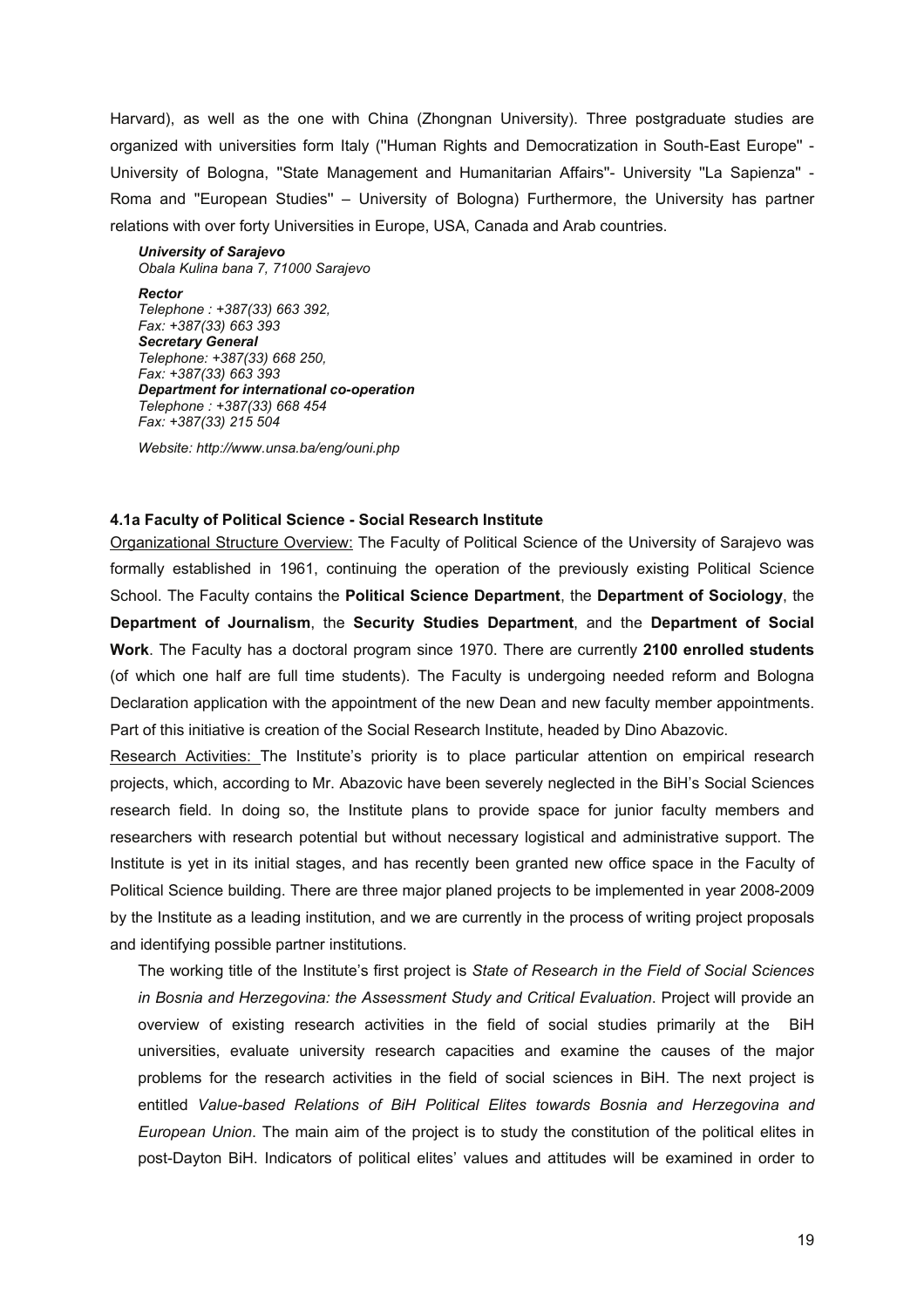Harvard), as well as the one with China (Zhongnan University). Three postgraduate studies are organized with universities form Italy (''Human Rights and Democratization in South-East Europe'' - University of Bologna, ''State Management and Humanitarian Affairs''- University ''La Sapienza'' - Roma and ''European Studies'' – University of Bologna) Furthermore, the University has partner relations with over forty Universities in Europe, USA, Canada and Arab countries.

***University of Sarajevo***
*Obala Kulina bana 7, 71000 Sarajevo*

***Rector***
*Telephone : +387(33) 663 392,*
*Fax: +387(33) 663 393*
***Secretary General***
*Telephone: +387(33) 668 250,*
*Fax: +387(33) 663 393*
***Department for international co-operation***
*Telephone : +387(33) 668 454*
*Fax: +387(33) 215 504*

*Website: http://www.unsa.ba/eng/ouni.php*

### 4.1a Faculty of Political Science - Social Research Institute

Organizational Structure Overview: The Faculty of Political Science of the University of Sarajevo was formally established in 1961, continuing the operation of the previously existing Political Science School. The Faculty contains the **Political Science Department**, the **Department of Sociology**, the **Department of Journalism**, the **Security Studies Department**, and the **Department of Social Work**. The Faculty has a doctoral program since 1970. There are currently **2100 enrolled students** (of which one half are full time students). The Faculty is undergoing needed reform and Bologna Declaration application with the appointment of the new Dean and new faculty member appointments. Part of this initiative is creation of the Social Research Institute, headed by Dino Abazovic.

Research Activities: The Institute's priority is to place particular attention on empirical research projects, which, according to Mr. Abazovic have been severely neglected in the BiH's Social Sciences research field. In doing so, the Institute plans to provide space for junior faculty members and researchers with research potential but without necessary logistical and administrative support. The Institute is yet in its initial stages, and has recently been granted new office space in the Faculty of Political Science building. There are three major planed projects to be implemented in year 2008-2009 by the Institute as a leading institution, and we are currently in the process of writing project proposals and identifying possible partner institutions.

The working title of the Institute's first project is *State of Research in the Field of Social Sciences in Bosnia and Herzegovina: the Assessment Study and Critical Evaluation*. Project will provide an overview of existing research activities in the field of social studies primarily at the BiH universities, evaluate university research capacities and examine the causes of the major problems for the research activities in the field of social sciences in BiH. The next project is entitled *Value-based Relations of BiH Political Elites towards Bosnia and Herzegovina and European Union*. The main aim of the project is to study the constitution of the political elites in post-Dayton BiH. Indicators of political elites' values and attitudes will be examined in order to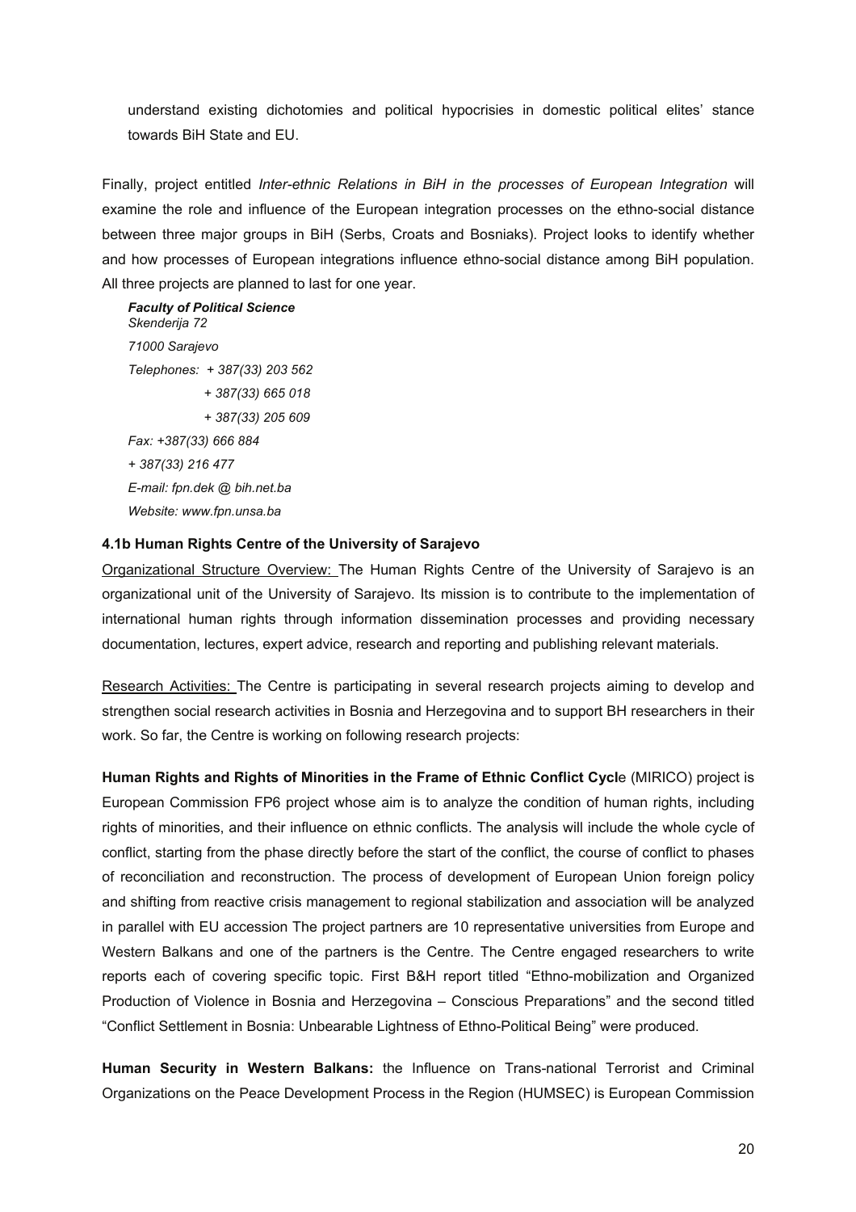understand existing dichotomies and political hypocrisies in domestic political elites' stance towards BiH State and EU.

Finally, project entitled *Inter-ethnic Relations in BiH in the processes of European Integration* will examine the role and influence of the European integration processes on the ethno-social distance between three major groups in BiH (Serbs, Croats and Bosniaks). Project looks to identify whether and how processes of European integrations influence ethno-social distance among BiH population. All three projects are planned to last for one year.

***Faculty of Political Science***
*Skenderija 72*
*71000 Sarajevo*
*Telephones: + 387(33) 203 562*
*+ 387(33) 665 018*
*+ 387(33) 205 609*
*Fax: +387(33) 666 884*
*+ 387(33) 216 477*
*E-mail: fpn.dek @ bih.net.ba*
*Website: www.fpn.unsa.ba*

#### 4.1b Human Rights Centre of the University of Sarajevo

Organizational Structure Overview: The Human Rights Centre of the University of Sarajevo is an organizational unit of the University of Sarajevo. Its mission is to contribute to the implementation of international human rights through information dissemination processes and providing necessary documentation, lectures, expert advice, research and reporting and publishing relevant materials.

Research Activities: The Centre is participating in several research projects aiming to develop and strengthen social research activities in Bosnia and Herzegovina and to support BH researchers in their work. So far, the Centre is working on following research projects:

**Human Rights and Rights of Minorities in the Frame of Ethnic Conflict Cycl**e (MIRICO) project is European Commission FP6 project whose aim is to analyze the condition of human rights, including rights of minorities, and their influence on ethnic conflicts. The analysis will include the whole cycle of conflict, starting from the phase directly before the start of the conflict, the course of conflict to phases of reconciliation and reconstruction. The process of development of European Union foreign policy and shifting from reactive crisis management to regional stabilization and association will be analyzed in parallel with EU accession The project partners are 10 representative universities from Europe and Western Balkans and one of the partners is the Centre. The Centre engaged researchers to write reports each of covering specific topic. First B&H report titled "Ethno-mobilization and Organized Production of Violence in Bosnia and Herzegovina – Conscious Preparations" and the second titled "Conflict Settlement in Bosnia: Unbearable Lightness of Ethno-Political Being" were produced.

**Human Security in Western Balkans:** the Influence on Trans-national Terrorist and Criminal Organizations on the Peace Development Process in the Region (HUMSEC) is European Commission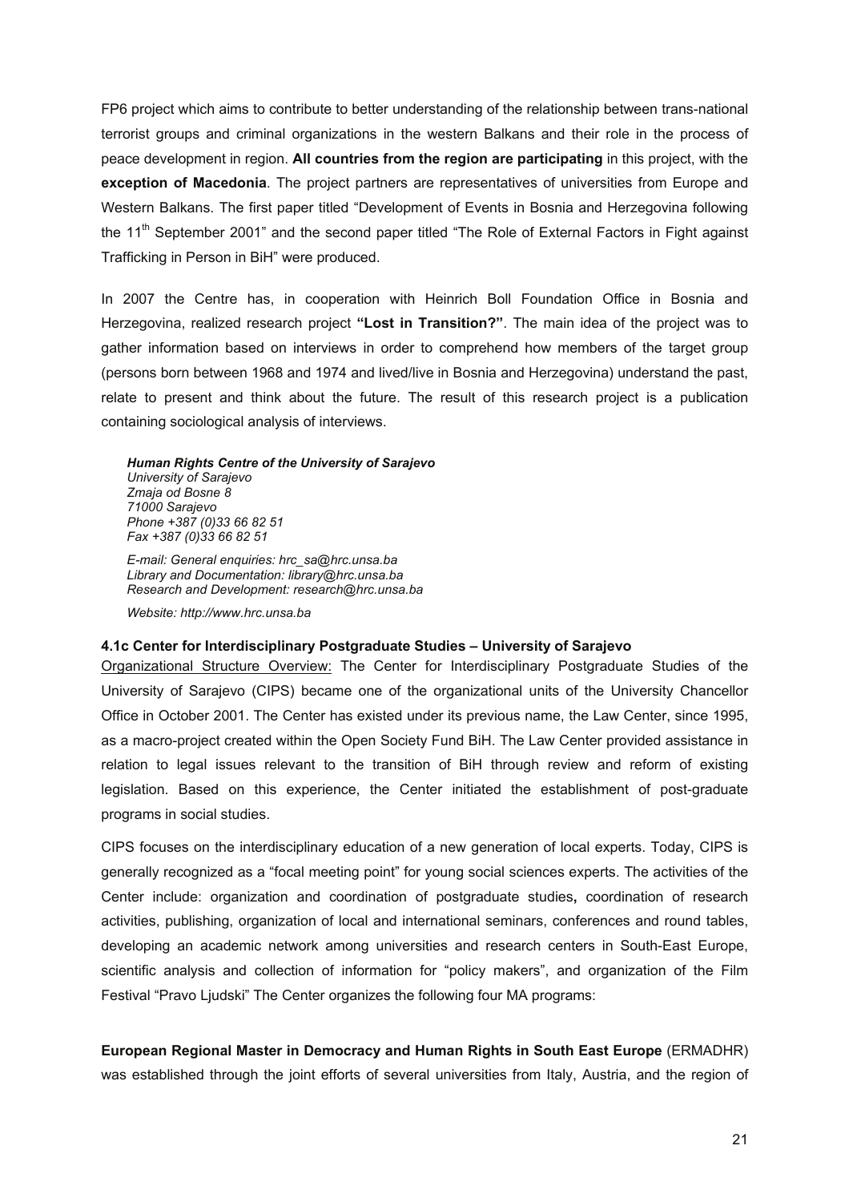FP6 project which aims to contribute to better understanding of the relationship between trans-national terrorist groups and criminal organizations in the western Balkans and their role in the process of peace development in region. **All countries from the region are participating** in this project, with the **exception of Macedonia**. The project partners are representatives of universities from Europe and Western Balkans. The first paper titled "Development of Events in Bosnia and Herzegovina following the 11th September 2001" and the second paper titled "The Role of External Factors in Fight against Trafficking in Person in BiH" were produced.

In 2007 the Centre has, in cooperation with Heinrich Boll Foundation Office in Bosnia and Herzegovina, realized research project **"Lost in Transition?"**. The main idea of the project was to gather information based on interviews in order to comprehend how members of the target group (persons born between 1968 and 1974 and lived/live in Bosnia and Herzegovina) understand the past, relate to present and think about the future. The result of this research project is a publication containing sociological analysis of interviews.

***Human Rights Centre of the University of Sarajevo***
*University of Sarajevo*
*Zmaja od Bosne 8*
*71000 Sarajevo*
*Phone +387 (0)33 66 82 51*
*Fax +387 (0)33 66 82 51*

*E-mail: General enquiries: hrc_sa@hrc.unsa.ba*
*Library and Documentation: library@hrc.unsa.ba*
*Research and Development: research@hrc.unsa.ba*

*Website: http://www.hrc.unsa.ba*

### 4.1c Center for Interdisciplinary Postgraduate Studies – University of Sarajevo

Organizational Structure Overview: The Center for Interdisciplinary Postgraduate Studies of the University of Sarajevo (CIPS) became one of the organizational units of the University Chancellor Office in October 2001. The Center has existed under its previous name, the Law Center, since 1995, as a macro-project created within the Open Society Fund BiH. The Law Center provided assistance in relation to legal issues relevant to the transition of BiH through review and reform of existing legislation. Based on this experience, the Center initiated the establishment of post-graduate programs in social studies.

CIPS focuses on the interdisciplinary education of a new generation of local experts. Today, CIPS is generally recognized as a "focal meeting point" for young social sciences experts. The activities of the Center include: organization and coordination of postgraduate studies**,** coordination of research activities, publishing, organization of local and international seminars, conferences and round tables, developing an academic network among universities and research centers in South-East Europe, scientific analysis and collection of information for "policy makers", and organization of the Film Festival "Pravo Ljudski" The Center organizes the following four MA programs:

**European Regional Master in Democracy and Human Rights in South East Europe** (ERMADHR) was established through the joint efforts of several universities from Italy, Austria, and the region of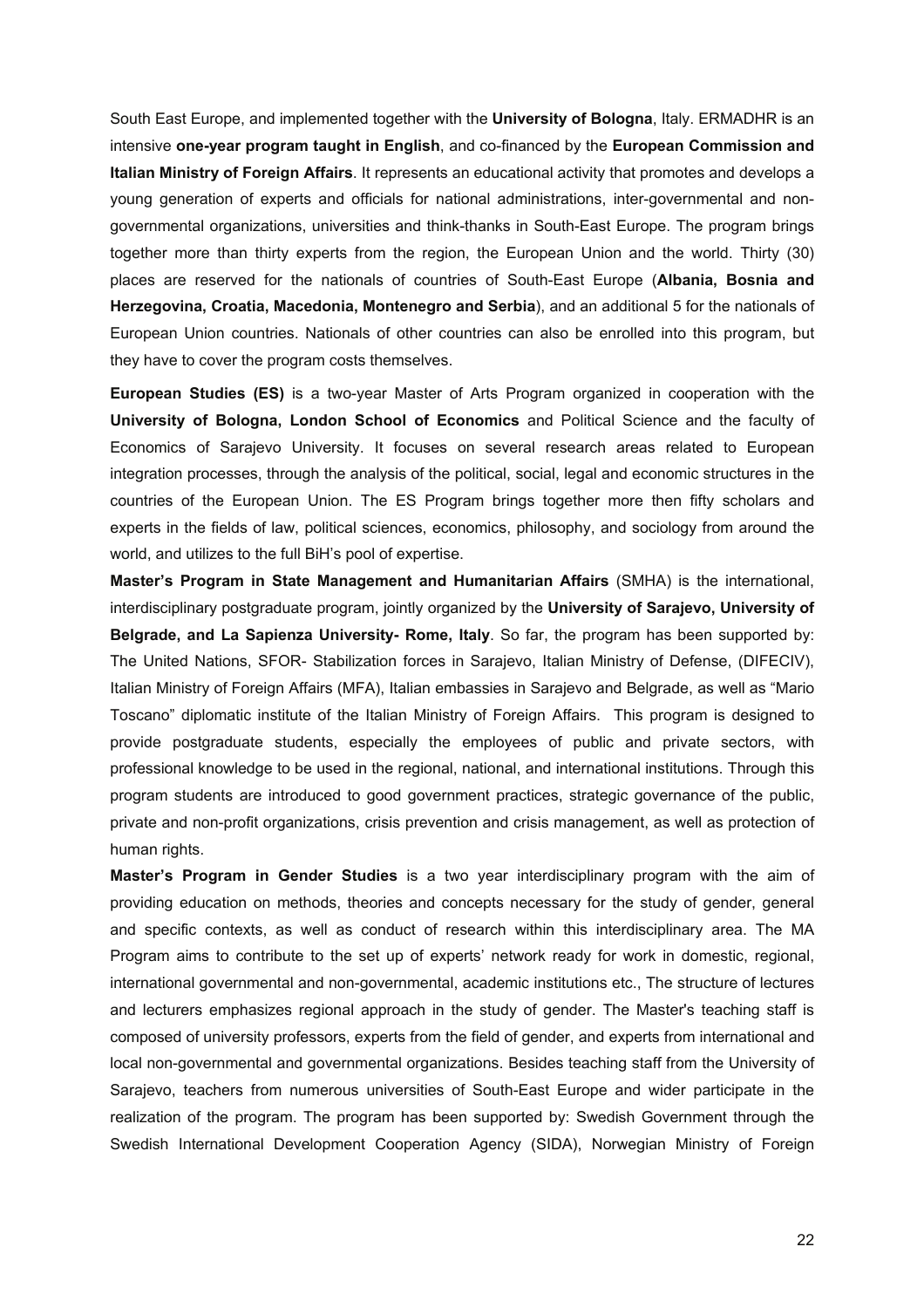South East Europe, and implemented together with the **University of Bologna**, Italy. ERMADHR is an intensive **one-year program taught in English**, and co-financed by the **European Commission and Italian Ministry of Foreign Affairs**. It represents an educational activity that promotes and develops a young generation of experts and officials for national administrations, inter-governmental and non-governmental organizations, universities and think-thanks in South-East Europe. The program brings together more than thirty experts from the region, the European Union and the world. Thirty (30) places are reserved for the nationals of countries of South-East Europe (**Albania, Bosnia and Herzegovina, Croatia, Macedonia, Montenegro and Serbia**), and an additional 5 for the nationals of European Union countries. Nationals of other countries can also be enrolled into this program, but they have to cover the program costs themselves.

**European Studies (ES)** is a two-year Master of Arts Program organized in cooperation with the **University of Bologna, London School of Economics** and Political Science and the faculty of Economics of Sarajevo University. It focuses on several research areas related to European integration processes, through the analysis of the political, social, legal and economic structures in the countries of the European Union. The ES Program brings together more then fifty scholars and experts in the fields of law, political sciences, economics, philosophy, and sociology from around the world, and utilizes to the full BiH's pool of expertise.

**Master's Program in State Management and Humanitarian Affairs** (SMHA) is the international, interdisciplinary postgraduate program, jointly organized by the **University of Sarajevo, University of Belgrade, and La Sapienza University- Rome, Italy**. So far, the program has been supported by: The United Nations, SFOR- Stabilization forces in Sarajevo, Italian Ministry of Defense, (DIFECIV), Italian Ministry of Foreign Affairs (MFA), Italian embassies in Sarajevo and Belgrade, as well as "Mario Toscano" diplomatic institute of the Italian Ministry of Foreign Affairs. This program is designed to provide postgraduate students, especially the employees of public and private sectors, with professional knowledge to be used in the regional, national, and international institutions. Through this program students are introduced to good government practices, strategic governance of the public, private and non-profit organizations, crisis prevention and crisis management, as well as protection of human rights.

**Master's Program in Gender Studies** is a two year interdisciplinary program with the aim of providing education on methods, theories and concepts necessary for the study of gender, general and specific contexts, as well as conduct of research within this interdisciplinary area. The MA Program aims to contribute to the set up of experts' network ready for work in domestic, regional, international governmental and non-governmental, academic institutions etc., The structure of lectures and lecturers emphasizes regional approach in the study of gender. The Master's teaching staff is composed of university professors, experts from the field of gender, and experts from international and local non-governmental and governmental organizations. Besides teaching staff from the University of Sarajevo, teachers from numerous universities of South-East Europe and wider participate in the realization of the program. The program has been supported by: Swedish Government through the Swedish International Development Cooperation Agency (SIDA), Norwegian Ministry of Foreign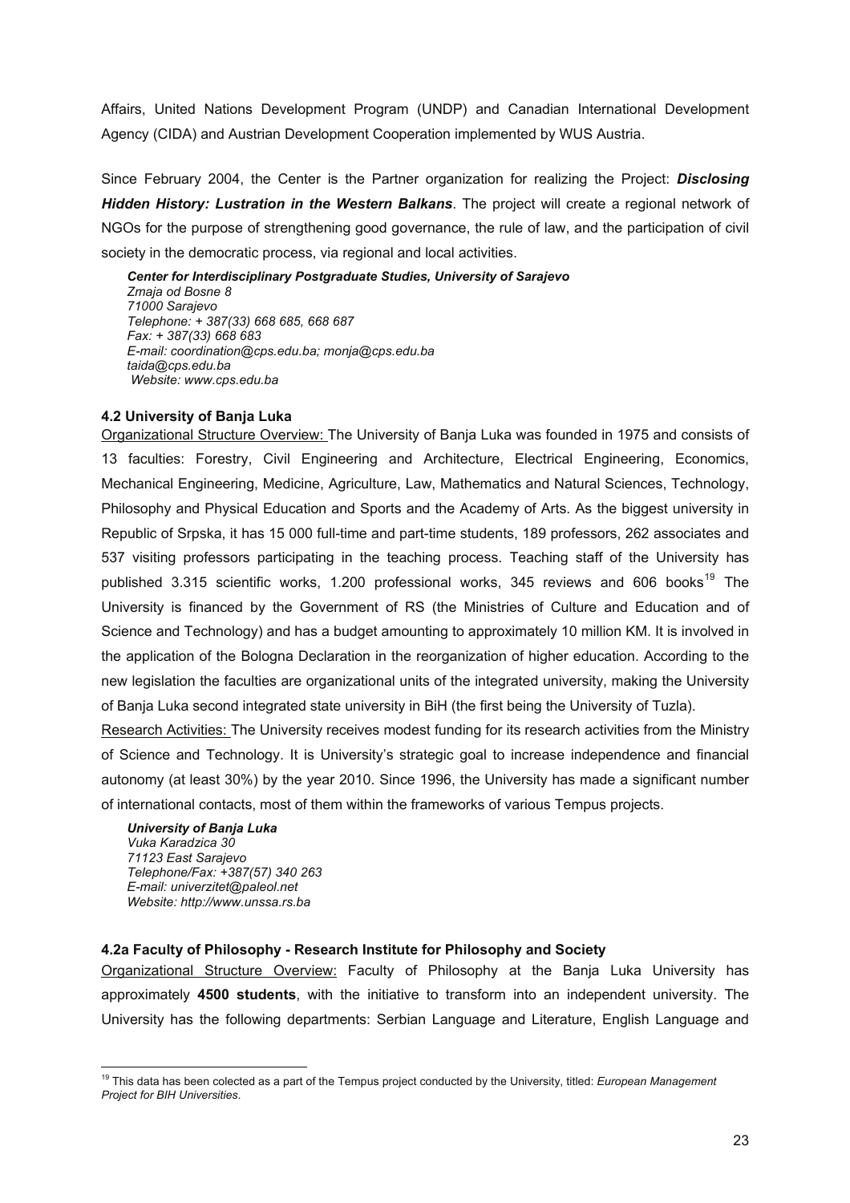Affairs, United Nations Development Program (UNDP) and Canadian International Development Agency (CIDA) and Austrian Development Cooperation implemented by WUS Austria.

Since February 2004, the Center is the Partner organization for realizing the Project: ***Disclosing Hidden History: Lustration in the Western Balkans***. The project will create a regional network of NGOs for the purpose of strengthening good governance, the rule of law, and the participation of civil society in the democratic process, via regional and local activities.

***Center for Interdisciplinary Postgraduate Studies, University of Sarajevo***
*Zmaja od Bosne 8*
*71000 Sarajevo*
*Telephone: + 387(33) 668 685, 668 687*
*Fax: + 387(33) 668 683*
*E-mail: coordination@cps.edu.ba; monja@cps.edu.ba*
*taida@cps.edu.ba*
*Website: www.cps.edu.ba*

#### 4.2 University of Banja Luka

Organizational Structure Overview: The University of Banja Luka was founded in 1975 and consists of 13 faculties: Forestry, Civil Engineering and Architecture, Electrical Engineering, Economics, Mechanical Engineering, Medicine, Agriculture, Law, Mathematics and Natural Sciences, Technology, Philosophy and Physical Education and Sports and the Academy of Arts. As the biggest university in Republic of Srpska, it has 15 000 full-time and part-time students, 189 professors, 262 associates and 537 visiting professors participating in the teaching process. Teaching staff of the University has published 3.315 scientific works, 1.200 professional works, 345 reviews and 606 books[19] The University is financed by the Government of RS (the Ministries of Culture and Education and of Science and Technology) and has a budget amounting to approximately 10 million KM. It is involved in the application of the Bologna Declaration in the reorganization of higher education. According to the new legislation the faculties are organizational units of the integrated university, making the University of Banja Luka second integrated state university in BiH (the first being the University of Tuzla).

Research Activities: The University receives modest funding for its research activities from the Ministry of Science and Technology. It is University's strategic goal to increase independence and financial autonomy (at least 30%) by the year 2010. Since 1996, the University has made a significant number of international contacts, most of them within the frameworks of various Tempus projects.

***University of Banja Luka***
*Vuka Karadzica 30*
*71123 East Sarajevo*
*Telephone/Fax: +387(57) 340 263*
*E-mail: univerzitet@paleol.net*
*Website: http://www.unssa.rs.ba*

#### 4.2a Faculty of Philosophy - Research Institute for Philosophy and Society

Organizational Structure Overview: Faculty of Philosophy at the Banja Luka University has approximately **4500 students**, with the initiative to transform into an independent university. The University has the following departments: Serbian Language and Literature, English Language and

[19] This data has been colected as a part of the Tempus project conducted by the University, titled: *European Management Project for BIH Universities*.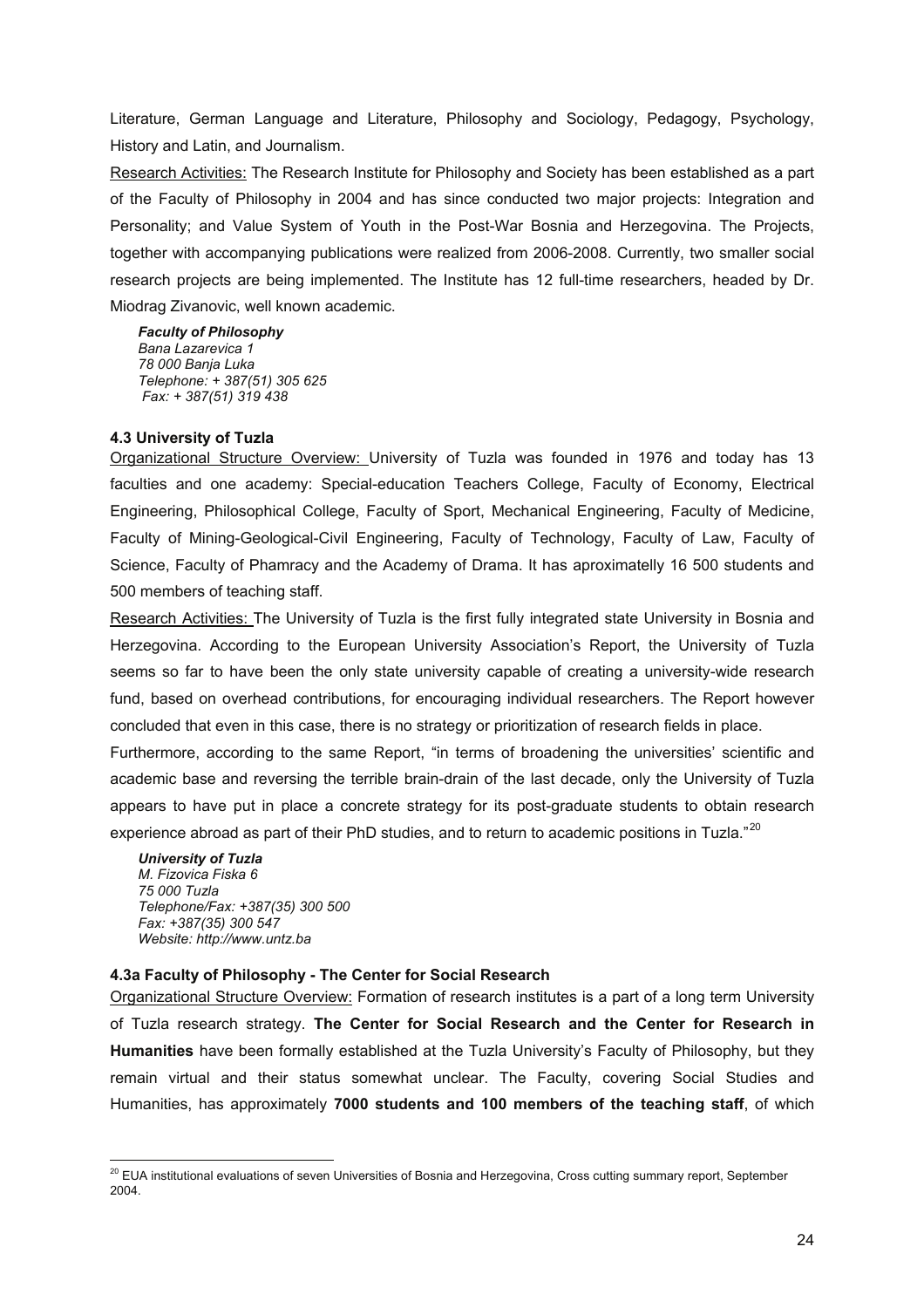Literature, German Language and Literature, Philosophy and Sociology, Pedagogy, Psychology, History and Latin, and Journalism.

Research Activities: The Research Institute for Philosophy and Society has been established as a part of the Faculty of Philosophy in 2004 and has since conducted two major projects: Integration and Personality; and Value System of Youth in the Post-War Bosnia and Herzegovina. The Projects, together with accompanying publications were realized from 2006-2008. Currently, two smaller social research projects are being implemented. The Institute has 12 full-time researchers, headed by Dr. Miodrag Zivanovic, well known academic.

***Faculty of Philosophy***
*Bana Lazarevica 1*
*78 000 Banja Luka*
*Telephone: + 387(51) 305 625*
*Fax: + 387(51) 319 438*

### 4.3 University of Tuzla

Organizational Structure Overview: University of Tuzla was founded in 1976 and today has 13 faculties and one academy: Special-education Teachers College, Faculty of Economy, Electrical Engineering, Philosophical College, Faculty of Sport, Mechanical Engineering, Faculty of Medicine, Faculty of Mining-Geological-Civil Engineering, Faculty of Technology, Faculty of Law, Faculty of Science, Faculty of Phamracy and the Academy of Drama. It has aproximatelly 16 500 students and 500 members of teaching staff.

Research Activities: The University of Tuzla is the first fully integrated state University in Bosnia and Herzegovina. According to the European University Association's Report, the University of Tuzla seems so far to have been the only state university capable of creating a university-wide research fund, based on overhead contributions, for encouraging individual researchers. The Report however concluded that even in this case, there is no strategy or prioritization of research fields in place.

Furthermore, according to the same Report, "in terms of broadening the universities' scientific and academic base and reversing the terrible brain-drain of the last decade, only the University of Tuzla appears to have put in place a concrete strategy for its post-graduate students to obtain research experience abroad as part of their PhD studies, and to return to academic positions in Tuzla."[20]

***University of Tuzla***
*M. Fizovica Fiska 6*
*75 000 Tuzla*
*Telephone/Fax: +387(35) 300 500*
*Fax: +387(35) 300 547*
*Website: http://www.untz.ba*

### 4.3a Faculty of Philosophy - The Center for Social Research

Organizational Structure Overview: Formation of research institutes is a part of a long term University of Tuzla research strategy. **The Center for Social Research and the Center for Research in Humanities** have been formally established at the Tuzla University's Faculty of Philosophy, but they remain virtual and their status somewhat unclear. The Faculty, covering Social Studies and Humanities, has approximately **7000 students and 100 members of the teaching staff**, of which

[20] EUA institutional evaluations of seven Universities of Bosnia and Herzegovina, Cross cutting summary report, September 2004.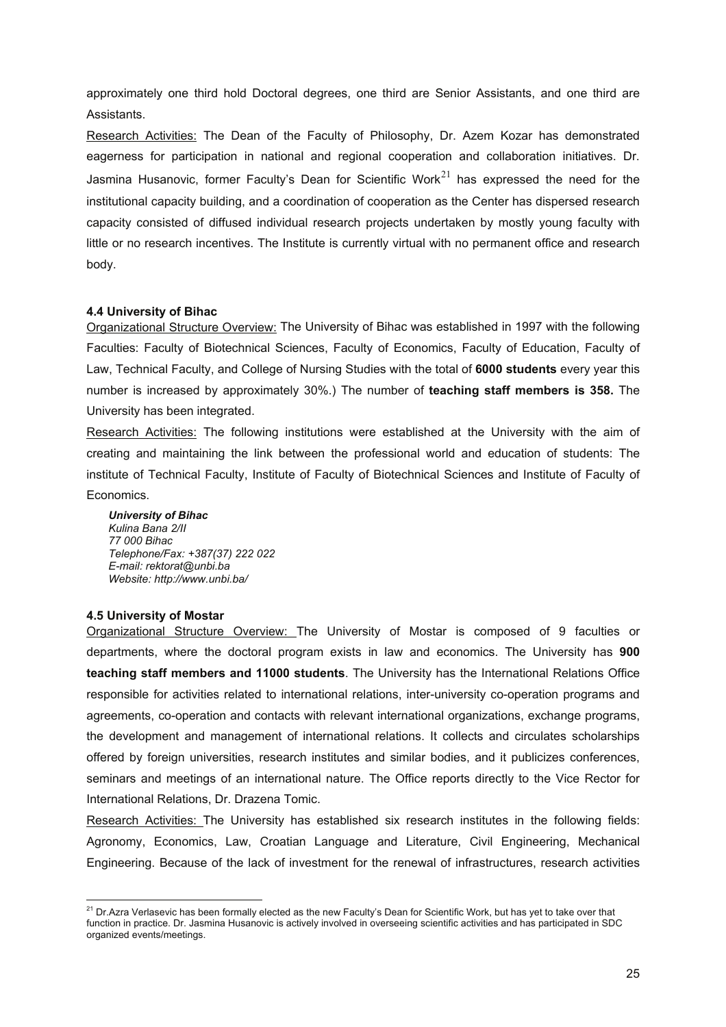approximately one third hold Doctoral degrees, one third are Senior Assistants, and one third are Assistants.

Research Activities: The Dean of the Faculty of Philosophy, Dr. Azem Kozar has demonstrated eagerness for participation in national and regional cooperation and collaboration initiatives. Dr. Jasmina Husanovic, former Faculty's Dean for Scientific Work[21] has expressed the need for the institutional capacity building, and a coordination of cooperation as the Center has dispersed research capacity consisted of diffused individual research projects undertaken by mostly young faculty with little or no research incentives. The Institute is currently virtual with no permanent office and research body.

### 4.4 University of Bihac

Organizational Structure Overview: The University of Bihac was established in 1997 with the following Faculties: Faculty of Biotechnical Sciences, Faculty of Economics, Faculty of Education, Faculty of Law, Technical Faculty, and College of Nursing Studies with the total of **6000 students** every year this number is increased by approximately 30%.) The number of **teaching staff members is 358.** The University has been integrated.

Research Activities: The following institutions were established at the University with the aim of creating and maintaining the link between the professional world and education of students: The institute of Technical Faculty, Institute of Faculty of Biotechnical Sciences and Institute of Faculty of Economics.

***University of Bihac***
*Kulina Bana 2/II*
*77 000 Bihac*
*Telephone/Fax: +387(37) 222 022*
*E-mail: rektorat@unbi.ba*
*Website: http://www.unbi.ba/*

### 4.5 University of Mostar

Organizational Structure Overview: The University of Mostar is composed of 9 faculties or departments, where the doctoral program exists in law and economics. The University has **900 teaching staff members and 11000 students**. The University has the International Relations Office responsible for activities related to international relations, inter-university co-operation programs and agreements, co-operation and contacts with relevant international organizations, exchange programs, the development and management of international relations. It collects and circulates scholarships offered by foreign universities, research institutes and similar bodies, and it publicizes conferences, seminars and meetings of an international nature. The Office reports directly to the Vice Rector for International Relations, Dr. Drazena Tomic.

Research Activities: The University has established six research institutes in the following fields: Agronomy, Economics, Law, Croatian Language and Literature, Civil Engineering, Mechanical Engineering. Because of the lack of investment for the renewal of infrastructures, research activities

---

[21] Dr.Azra Verlasevic has been formally elected as the new Faculty's Dean for Scientific Work, but has yet to take over that function in practice. Dr. Jasmina Husanovic is actively involved in overseeing scientific activities and has participated in SDC organized events/meetings.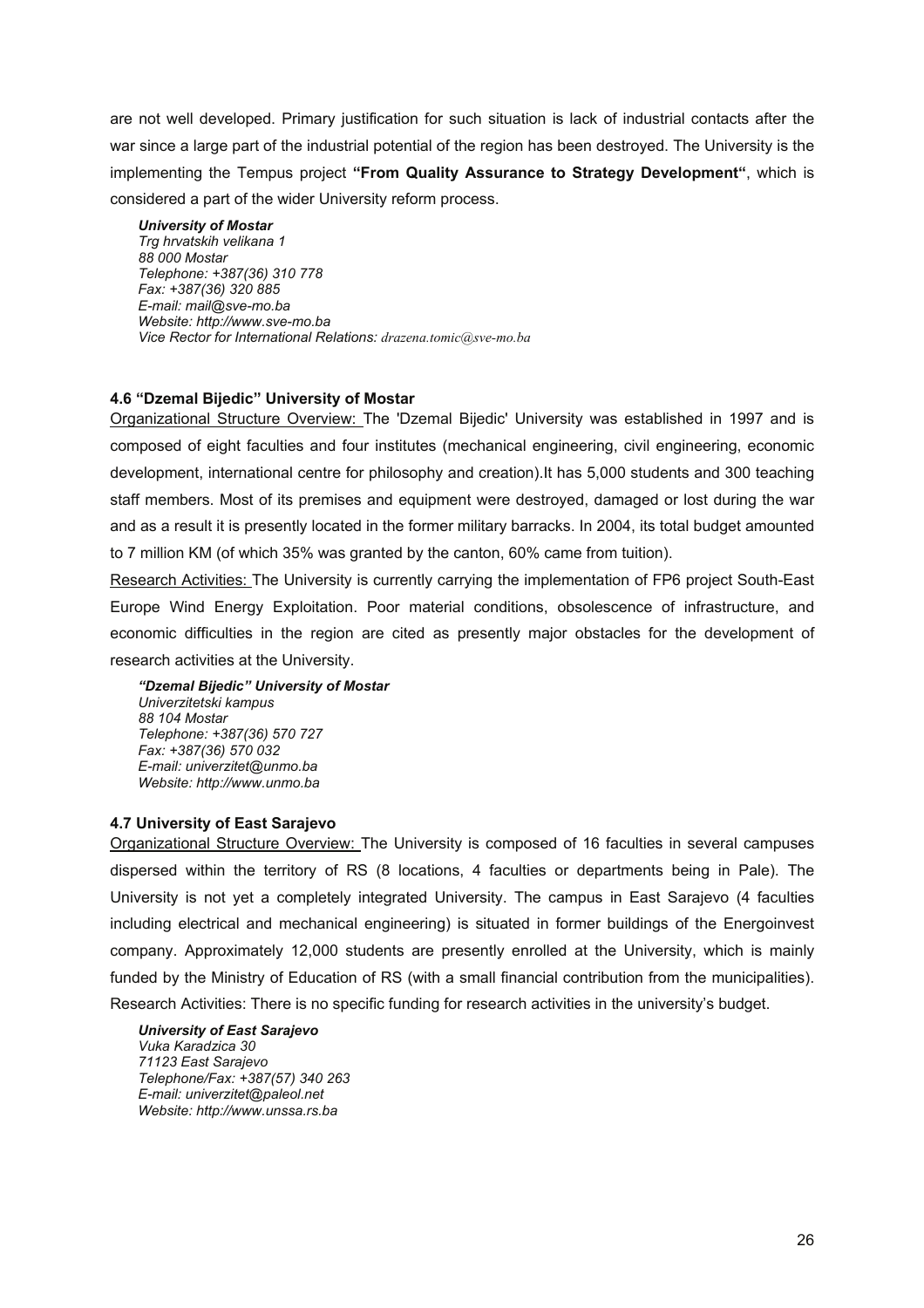are not well developed. Primary justification for such situation is lack of industrial contacts after the war since a large part of the industrial potential of the region has been destroyed. The University is the implementing the Tempus project **"From Quality Assurance to Strategy Development"**, which is considered a part of the wider University reform process.

***University of Mostar***
*Trg hrvatskih velikana 1*
*88 000 Mostar*
*Telephone: +387(36) 310 778*
*Fax: +387(36) 320 885*
*E-mail: mail@sve-mo.ba*
*Website: http://www.sve-mo.ba*
*Vice Rector for International Relations: drazena.tomic@sve-mo.ba*

### 4.6 "Dzemal Bijedic" University of Mostar

Organizational Structure Overview: The 'Dzemal Bijedic' University was established in 1997 and is composed of eight faculties and four institutes (mechanical engineering, civil engineering, economic development, international centre for philosophy and creation).It has 5,000 students and 300 teaching staff members. Most of its premises and equipment were destroyed, damaged or lost during the war and as a result it is presently located in the former military barracks. In 2004, its total budget amounted to 7 million KM (of which 35% was granted by the canton, 60% came from tuition).

Research Activities: The University is currently carrying the implementation of FP6 project South-East Europe Wind Energy Exploitation. Poor material conditions, obsolescence of infrastructure, and economic difficulties in the region are cited as presently major obstacles for the development of research activities at the University.

***"Dzemal Bijedic" University of Mostar***
*Univerzitetski kampus*
*88 104 Mostar*
*Telephone: +387(36) 570 727*
*Fax: +387(36) 570 032*
*E-mail: univerzitet@unmo.ba*
*Website: http://www.unmo.ba*

### 4.7 University of East Sarajevo

Organizational Structure Overview: The University is composed of 16 faculties in several campuses dispersed within the territory of RS (8 locations, 4 faculties or departments being in Pale). The University is not yet a completely integrated University. The campus in East Sarajevo (4 faculties including electrical and mechanical engineering) is situated in former buildings of the Energoinvest company. Approximately 12,000 students are presently enrolled at the University, which is mainly funded by the Ministry of Education of RS (with a small financial contribution from the municipalities).
Research Activities: There is no specific funding for research activities in the university's budget.

***University of East Sarajevo***
*Vuka Karadzica 30*
*71123 East Sarajevo*
*Telephone/Fax: +387(57) 340 263*
*E-mail: univerzitet@paleol.net*
*Website: http://www.unssa.rs.ba*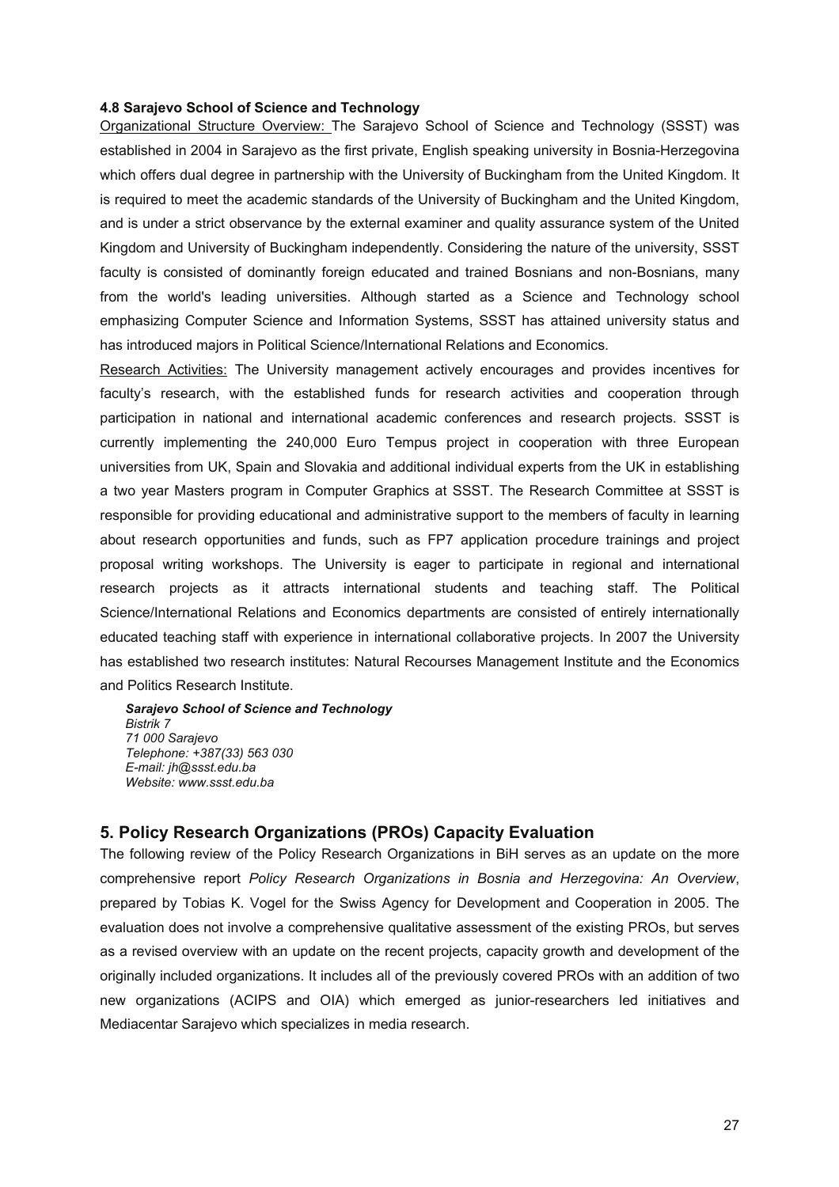### 4.8 Sarajevo School of Science and Technology

Organizational Structure Overview: The Sarajevo School of Science and Technology (SSST) was established in 2004 in Sarajevo as the first private, English speaking university in Bosnia-Herzegovina which offers dual degree in partnership with the University of Buckingham from the United Kingdom. It is required to meet the academic standards of the University of Buckingham and the United Kingdom, and is under a strict observance by the external examiner and quality assurance system of the United Kingdom and University of Buckingham independently. Considering the nature of the university, SSST faculty is consisted of dominantly foreign educated and trained Bosnians and non-Bosnians, many from the world's leading universities. Although started as a Science and Technology school emphasizing Computer Science and Information Systems, SSST has attained university status and has introduced majors in Political Science/International Relations and Economics.

Research Activities: The University management actively encourages and provides incentives for faculty's research, with the established funds for research activities and cooperation through participation in national and international academic conferences and research projects. SSST is currently implementing the 240,000 Euro Tempus project in cooperation with three European universities from UK, Spain and Slovakia and additional individual experts from the UK in establishing a two year Masters program in Computer Graphics at SSST. The Research Committee at SSST is responsible for providing educational and administrative support to the members of faculty in learning about research opportunities and funds, such as FP7 application procedure trainings and project proposal writing workshops. The University is eager to participate in regional and international research projects as it attracts international students and teaching staff. The Political Science/International Relations and Economics departments are consisted of entirely internationally educated teaching staff with experience in international collaborative projects. In 2007 the University has established two research institutes: Natural Recourses Management Institute and the Economics and Politics Research Institute.

***Sarajevo School of Science and Technology***
*Bistrik 7*
*71 000 Sarajevo*
*Telephone: +387(33) 563 030*
*E-mail: jh@ssst.edu.ba*
*Website: www.ssst.edu.ba*

## 5. Policy Research Organizations (PROs) Capacity Evaluation

The following review of the Policy Research Organizations in BiH serves as an update on the more comprehensive report *Policy Research Organizations in Bosnia and Herzegovina: An Overview*, prepared by Tobias K. Vogel for the Swiss Agency for Development and Cooperation in 2005. The evaluation does not involve a comprehensive qualitative assessment of the existing PROs, but serves as a revised overview with an update on the recent projects, capacity growth and development of the originally included organizations. It includes all of the previously covered PROs with an addition of two new organizations (ACIPS and OIA) which emerged as junior-researchers led initiatives and Mediacentar Sarajevo which specializes in media research.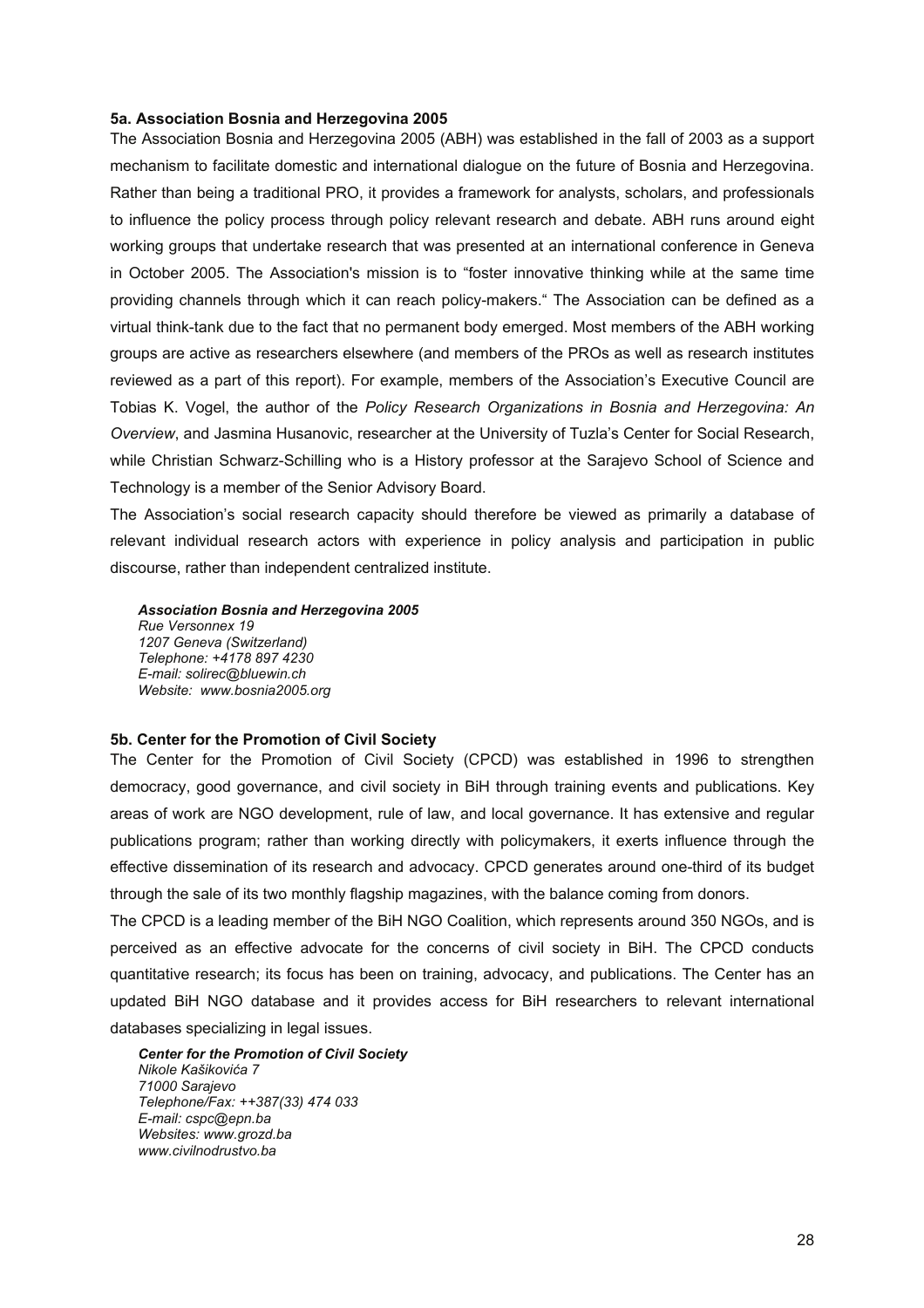### 5a. Association Bosnia and Herzegovina 2005

The Association Bosnia and Herzegovina 2005 (ABH) was established in the fall of 2003 as a support mechanism to facilitate domestic and international dialogue on the future of Bosnia and Herzegovina. Rather than being a traditional PRO, it provides a framework for analysts, scholars, and professionals to influence the policy process through policy relevant research and debate. ABH runs around eight working groups that undertake research that was presented at an international conference in Geneva in October 2005. The Association's mission is to "foster innovative thinking while at the same time providing channels through which it can reach policy-makers." The Association can be defined as a virtual think-tank due to the fact that no permanent body emerged. Most members of the ABH working groups are active as researchers elsewhere (and members of the PROs as well as research institutes reviewed as a part of this report). For example, members of the Association's Executive Council are Tobias K. Vogel, the author of the *Policy Research Organizations in Bosnia and Herzegovina: An Overview*, and Jasmina Husanovic, researcher at the University of Tuzla's Center for Social Research, while Christian Schwarz-Schilling who is a History professor at the Sarajevo School of Science and Technology is a member of the Senior Advisory Board.

The Association's social research capacity should therefore be viewed as primarily a database of relevant individual research actors with experience in policy analysis and participation in public discourse, rather than independent centralized institute.

***Association Bosnia and Herzegovina 2005***
*Rue Versonnex 19*
*1207 Geneva (Switzerland)*
*Telephone: +4178 897 4230*
*E-mail: solirec@bluewin.ch*
*Website: www.bosnia2005.org*

### 5b. Center for the Promotion of Civil Society

The Center for the Promotion of Civil Society (CPCD) was established in 1996 to strengthen democracy, good governance, and civil society in BiH through training events and publications. Key areas of work are NGO development, rule of law, and local governance. It has extensive and regular publications program; rather than working directly with policymakers, it exerts influence through the effective dissemination of its research and advocacy. CPCD generates around one-third of its budget through the sale of its two monthly flagship magazines, with the balance coming from donors.

The CPCD is a leading member of the BiH NGO Coalition, which represents around 350 NGOs, and is perceived as an effective advocate for the concerns of civil society in BiH. The CPCD conducts quantitative research; its focus has been on training, advocacy, and publications. The Center has an updated BiH NGO database and it provides access for BiH researchers to relevant international databases specializing in legal issues.

***Center for the Promotion of Civil Society***
*Nikole Kašikovića 7*
*71000 Sarajevo*
*Telephone/Fax: ++387(33) 474 033*
*E-mail: cspc@epn.ba*
*Websites: www.grozd.ba*
*www.civilnodrustvo.ba*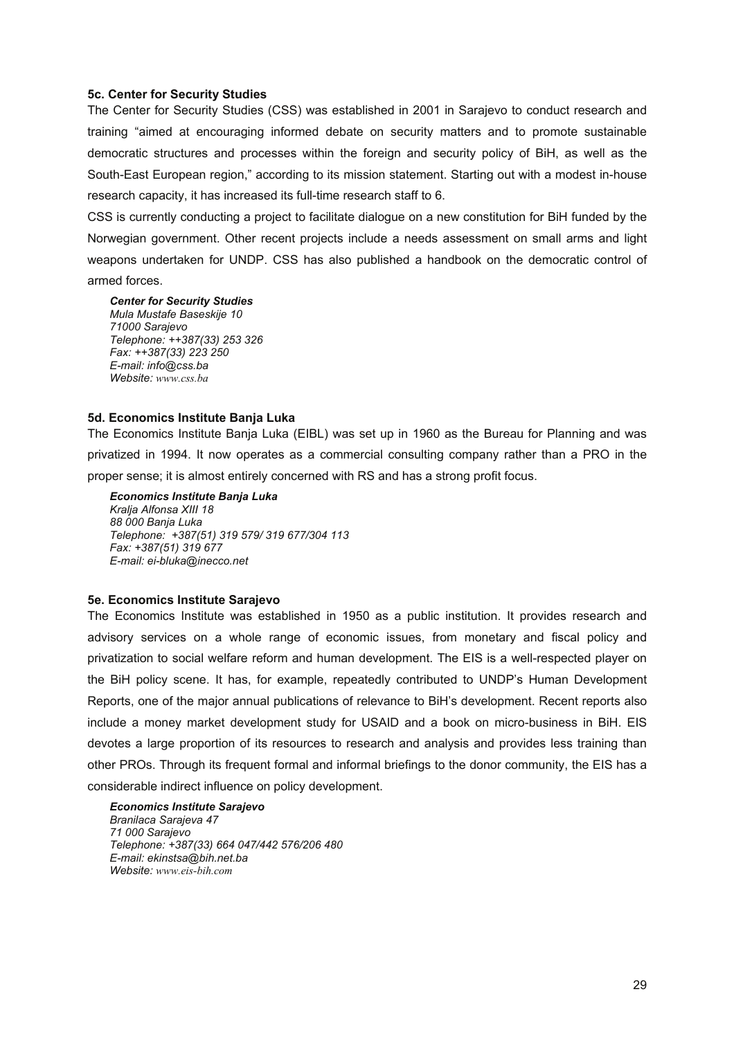### 5c. Center for Security Studies

The Center for Security Studies (CSS) was established in 2001 in Sarajevo to conduct research and training "aimed at encouraging informed debate on security matters and to promote sustainable democratic structures and processes within the foreign and security policy of BiH, as well as the South-East European region," according to its mission statement. Starting out with a modest in-house research capacity, it has increased its full-time research staff to 6.

CSS is currently conducting a project to facilitate dialogue on a new constitution for BiH funded by the Norwegian government. Other recent projects include a needs assessment on small arms and light weapons undertaken for UNDP. CSS has also published a handbook on the democratic control of armed forces.

***Center for Security Studies***
*Mula Mustafe Baseskije 10*
*71000 Sarajevo*
*Telephone: ++387(33) 253 326*
*Fax: ++387(33) 223 250*
*E-mail: info@css.ba*
*Website: www.css.ba*

### 5d. Economics Institute Banja Luka

The Economics Institute Banja Luka (EIBL) was set up in 1960 as the Bureau for Planning and was privatized in 1994. It now operates as a commercial consulting company rather than a PRO in the proper sense; it is almost entirely concerned with RS and has a strong profit focus.

***Economics Institute Banja Luka***
*Kralja Alfonsa XIII 18*
*88 000 Banja Luka*
*Telephone: +387(51) 319 579/ 319 677/304 113*
*Fax: +387(51) 319 677*
*E-mail: ei-bluka@inecco.net*

### 5e. Economics Institute Sarajevo

The Economics Institute was established in 1950 as a public institution. It provides research and advisory services on a whole range of economic issues, from monetary and fiscal policy and privatization to social welfare reform and human development. The EIS is a well-respected player on the BiH policy scene. It has, for example, repeatedly contributed to UNDP's Human Development Reports, one of the major annual publications of relevance to BiH's development. Recent reports also include a money market development study for USAID and a book on micro-business in BiH. EIS devotes a large proportion of its resources to research and analysis and provides less training than other PROs. Through its frequent formal and informal briefings to the donor community, the EIS has a considerable indirect influence on policy development.

***Economics Institute Sarajevo***
*Branilaca Sarajeva 47*
*71 000 Sarajevo*
*Telephone: +387(33) 664 047/442 576/206 480*
*E-mail: ekinstsa@bih.net.ba*
*Website: www.eis-bih.com*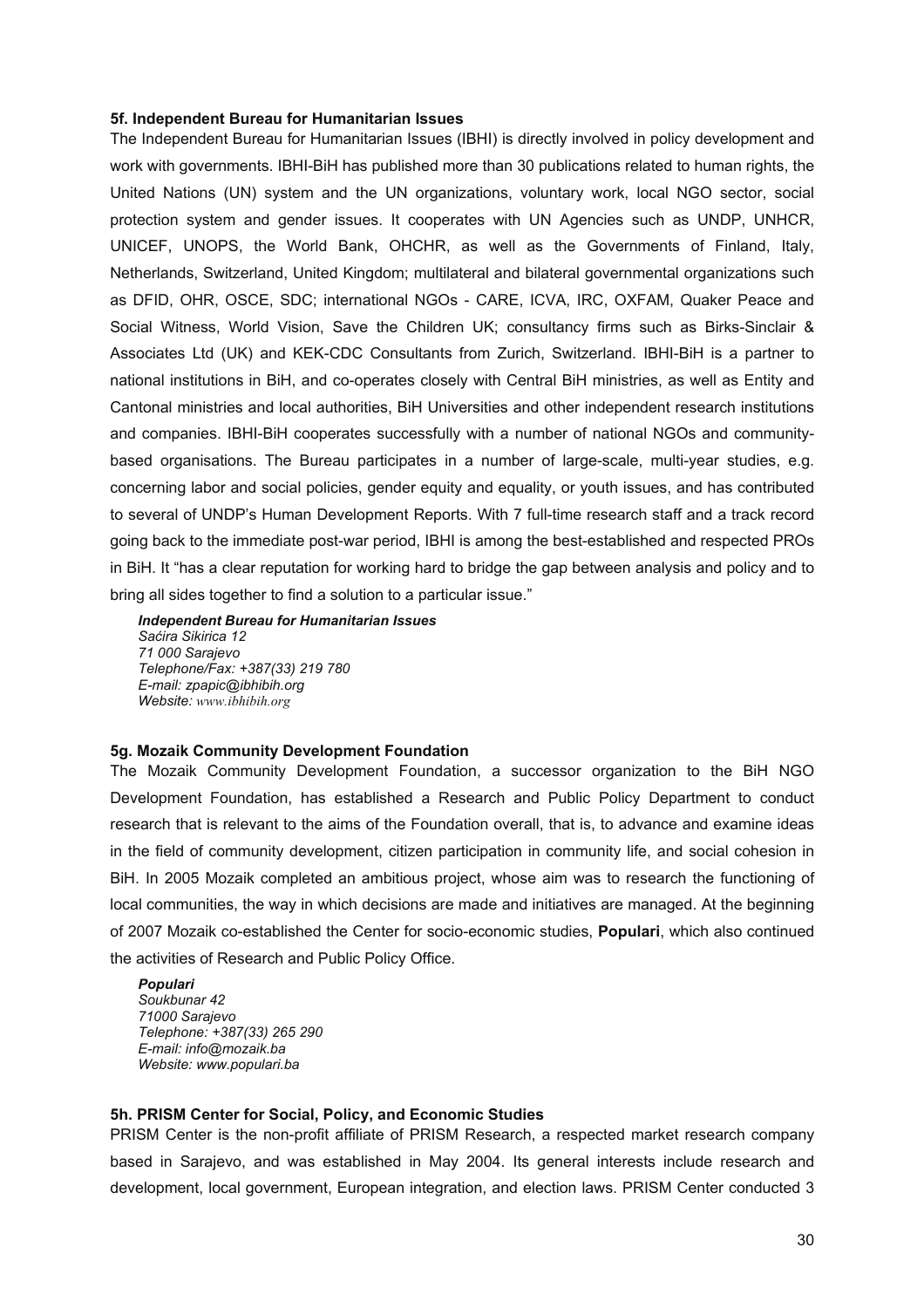### 5f. Independent Bureau for Humanitarian Issues

The Independent Bureau for Humanitarian Issues (IBHI) is directly involved in policy development and work with governments. IBHI-BiH has published more than 30 publications related to human rights, the United Nations (UN) system and the UN organizations, voluntary work, local NGO sector, social protection system and gender issues. It cooperates with UN Agencies such as UNDP, UNHCR, UNICEF, UNOPS, the World Bank, OHCHR, as well as the Governments of Finland, Italy, Netherlands, Switzerland, United Kingdom; multilateral and bilateral governmental organizations such as DFID, OHR, OSCE, SDC; international NGOs - CARE, ICVA, IRC, OXFAM, Quaker Peace and Social Witness, World Vision, Save the Children UK; consultancy firms such as Birks-Sinclair & Associates Ltd (UK) and KEK-CDC Consultants from Zurich, Switzerland. IBHI-BiH is a partner to national institutions in BiH, and co-operates closely with Central BiH ministries, as well as Entity and Cantonal ministries and local authorities, BiH Universities and other independent research institutions and companies. IBHI-BiH cooperates successfully with a number of national NGOs and community-based organisations. The Bureau participates in a number of large-scale, multi-year studies, e.g. concerning labor and social policies, gender equity and equality, or youth issues, and has contributed to several of UNDP's Human Development Reports. With 7 full-time research staff and a track record going back to the immediate post-war period, IBHI is among the best-established and respected PROs in BiH. It "has a clear reputation for working hard to bridge the gap between analysis and policy and to bring all sides together to find a solution to a particular issue."

***Independent Bureau for Humanitarian Issues***
*Saćira Sikirica 12*
*71 000 Sarajevo*
*Telephone/Fax: +387(33) 219 780*
*E-mail: zpapic@ibhibih.org*
*Website: www.ibhibih.org*

### 5g. Mozaik Community Development Foundation

The Mozaik Community Development Foundation, a successor organization to the BiH NGO Development Foundation, has established a Research and Public Policy Department to conduct research that is relevant to the aims of the Foundation overall, that is, to advance and examine ideas in the field of community development, citizen participation in community life, and social cohesion in BiH. In 2005 Mozaik completed an ambitious project, whose aim was to research the functioning of local communities, the way in which decisions are made and initiatives are managed. At the beginning of 2007 Mozaik co-established the Center for socio-economic studies, **Populari**, which also continued the activities of Research and Public Policy Office.

***Populari***
*Soukbunar 42*
*71000 Sarajevo*
*Telephone: +387(33) 265 290*
*E-mail: info@mozaik.ba*
*Website: www.populari.ba*

### 5h. PRISM Center for Social, Policy, and Economic Studies

PRISM Center is the non-profit affiliate of PRISM Research, a respected market research company based in Sarajevo, and was established in May 2004. Its general interests include research and development, local government, European integration, and election laws. PRISM Center conducted 3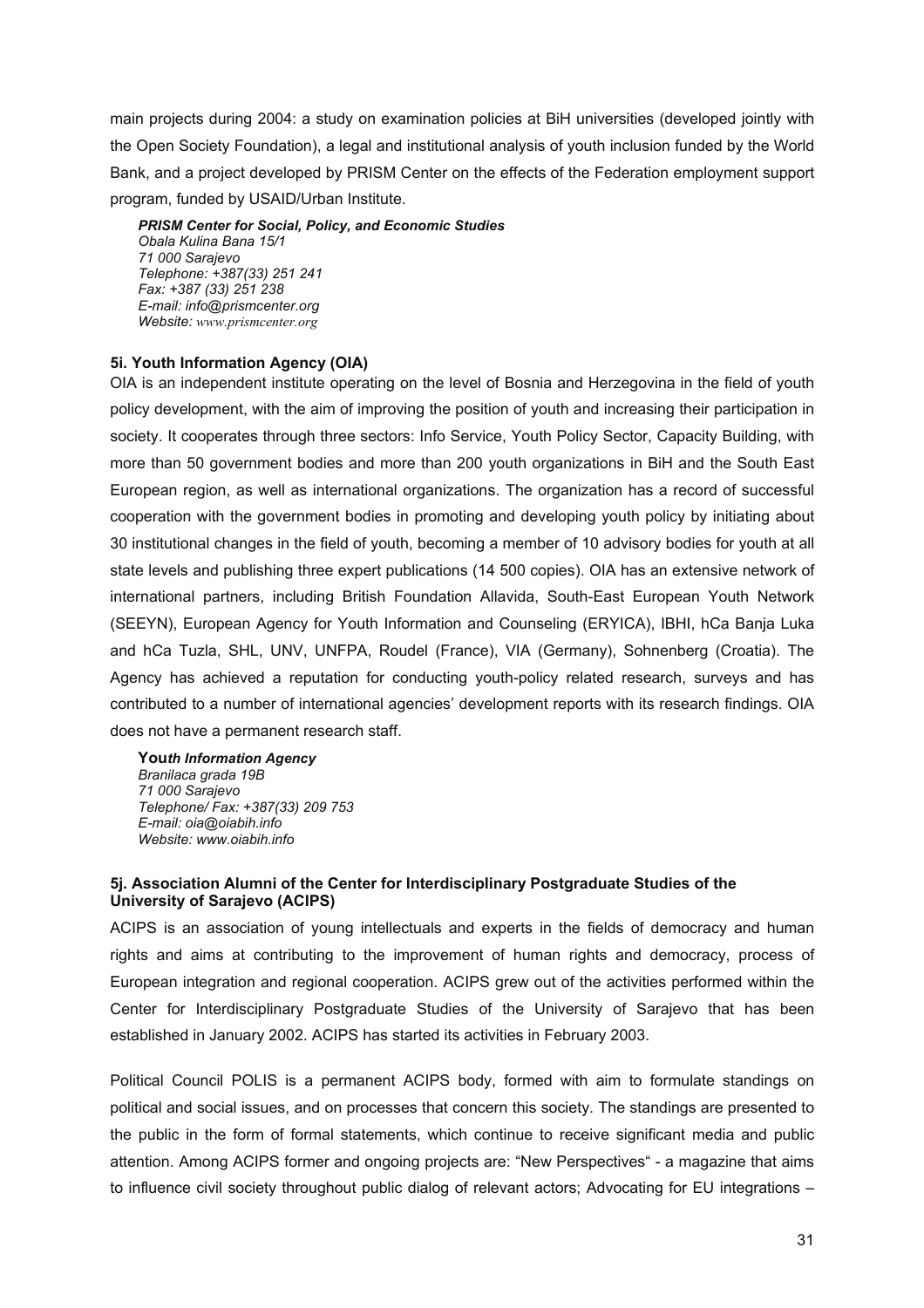main projects during 2004: a study on examination policies at BiH universities (developed jointly with the Open Society Foundation), a legal and institutional analysis of youth inclusion funded by the World Bank, and a project developed by PRISM Center on the effects of the Federation employment support program, funded by USAID/Urban Institute.

***PRISM Center for Social, Policy, and Economic Studies***
*Obala Kulina Bana 15/1*
*71 000 Sarajevo*
*Telephone: +387(33) 251 241*
*Fax: +387 (33) 251 238*
*E-mail: info@prismcenter.org*
*Website: www.prismcenter.org*

### 5i. Youth Information Agency (OIA)

OIA is an independent institute operating on the level of Bosnia and Herzegovina in the field of youth policy development, with the aim of improving the position of youth and increasing their participation in society. It cooperates through three sectors: Info Service, Youth Policy Sector, Capacity Building, with more than 50 government bodies and more than 200 youth organizations in BiH and the South East European region, as well as international organizations. The organization has a record of successful cooperation with the government bodies in promoting and developing youth policy by initiating about 30 institutional changes in the field of youth, becoming a member of 10 advisory bodies for youth at all state levels and publishing three expert publications (14 500 copies). OIA has an extensive network of international partners, including British Foundation Allavida, South-East European Youth Network (SEEYN), European Agency for Youth Information and Counseling (ERYICA), IBHI, hCa Banja Luka and hCa Tuzla, SHL, UNV, UNFPA, Roudel (France), VIA (Germany), Sohnenberg (Croatia). The Agency has achieved a reputation for conducting youth-policy related research, surveys and has contributed to a number of international agencies' development reports with its research findings. OIA does not have a permanent research staff.

**You*th Information Agency***
*Branilaca grada 19B*
*71 000 Sarajevo*
*Telephone/ Fax: +387(33) 209 753*
*E-mail: oia@oiabih.info*
*Website: www.oiabih.info*

### 5j. Association Alumni of the Center for Interdisciplinary Postgraduate Studies of the University of Sarajevo (ACIPS)

ACIPS is an association of young intellectuals and experts in the fields of democracy and human rights and aims at contributing to the improvement of human rights and democracy, process of European integration and regional cooperation. ACIPS grew out of the activities performed within the Center for Interdisciplinary Postgraduate Studies of the University of Sarajevo that has been established in January 2002. ACIPS has started its activities in February 2003.

Political Council POLIS is a permanent ACIPS body, formed with aim to formulate standings on political and social issues, and on processes that concern this society. The standings are presented to the public in the form of formal statements, which continue to receive significant media and public attention. Among ACIPS former and ongoing projects are: "New Perspectives" - a magazine that aims to influence civil society throughout public dialog of relevant actors; Advocating for EU integrations –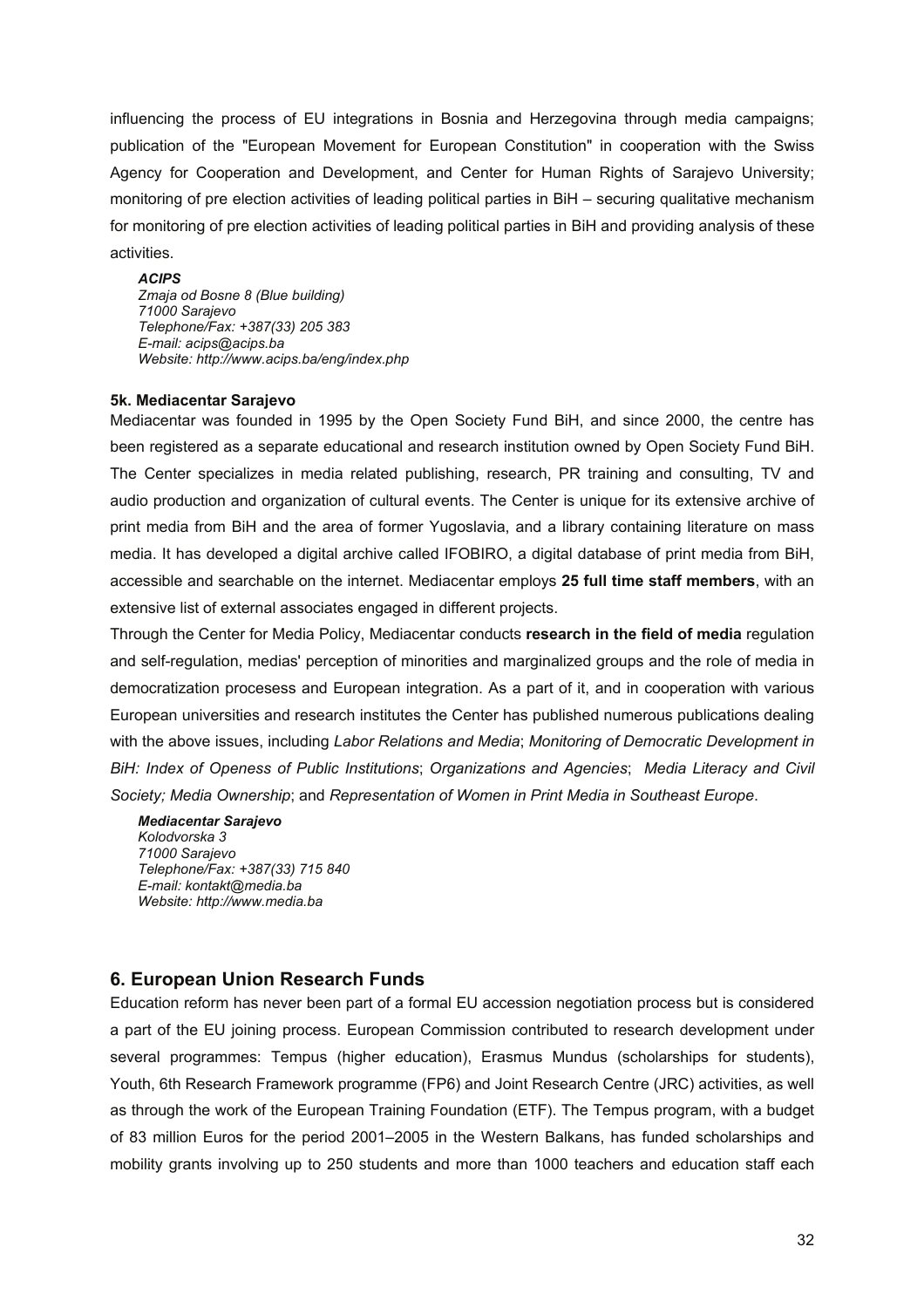influencing the process of EU integrations in Bosnia and Herzegovina through media campaigns; publication of the "European Movement for European Constitution" in cooperation with the Swiss Agency for Cooperation and Development, and Center for Human Rights of Sarajevo University; monitoring of pre election activities of leading political parties in BiH – securing qualitative mechanism for monitoring of pre election activities of leading political parties in BiH and providing analysis of these activities.

***ACIPS***
*Zmaja od Bosne 8 (Blue building)*
*71000 Sarajevo*
*Telephone/Fax: +387(33) 205 383*
*E-mail: acips@acips.ba*
*Website: http://www.acips.ba/eng/index.php*

#### 5k. Mediacentar Sarajevo

Mediacentar was founded in 1995 by the Open Society Fund BiH, and since 2000, the centre has been registered as a separate educational and research institution owned by Open Society Fund BiH. The Center specializes in media related publishing, research, PR training and consulting, TV and audio production and organization of cultural events. The Center is unique for its extensive archive of print media from BiH and the area of former Yugoslavia, and a library containing literature on mass media. It has developed a digital archive called IFOBIRO, a digital database of print media from BiH, accessible and searchable on the internet. Mediacentar employs **25 full time staff members**, with an extensive list of external associates engaged in different projects.

Through the Center for Media Policy, Mediacentar conducts **research in the field of media** regulation and self-regulation, medias' perception of minorities and marginalized groups and the role of media in democratization procesess and European integration. As a part of it, and in cooperation with various European universities and research institutes the Center has published numerous publications dealing with the above issues, including *Labor Relations and Media*; *Monitoring of Democratic Development in BiH: Index of Openess of Public Institutions*; *Organizations and Agencies*; *Media Literacy and Civil Society; Media Ownership*; and *Representation of Women in Print Media in Southeast Europe*.

***Mediacentar Sarajevo***
*Kolodvorska 3*
*71000 Sarajevo*
*Telephone/Fax: +387(33) 715 840*
*E-mail: kontakt@media.ba*
*Website: http://www.media.ba*

## 6. European Union Research Funds

Education reform has never been part of a formal EU accession negotiation process but is considered a part of the EU joining process. European Commission contributed to research development under several programmes: Tempus (higher education), Erasmus Mundus (scholarships for students), Youth, 6th Research Framework programme (FP6) and Joint Research Centre (JRC) activities, as well as through the work of the European Training Foundation (ETF). The Tempus program, with a budget of 83 million Euros for the period 2001–2005 in the Western Balkans, has funded scholarships and mobility grants involving up to 250 students and more than 1000 teachers and education staff each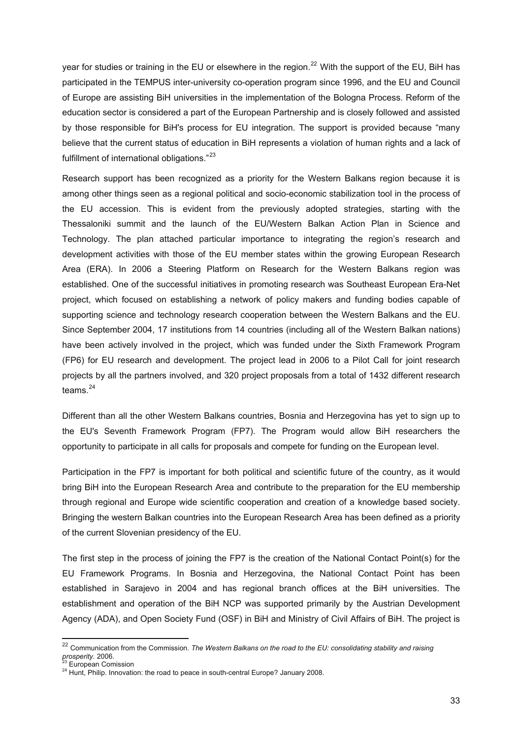year for studies or training in the EU or elsewhere in the region.[22] With the support of the EU, BiH has participated in the TEMPUS inter-university co-operation program since 1996, and the EU and Council of Europe are assisting BiH universities in the implementation of the Bologna Process. Reform of the education sector is considered a part of the European Partnership and is closely followed and assisted by those responsible for BiH's process for EU integration. The support is provided because "many believe that the current status of education in BiH represents a violation of human rights and a lack of fulfillment of international obligations."[23]

Research support has been recognized as a priority for the Western Balkans region because it is among other things seen as a regional political and socio-economic stabilization tool in the process of the EU accession. This is evident from the previously adopted strategies, starting with the Thessaloniki summit and the launch of the EU/Western Balkan Action Plan in Science and Technology. The plan attached particular importance to integrating the region's research and development activities with those of the EU member states within the growing European Research Area (ERA). In 2006 a Steering Platform on Research for the Western Balkans region was established. One of the successful initiatives in promoting research was Southeast European Era-Net project, which focused on establishing a network of policy makers and funding bodies capable of supporting science and technology research cooperation between the Western Balkans and the EU. Since September 2004, 17 institutions from 14 countries (including all of the Western Balkan nations) have been actively involved in the project, which was funded under the Sixth Framework Program (FP6) for EU research and development. The project lead in 2006 to a Pilot Call for joint research projects by all the partners involved, and 320 project proposals from a total of 1432 different research teams.[24]

Different than all the other Western Balkans countries, Bosnia and Herzegovina has yet to sign up to the EU's Seventh Framework Program (FP7). The Program would allow BiH researchers the opportunity to participate in all calls for proposals and compete for funding on the European level.

Participation in the FP7 is important for both political and scientific future of the country, as it would bring BiH into the European Research Area and contribute to the preparation for the EU membership through regional and Europe wide scientific cooperation and creation of a knowledge based society. Bringing the western Balkan countries into the European Research Area has been defined as a priority of the current Slovenian presidency of the EU.

The first step in the process of joining the FP7 is the creation of the National Contact Point(s) for the EU Framework Programs. In Bosnia and Herzegovina, the National Contact Point has been established in Sarajevo in 2004 and has regional branch offices at the BiH universities. The establishment and operation of the BiH NCP was supported primarily by the Austrian Development Agency (ADA), and Open Society Fund (OSF) in BiH and Ministry of Civil Affairs of BiH. The project is

---

[22] Communication from the Commission. *The Western Balkans on the road to the EU: consolidating stability and raising prosperity*. 2006.

[23] European Comission

[24] Hunt, Philip. Innovation: the road to peace in south-central Europe? January 2008.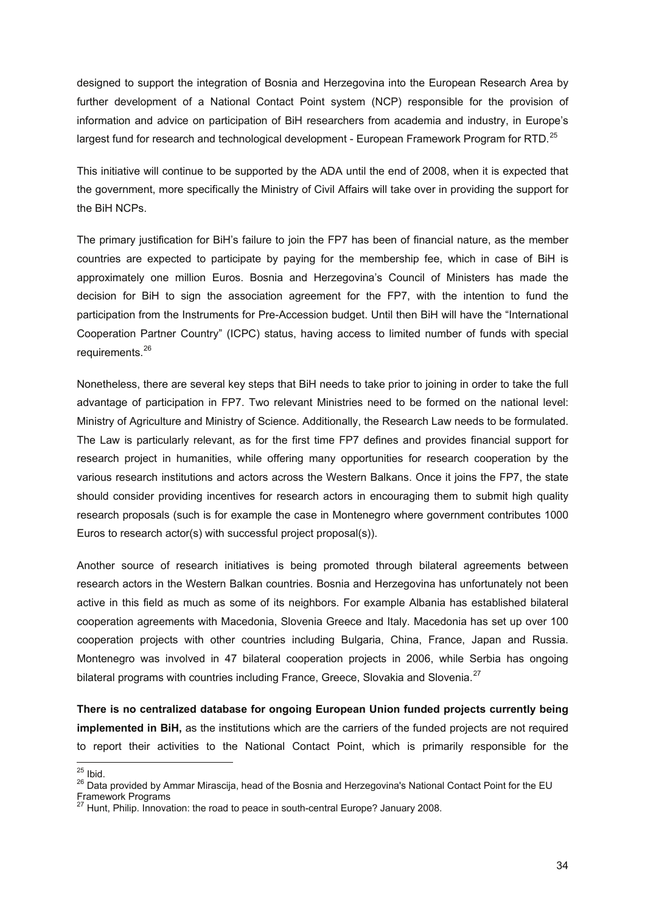designed to support the integration of Bosnia and Herzegovina into the European Research Area by further development of a National Contact Point system (NCP) responsible for the provision of information and advice on participation of BiH researchers from academia and industry, in Europe's largest fund for research and technological development - European Framework Program for RTD.[25]

This initiative will continue to be supported by the ADA until the end of 2008, when it is expected that the government, more specifically the Ministry of Civil Affairs will take over in providing the support for the BiH NCPs.

The primary justification for BiH's failure to join the FP7 has been of financial nature, as the member countries are expected to participate by paying for the membership fee, which in case of BiH is approximately one million Euros. Bosnia and Herzegovina's Council of Ministers has made the decision for BiH to sign the association agreement for the FP7, with the intention to fund the participation from the Instruments for Pre-Accession budget. Until then BiH will have the "International Cooperation Partner Country" (ICPC) status, having access to limited number of funds with special requirements.[26]

Nonetheless, there are several key steps that BiH needs to take prior to joining in order to take the full advantage of participation in FP7. Two relevant Ministries need to be formed on the national level: Ministry of Agriculture and Ministry of Science. Additionally, the Research Law needs to be formulated. The Law is particularly relevant, as for the first time FP7 defines and provides financial support for research project in humanities, while offering many opportunities for research cooperation by the various research institutions and actors across the Western Balkans. Once it joins the FP7, the state should consider providing incentives for research actors in encouraging them to submit high quality research proposals (such is for example the case in Montenegro where government contributes 1000 Euros to research actor(s) with successful project proposal(s)).

Another source of research initiatives is being promoted through bilateral agreements between research actors in the Western Balkan countries. Bosnia and Herzegovina has unfortunately not been active in this field as much as some of its neighbors. For example Albania has established bilateral cooperation agreements with Macedonia, Slovenia Greece and Italy. Macedonia has set up over 100 cooperation projects with other countries including Bulgaria, China, France, Japan and Russia. Montenegro was involved in 47 bilateral cooperation projects in 2006, while Serbia has ongoing bilateral programs with countries including France, Greece, Slovakia and Slovenia.[27]

**There is no centralized database for ongoing European Union funded projects currently being implemented in BiH,** as the institutions which are the carriers of the funded projects are not required to report their activities to the National Contact Point, which is primarily responsible for the

---

[25] Ibid.

[26] Data provided by Ammar Mirascija, head of the Bosnia and Herzegovina's National Contact Point for the EU Framework Programs

[27] Hunt, Philip. Innovation: the road to peace in south-central Europe? January 2008.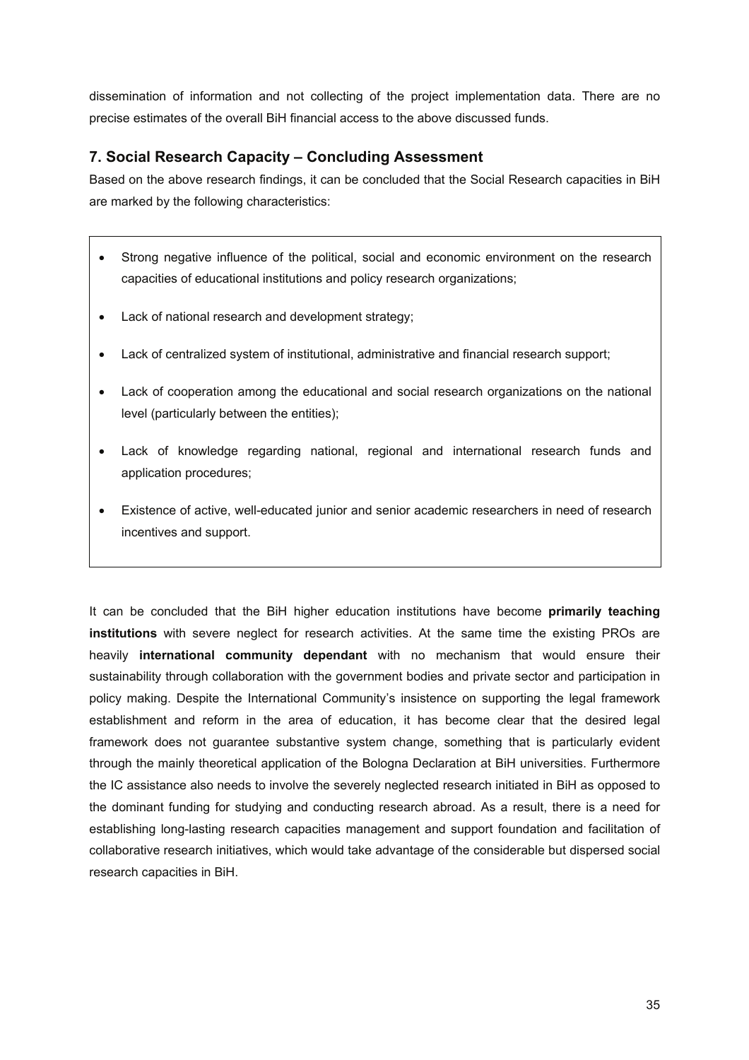dissemination of information and not collecting of the project implementation data. There are no precise estimates of the overall BiH financial access to the above discussed funds.

## 7. Social Research Capacity – Concluding Assessment

Based on the above research findings, it can be concluded that the Social Research capacities in BiH are marked by the following characteristics:

- Strong negative influence of the political, social and economic environment on the research capacities of educational institutions and policy research organizations;
- Lack of national research and development strategy;
- Lack of centralized system of institutional, administrative and financial research support;
- Lack of cooperation among the educational and social research organizations on the national level (particularly between the entities);
- Lack of knowledge regarding national, regional and international research funds and application procedures;
- Existence of active, well-educated junior and senior academic researchers in need of research incentives and support.

It can be concluded that the BiH higher education institutions have become **primarily teaching institutions** with severe neglect for research activities. At the same time the existing PROs are heavily **international community dependant** with no mechanism that would ensure their sustainability through collaboration with the government bodies and private sector and participation in policy making. Despite the International Community's insistence on supporting the legal framework establishment and reform in the area of education, it has become clear that the desired legal framework does not guarantee substantive system change, something that is particularly evident through the mainly theoretical application of the Bologna Declaration at BiH universities. Furthermore the IC assistance also needs to involve the severely neglected research initiated in BiH as opposed to the dominant funding for studying and conducting research abroad. As a result, there is a need for establishing long-lasting research capacities management and support foundation and facilitation of collaborative research initiatives, which would take advantage of the considerable but dispersed social research capacities in BiH.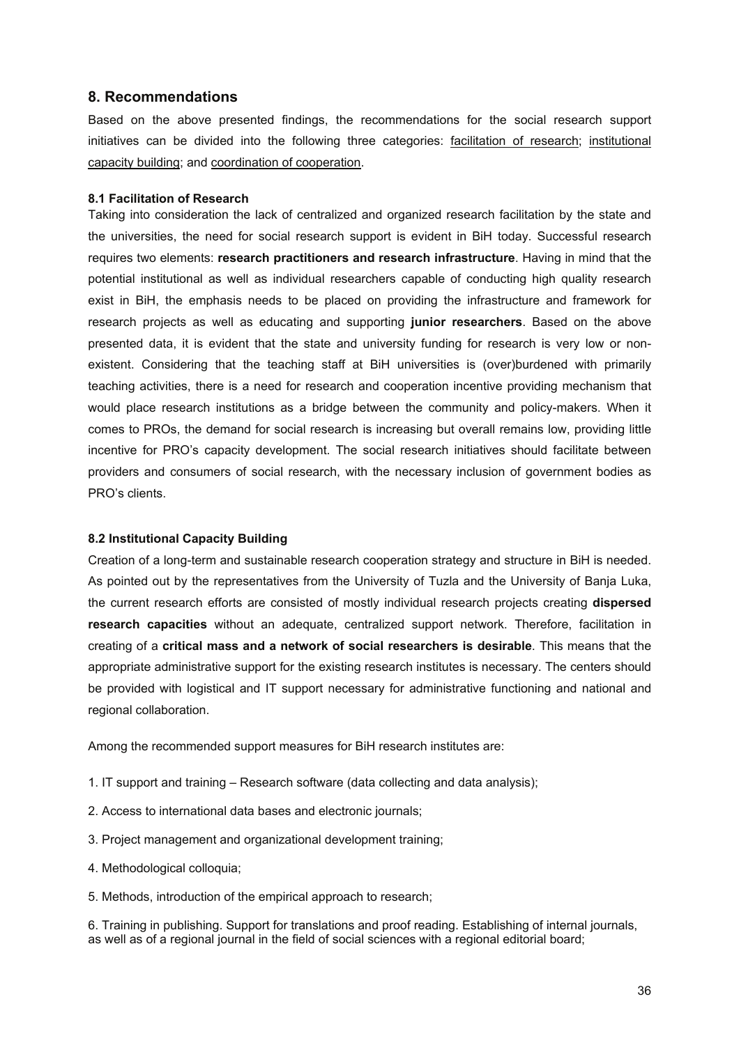## 8. Recommendations

Based on the above presented findings, the recommendations for the social research support initiatives can be divided into the following three categories: facilitation of research; institutional capacity building; and coordination of cooperation.

### 8.1 Facilitation of Research

Taking into consideration the lack of centralized and organized research facilitation by the state and the universities, the need for social research support is evident in BiH today. Successful research requires two elements: **research practitioners and research infrastructure**. Having in mind that the potential institutional as well as individual researchers capable of conducting high quality research exist in BiH, the emphasis needs to be placed on providing the infrastructure and framework for research projects as well as educating and supporting **junior researchers**. Based on the above presented data, it is evident that the state and university funding for research is very low or non-existent. Considering that the teaching staff at BiH universities is (over)burdened with primarily teaching activities, there is a need for research and cooperation incentive providing mechanism that would place research institutions as a bridge between the community and policy-makers. When it comes to PROs, the demand for social research is increasing but overall remains low, providing little incentive for PRO's capacity development. The social research initiatives should facilitate between providers and consumers of social research, with the necessary inclusion of government bodies as PRO's clients.

### 8.2 Institutional Capacity Building

Creation of a long-term and sustainable research cooperation strategy and structure in BiH is needed. As pointed out by the representatives from the University of Tuzla and the University of Banja Luka, the current research efforts are consisted of mostly individual research projects creating **dispersed research capacities** without an adequate, centralized support network. Therefore, facilitation in creating of a **critical mass and a network of social researchers is desirable**. This means that the appropriate administrative support for the existing research institutes is necessary. The centers should be provided with logistical and IT support necessary for administrative functioning and national and regional collaboration.

Among the recommended support measures for BiH research institutes are:

1. IT support and training – Research software (data collecting and data analysis);
2. Access to international data bases and electronic journals;
3. Project management and organizational development training;
4. Methodological colloquia;
5. Methods, introduction of the empirical approach to research;
6. Training in publishing. Support for translations and proof reading. Establishing of internal journals, as well as of a regional journal in the field of social sciences with a regional editorial board;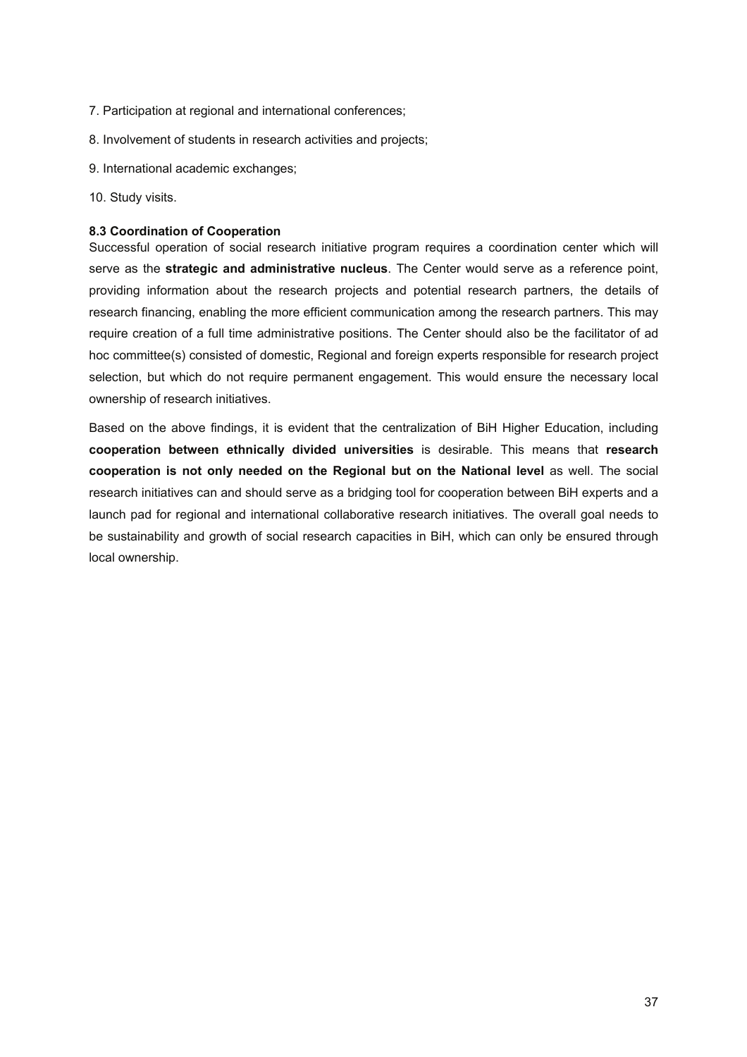7. Participation at regional and international conferences;

8. Involvement of students in research activities and projects;

9. International academic exchanges;

10. Study visits.

### 8.3 Coordination of Cooperation

Successful operation of social research initiative program requires a coordination center which will serve as the **strategic and administrative nucleus**. The Center would serve as a reference point, providing information about the research projects and potential research partners, the details of research financing, enabling the more efficient communication among the research partners. This may require creation of a full time administrative positions. The Center should also be the facilitator of ad hoc committee(s) consisted of domestic, Regional and foreign experts responsible for research project selection, but which do not require permanent engagement. This would ensure the necessary local ownership of research initiatives.

Based on the above findings, it is evident that the centralization of BiH Higher Education, including **cooperation between ethnically divided universities** is desirable. This means that **research cooperation is not only needed on the Regional but on the National level** as well. The social research initiatives can and should serve as a bridging tool for cooperation between BiH experts and a launch pad for regional and international collaborative research initiatives. The overall goal needs to be sustainability and growth of social research capacities in BiH, which can only be ensured through local ownership.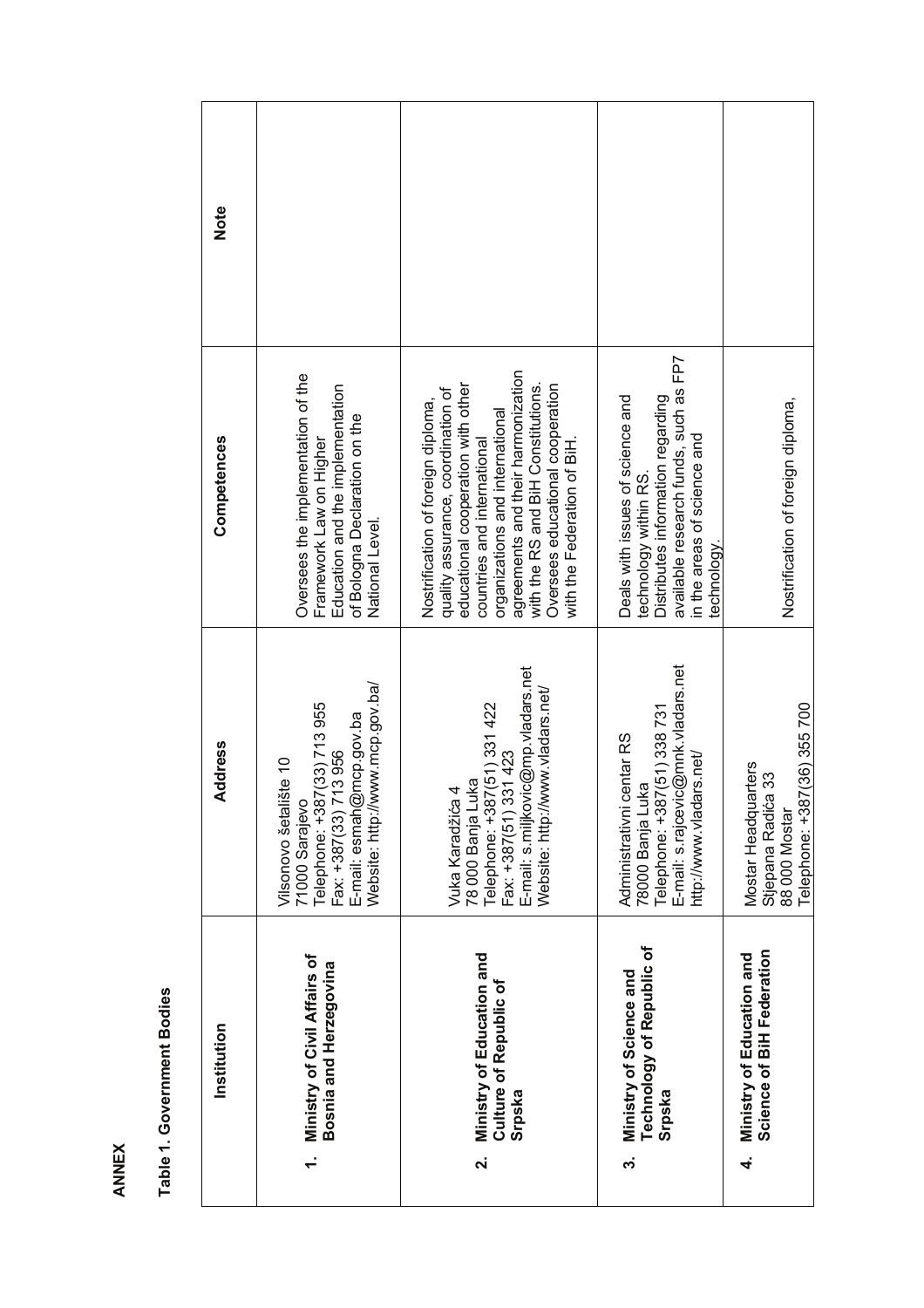**ANNEX**

**Table 1. Government Bodies**

| Institution | Address | Competences | Note |
|---|---|---|---|
| **1. Ministry of Civil Affairs of Bosnia and Herzegovina** | Vilsonovo šetalište 10<br>71000 Sarajevo<br>Telephone: +387(33) 713 955<br>Fax: +387(33) 713 956<br>E-mail: esmah@mcp.gov.ba<br>Website: http://www.mcp.gov.ba/ | Oversees the implementation of the Framework Law on Higher Education and the implementation of Bologna Declaration on the National Level. | |
| **2. Ministry of Education and Culture of Republic of Srpska** | Vuka Karadžića 4<br>78 000 Banja Luka<br>Telephone: +387(51) 331 422<br>Fax: +387(51) 331 423<br>E-mail: s.miljkovic@mp.vladars.net<br>Website: http://www.vladars.net/ | Nostrification of foreign diploma, quality assurance, coordination of educational cooperation with other countries and international organizations and international agreements and their harmonization with the RS and BiH Constitutions. Oversees educational cooperation with the Federation of BiH. | |
| **3. Ministry of Science and Technology of Republic of Srpska** | Administrativni centar RS<br>78000 Banja Luka<br>Telephone: +387(51) 338 731<br>E-mail: s.rajcevic@mnk.vladars.net<br>http://www.vladars.net/ | Deals with issues of science and technology within RS.<br>Distributes information regarding available research funds, such as FP7 in the areas of science and technology. | |
| **4. Ministry of Education and Science of BiH Federation** | Mostar Headquarters<br>Stjepana Radića 33<br>88 000 Mostar<br>Telephone: +387(36) 355 700 | Nostrification of foreign diploma, | |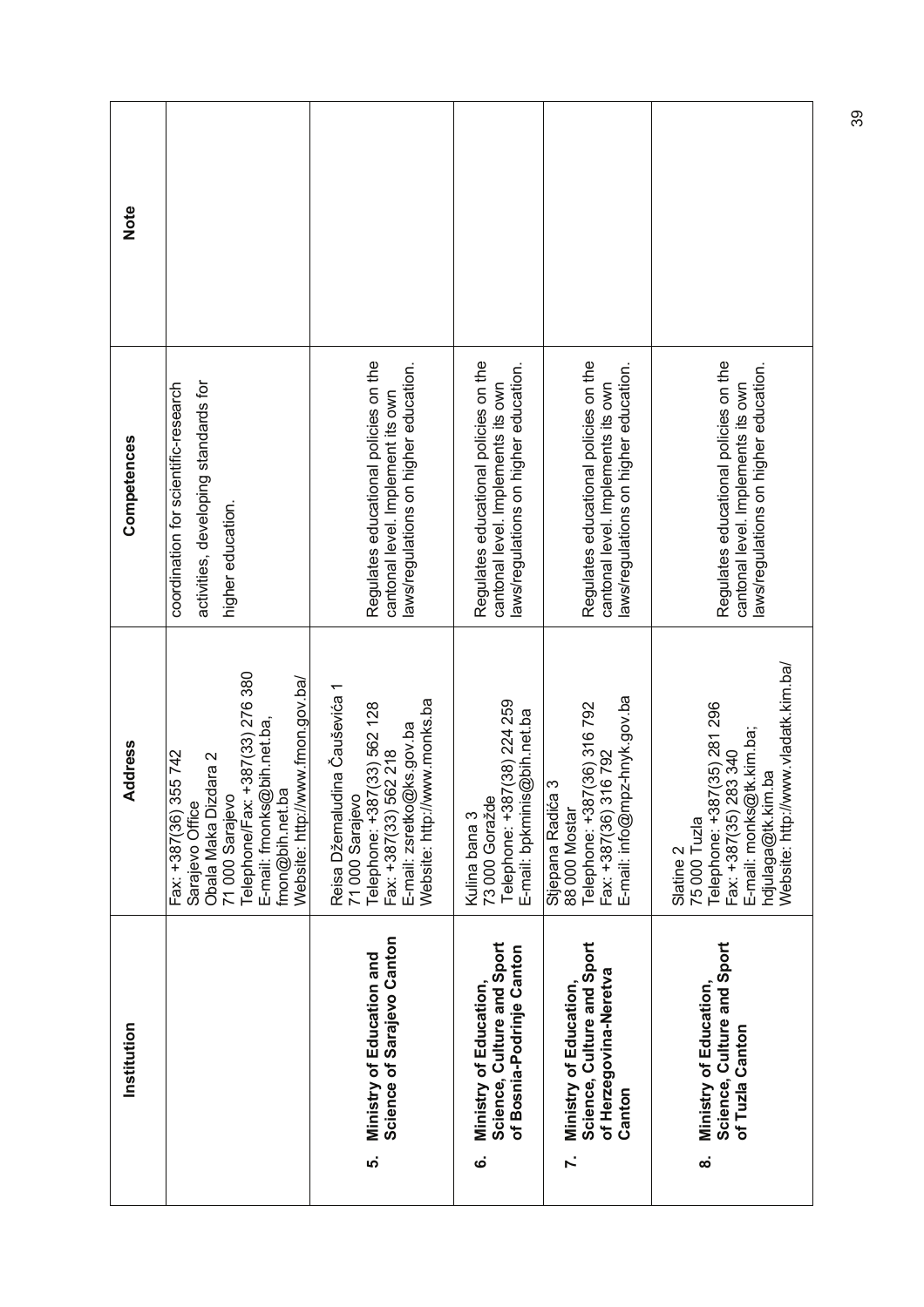| Institution | Address | Competences | Note |
|---|---|---|---|
| | Fax: +387(36) 355 742<br>Sarajevo Office<br>Obala Maka Dizdara 2<br>71 000 Sarajevo<br>Telephone/Fax: +387(33) 276 380<br>E-mail: fmonks@bih.net.ba, fmon@bih.net.ba<br>Website: http://www.fmon.gov.ba/ | coordination for scientific-research activities, developing standards for higher education. | |
| **5. Ministry of Education and Science of Sarajevo Canton** | Reisa Džemaludina Čauševića 1<br>71 000 Sarajevo<br>Telephone: +387(33) 562 128<br>Fax: +387(33) 562 218<br>E-mail: zsretko@ks.gov.ba<br>Website: http://www.monks.ba | Regulates educational policies on the cantonal level. Implement its own laws/regulations on higher education. | |
| **6. Ministry of Education, Science, Culture and Sport of Bosnia-Podrinje Canton** | Kulina bana 3<br>73 000 Goražde<br>Telephone: +387(38) 224 259<br>E-mail: bpkminis@bih.net.ba | Regulates educational policies on the cantonal level. Implements its own laws/regulations on higher education. | |
| **7. Ministry of Education, Science, Culture and Sport of Herzegovina-Neretva Canton** | Stjepana Radića 3<br>88 000 Mostar<br>Telephone: +387(36) 316 792<br>Fax: +387(36) 316 792<br>E-mail: info@mpz-hnyk.gov.ba | Regulates educational policies on the cantonal level. Implements its own laws/regulations on higher education. | |
| **8. Ministry of Education, Science, Culture and Sport of Tuzla Canton** | Slatine 2<br>75 000 Tuzla<br>Telephone: +387(35) 281 296<br>Fax: +387(35) 283 340<br>E-mail: monks@tk.kim.ba; hdjulaga@tk.kim.ba<br>Website: http://www.vladatk.kim.ba/ | Regulates educational policies on the cantonal level. Implements its own laws/regulations on higher education. | |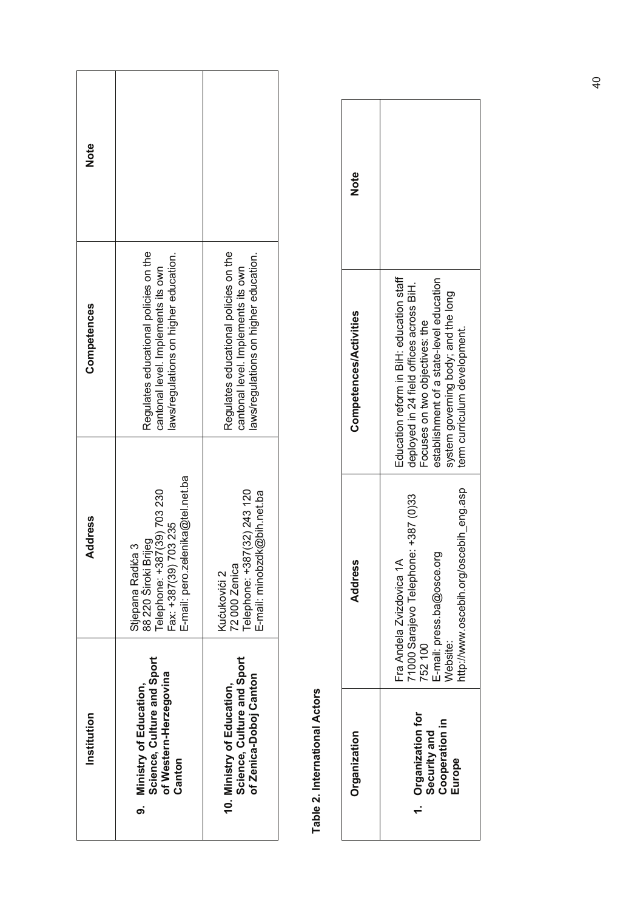| Institution | Address | Competences | Note |
|---|---|---|---|
| **9. Ministry of Education, Science, Culture and Sport of Western-Herzegovina Canton** | Stjepana Radića 3<br>88 220 Široki Brijeg<br>Telephone: +387(39) 703 230<br>Fax: +387(39) 703 235<br>E-mail: pero.zelenika@tel.net.ba | Regulates educational policies on the cantonal level. Implements its own laws/regulations on higher education. | |
| **10. Ministry of Education, Science, Culture and Sport of Zenica-Doboj Canton** | Kućukovići 2<br>72 000 Zenica<br>Telephone: +387(32) 243 120<br>E-mail: minobzdk@bih.net.ba | Regulates educational policies on the cantonal level. Implements its own laws/regulations on higher education. | |

**Table 2. International Actors**

| Organization | Address | Competences/Activities | Note |
|---|---|---|---|
| **1. Organization for Security and Cooperation in Europe** | Fra Anđela Zvizdovica 1A<br>71000 Sarajevo Telephone: +387 (0)33 752 100<br>E-mail: press.ba@osce.org<br>Website:<br>http://www.oscebih.org/oscebih_eng.asp | Education reform in BiH: education staff deployed in 24 field offices across BiH. Focuses on two objectives: the establishment of a state-level education system governing body; and the long term curriculum development. | |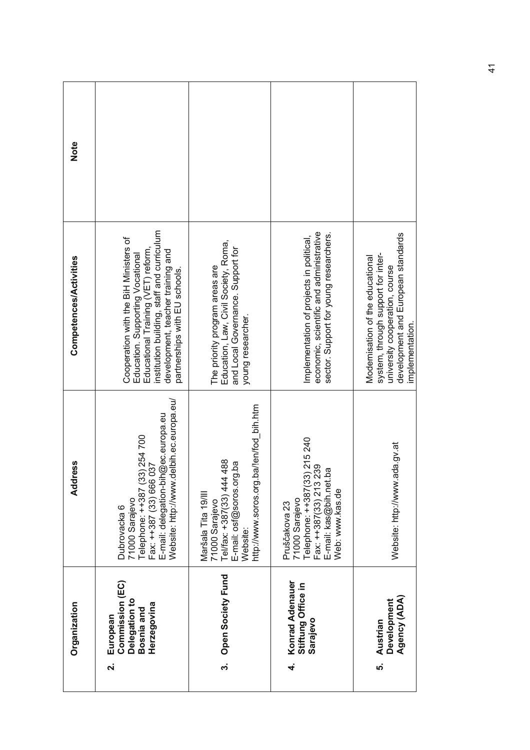| Organization | Address | Competences/Activities | Note |
|---|---|---|---|
| **2. European Commission (EC) Delegation to Bosnia and Herzegovina** | Dubrovacka 6<br>71000 Sarajevo<br>Telephone: ++387 (33) 254 700<br>Fax: ++387 (33) 666 037<br>E-mail: delegation-bih@ec.europa.eu<br>Website: http://www.delbih.ec.europa.eu/ | Cooperation with the BiH Ministers of Education. Supporting Vocational Educational Training (VET) reform, institution building, staff and curriculum development, teacher training and partnerships with EU schools. | |
| **3. Open Society Fund** | Maršala Tita 19/III<br>71000 Sarajevo<br>Tel/fax: +387(33) 444 488<br>E-mail: osf@soros.org.ba<br>Website:<br>http://www.soros.org.ba/en/fod_bih.htm | The priority program areas are Education, Law, Civil Society, Roma, and Local Governance. Support for young researcher. | |
| **4. Konrad Adenauer Stiftung Office in Sarajevo** | Pruščakova 23<br>71000 Sarajevo<br>Telephone: ++387(33) 215 240<br>Fax: ++387(33) 213 239<br>E-mail: kas@bih.net.ba<br>Web: www.kas.de | Implementation of projects in political, economic, scientific and administrative sector. Support for young researchers. | |
| **5. Austrian Development Agency (ADA)** | Website: http://www.ada.gv.at | Modernisation of the educational system, through support for inter-university cooperation, course development and European standards implementation. | |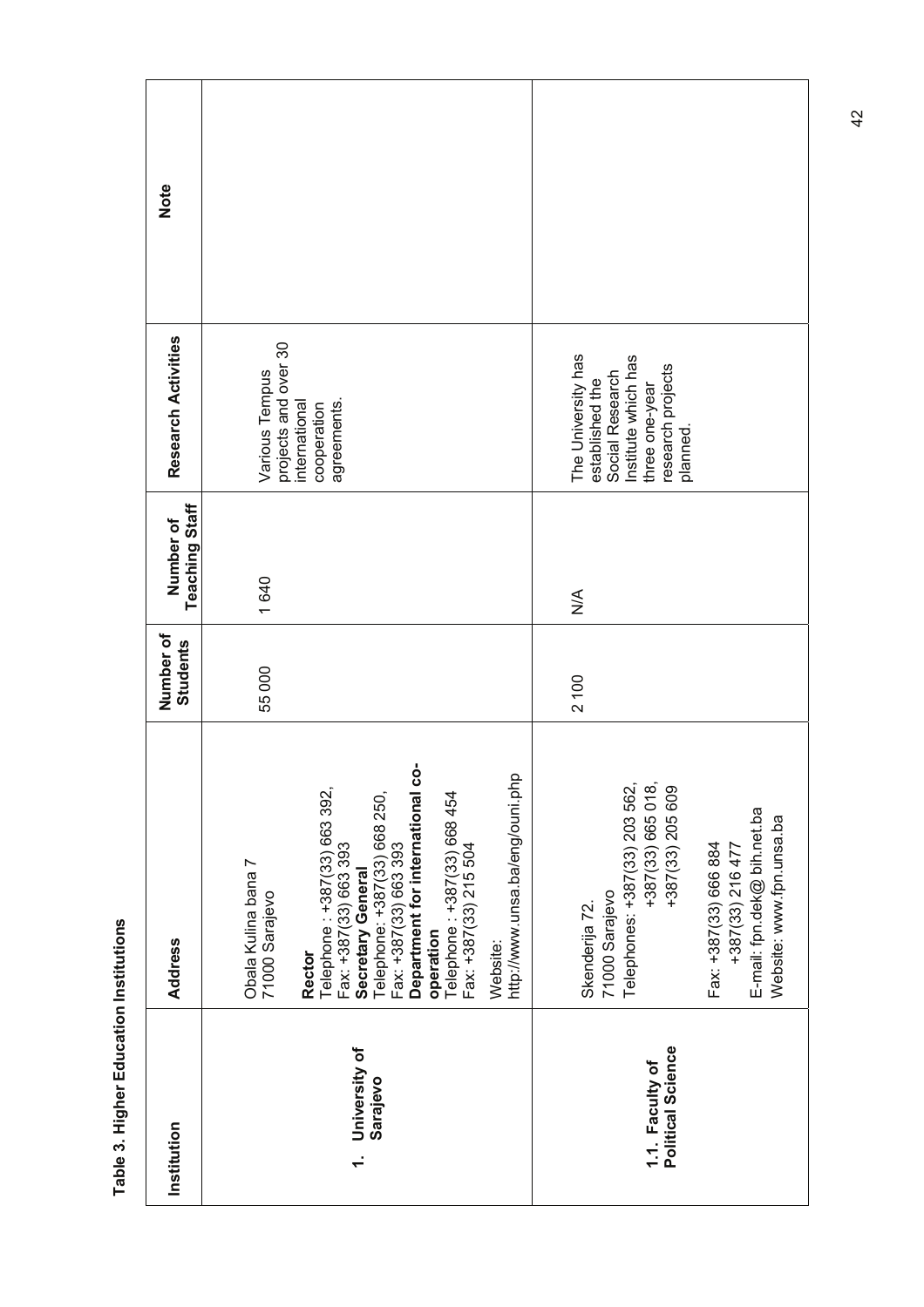**Table 3. Higher Education Institutions**

| Institution | Address | Number of Students | Number of Teaching Staff | Research Activities | Note |
|---|---|---|---|---|---|
| **1. University of Sarajevo** | Obala Kulina bana 7<br>71000 Sarajevo<br><br>**Rector**<br>Telephone : +387(33) 663 392,<br>Fax: +387(33) 663 393<br>**Secretary General**<br>Telephone: +387(33) 668 250,<br>Fax: +387(33) 663 393<br>**Department for international co-operation**<br>Telephone : +387(33) 668 454<br>Fax: +387(33) 215 504<br><br>Website:<br>http://www.unsa.ba/eng/ouni.php | 55 000 | 1 640 | Various Tempus projects and over 30 international cooperation agreements. | |
| **1.1. Faculty of Political Science** | Skenderija 72.<br>71000 Sarajevo<br>Telephones: +387(33) 203 562,<br>+387(33) 665 018,<br>+387(33) 205 609<br><br>Fax: +387(33) 666 884<br>+387(33) 216 477<br>E-mail: fpn.dek@ bih.net.ba<br>Website: www.fpn.unsa.ba | 2 100 | N/A | The University has established the Social Research Institute which has three one-year research projects planned. | |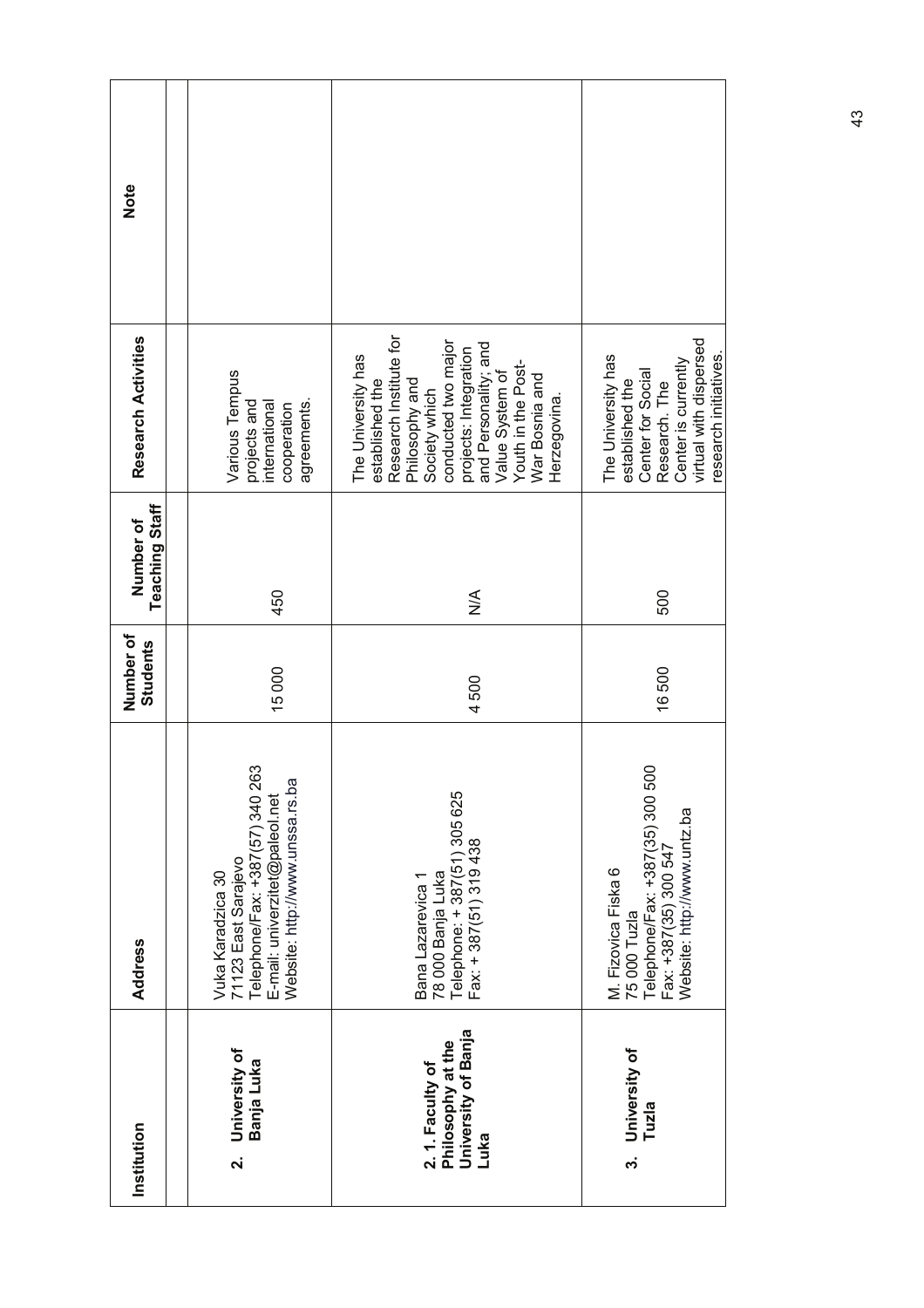| Institution | Address | Number of Students | Number of Teaching Staff | Research Activities | Note |
|---|---|---|---|---|---|
| | | | | | |
| **2. University of Banja Luka** | Vuka Karadzica 30<br>71123 East Sarajevo<br>Telephone/Fax: +387(57) 340 263<br>E-mail: univerzitet@paleol.net<br>Website: http://www.unssa.rs.ba | 15 000 | 450 | Various Tempus projects and international cooperation agreements. | |
| **2. 1. Faculty of Philosophy at the University of Banja Luka** | Bana Lazarevica 1<br>78 000 Banja Luka<br>Telephone: + 387(51) 305 625<br>Fax: + 387(51) 319 438 | 4 500 | N/A | The University has established the Research Institute for Philosophy and Society which conducted two major projects: Integration and Personality; and Value System of Youth in the Post-War Bosnia and Herzegovina. | |
| **3. University of Tuzla** | M. Fizovica Fiska 6<br>75 000 Tuzla<br>Telephone/Fax: +387(35) 300 500<br>Fax: +387(35) 300 547<br>Website: http://www.untz.ba | 16 500 | 500 | The University has established the Center for Social Research. The Center is currently virtual with dispersed research initiatives. | |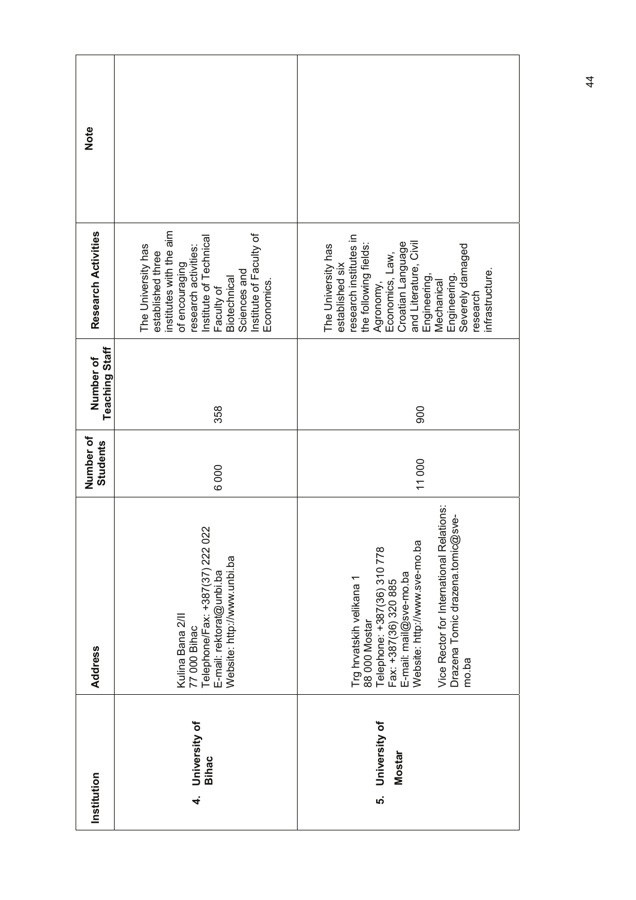| Institution | Address | Number of Students | Number of Teaching Staff | Research Activities | Note |
|---|---|---|---|---|---|
| **4. University of Bihac** | Kulina Bana 2/II<br>77 000 Bihac<br>Telephone/Fax: +387(37) 222 022<br>E-mail: rektorat@unbi.ba<br>Website: http://www.unbi.ba | 6 000 | 358 | The University has established three institutes with the aim of encouraging research activities: Institute of Technical Faculty of Biotechnical Sciences and Institute of Faculty of Economics. | |
| **5. University of Mostar** | Trg hrvatskih velikana 1<br>88 000 Mostar<br>Telephone: +387(36) 310 778<br>Fax: +387(36) 320 885<br>E-mail: mail@sve-mo.ba<br>Website: http://www.sve-mo.ba<br><br>Vice Rector for International Relations: Drazena Tomic drazena.tomic@sve-mo.ba | 11 000 | 900 | The University has established six research institutes in the following fields: Agronomy, Economics, Law, Croatian Language and Literature, Civil Engineering, Mechanical Engineering. Severely damaged research infrastructure. | |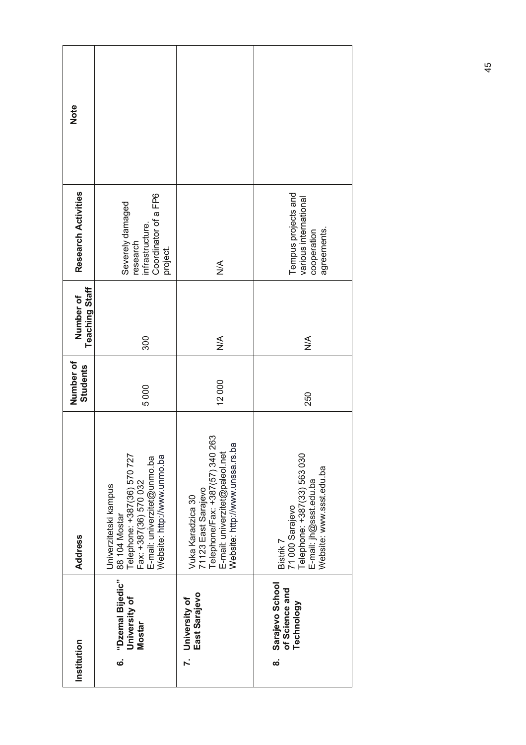| Institution | Address | Number of Students | Number of Teaching Staff | Research Activities | Note |
|---|---|---|---|---|---|
| 6. **"Dzemal Bijedic" University of Mostar** | Univerzitetski kampus<br>88 104 Mostar<br>Telephone: +387(36) 570 727<br>Fax: +387(36) 570 032<br>E-mail: univerzitet@unmo.ba<br>Website: http://www.unmo.ba | 5 000 | 300 | Severely damaged research infrastructure. Coordinator of a FP6 project. | |
| 7. **University of East Sarajevo** | Vuka Karadzica 30<br>71123 East Sarajevo<br>Telephone/Fax: +387(57) 340 263<br>E-mail: univerzitet@paleol.net<br>Website: http://www.unssa.rs.ba | 12 000 | N/A | N/A | |
| 8. **Sarajevo School of Science and Technology** | Bistrik 7<br>71 000 Sarajevo<br>Telephone: +387(33) 563 030<br>E-mail: jh@ssst.edu.ba<br>Website: www.ssst.edu.ba | 250 | N/A | Tempus projects and various international cooperation agreements. | |